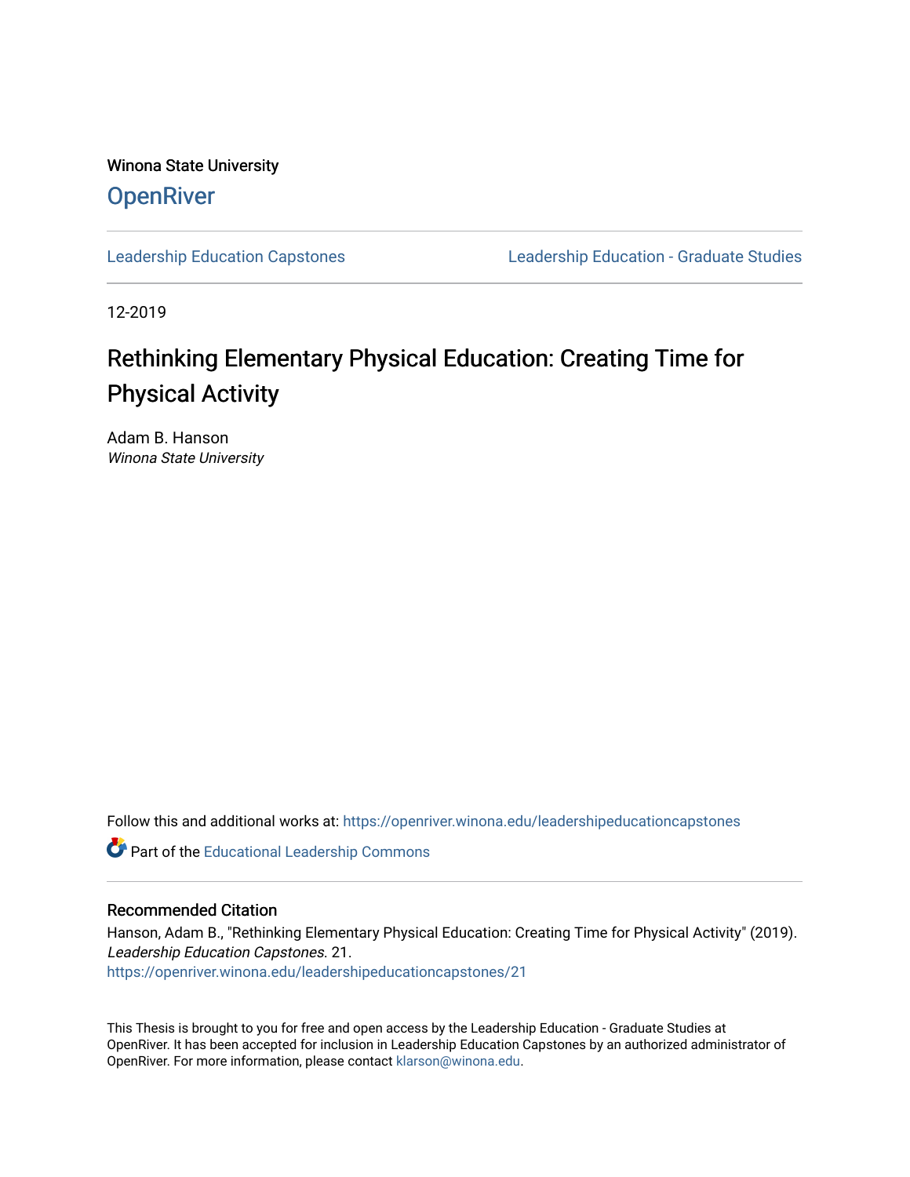Winona State University

**OpenRiver**

Leadership Education Capstones | Leadership Education - Graduate Studies

12-2019

# Rethinking Elementary Physical Education: Creating Time for Physical Activity

Adam B. Hanson
*Winona State University*

Follow this and additional works at: https://openriver.winona.edu/leadershipeducationcapstones

Part of the Educational Leadership Commons

## Recommended Citation

Hanson, Adam B., "Rethinking Elementary Physical Education: Creating Time for Physical Activity" (2019). *Leadership Education Capstones*. 21.
https://openriver.winona.edu/leadershipeducationcapstones/21

This Thesis is brought to you for free and open access by the Leadership Education - Graduate Studies at OpenRiver. It has been accepted for inclusion in Leadership Education Capstones by an authorized administrator of OpenRiver. For more information, please contact klarson@winona.edu.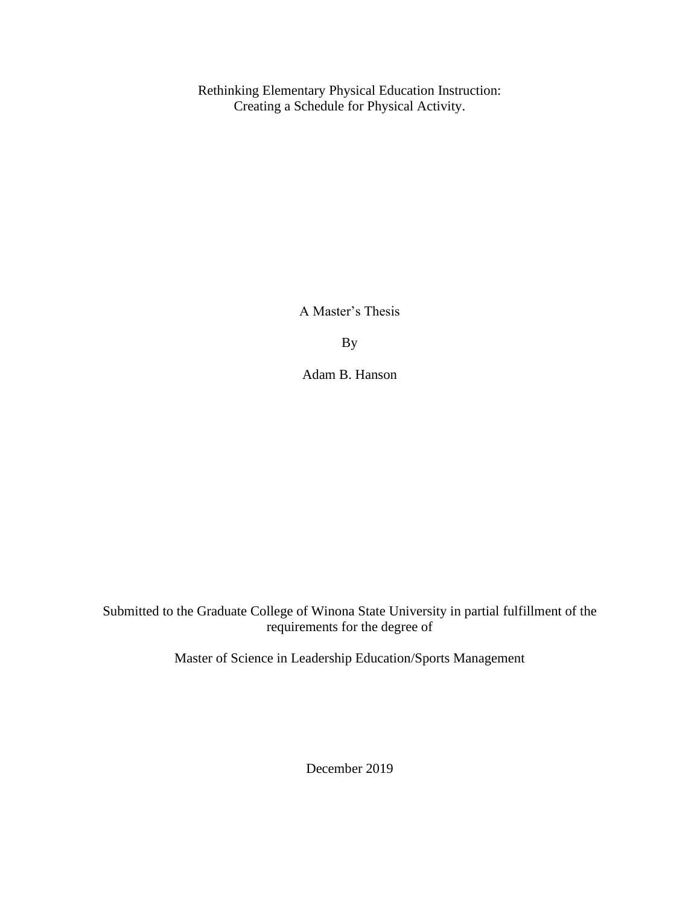# Rethinking Elementary Physical Education Instruction: Creating a Schedule for Physical Activity.

A Master's Thesis

By

Adam B. Hanson

Submitted to the Graduate College of Winona State University in partial fulfillment of the requirements for the degree of

Master of Science in Leadership Education/Sports Management

December 2019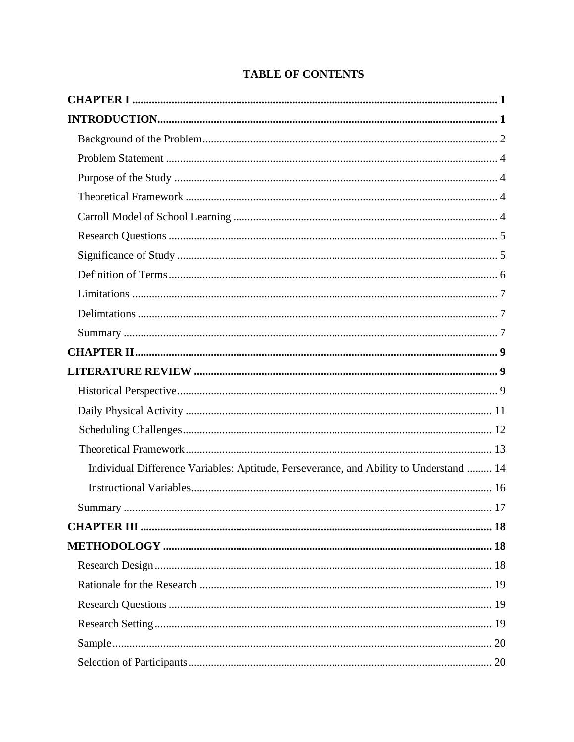# TABLE OF CONTENTS

**CHAPTER I** ..... **1**

**INTRODUCTION** ..... **1**

- Background of the Problem ..... 2
- Problem Statement ..... 4
- Purpose of the Study ..... 4
- Theoretical Framework ..... 4
- Carroll Model of School Learning ..... 4
- Research Questions ..... 5
- Significance of Study ..... 5
- Definition of Terms ..... 6
- Limitations ..... 7
- Delimtations ..... 7
- Summary ..... 7

**CHAPTER II** ..... **9**

**LITERATURE REVIEW** ..... **9**

- Historical Perspective ..... 9
- Daily Physical Activity ..... 11
- Scheduling Challenges ..... 12
- Theoretical Framework ..... 13
  - Individual Difference Variables: Aptitude, Perseverance, and Ability to Understand ..... 14
  - Instructional Variables ..... 16
- Summary ..... 17

**CHAPTER III** ..... **18**

**METHODOLOGY** ..... **18**

- Research Design ..... 18
- Rationale for the Research ..... 19
- Research Questions ..... 19
- Research Setting ..... 19
- Sample ..... 20
- Selection of Participants ..... 20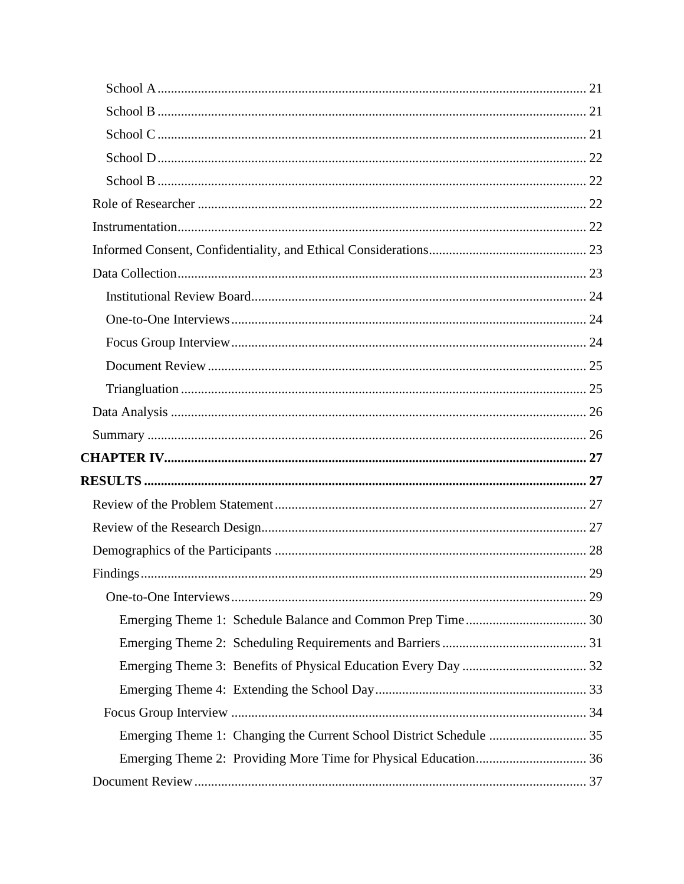School A ............................................................................................................... 21

School B ............................................................................................................... 21

School C ............................................................................................................... 21

School D ............................................................................................................... 22

School B ............................................................................................................... 22

Role of Researcher ................................................................................................... 22

Instrumentation......................................................................................................... 22

Informed Consent, Confidentiality, and Ethical Considerations............................................... 23

Data Collection......................................................................................................... 23

Institutional Review Board.................................................................................... 24

One-to-One Interviews......................................................................................... 24

Focus Group Interview......................................................................................... 24

Document Review ................................................................................................ 25

Triangluation ........................................................................................................ 25

Data Analysis ........................................................................................................... 26

Summary .................................................................................................................. 26

**CHAPTER IV.............................................................................................................. 27**

**RESULTS .................................................................................................................... 27**

Review of the Problem Statement............................................................................ 27

Review of the Research Design................................................................................ 27

Demographics of the Participants ............................................................................ 28

Findings.................................................................................................................... 29

One-to-One Interviews......................................................................................... 29

Emerging Theme 1: Schedule Balance and Common Prep Time .................................... 30

Emerging Theme 2: Scheduling Requirements and Barriers ........................................... 31

Emerging Theme 3: Benefits of Physical Education Every Day ..................................... 32

Emerging Theme 4: Extending the School Day............................................................... 33

Focus Group Interview ......................................................................................... 34

Emerging Theme 1: Changing the Current School District Schedule ............................. 35

Emerging Theme 2: Providing More Time for Physical Education................................. 36

Document Review .................................................................................................... 37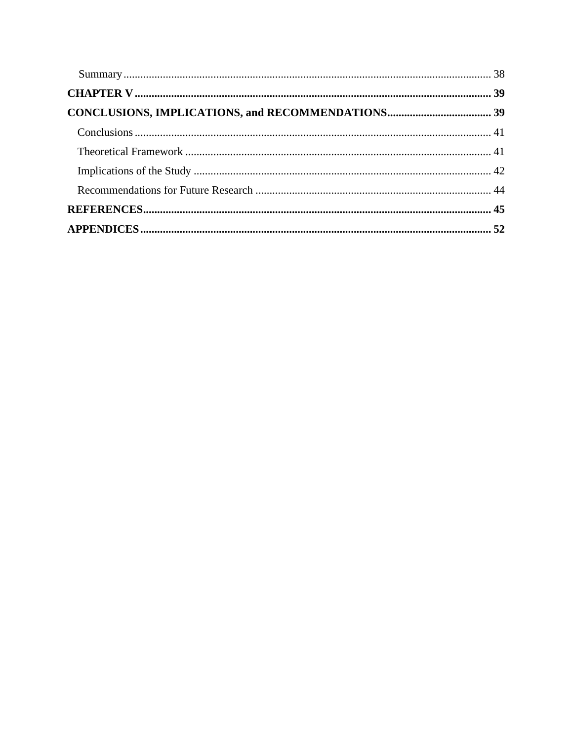Summary ................................................................................................................................. 38

**CHAPTER V ............................................................................................................................. 39**

**CONCLUSIONS, IMPLICATIONS, and RECOMMENDATIONS..................................... 39**

Conclusions ............................................................................................................................. 41

Theoretical Framework ............................................................................................................ 41

Implications of the Study ......................................................................................................... 42

Recommendations for Future Research ................................................................................... 44

**REFERENCES......................................................................................................................... 45**

**APPENDICES .......................................................................................................................... 52**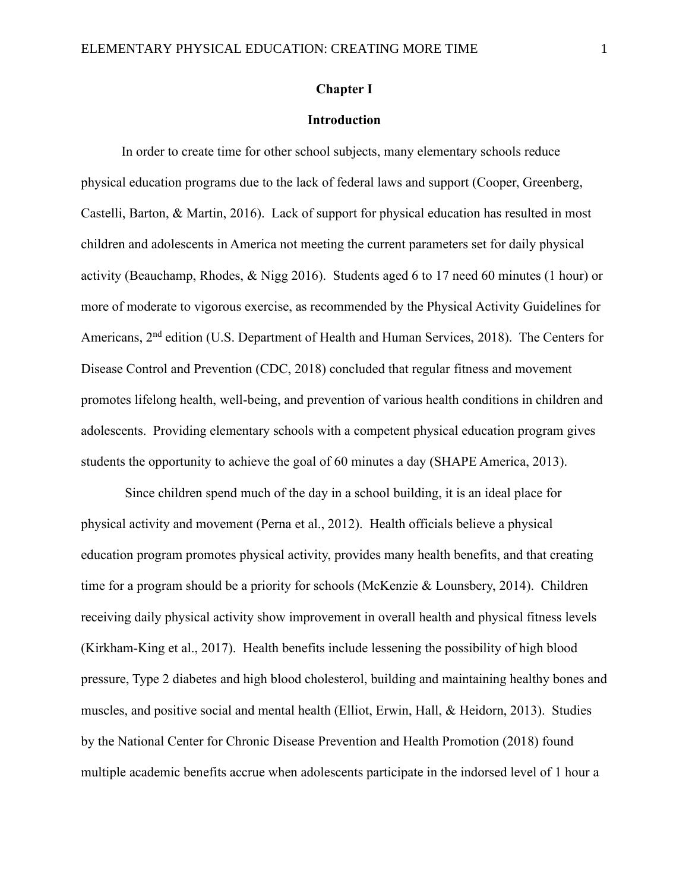# Chapter I

## Introduction

In order to create time for other school subjects, many elementary schools reduce physical education programs due to the lack of federal laws and support (Cooper, Greenberg, Castelli, Barton, & Martin, 2016). Lack of support for physical education has resulted in most children and adolescents in America not meeting the current parameters set for daily physical activity (Beauchamp, Rhodes, & Nigg 2016). Students aged 6 to 17 need 60 minutes (1 hour) or more of moderate to vigorous exercise, as recommended by the Physical Activity Guidelines for Americans, 2nd edition (U.S. Department of Health and Human Services, 2018). The Centers for Disease Control and Prevention (CDC, 2018) concluded that regular fitness and movement promotes lifelong health, well-being, and prevention of various health conditions in children and adolescents. Providing elementary schools with a competent physical education program gives students the opportunity to achieve the goal of 60 minutes a day (SHAPE America, 2013).

Since children spend much of the day in a school building, it is an ideal place for physical activity and movement (Perna et al., 2012). Health officials believe a physical education program promotes physical activity, provides many health benefits, and that creating time for a program should be a priority for schools (McKenzie & Lounsbery, 2014). Children receiving daily physical activity show improvement in overall health and physical fitness levels (Kirkham-King et al., 2017). Health benefits include lessening the possibility of high blood pressure, Type 2 diabetes and high blood cholesterol, building and maintaining healthy bones and muscles, and positive social and mental health (Elliot, Erwin, Hall, & Heidorn, 2013). Studies by the National Center for Chronic Disease Prevention and Health Promotion (2018) found multiple academic benefits accrue when adolescents participate in the indorsed level of 1 hour a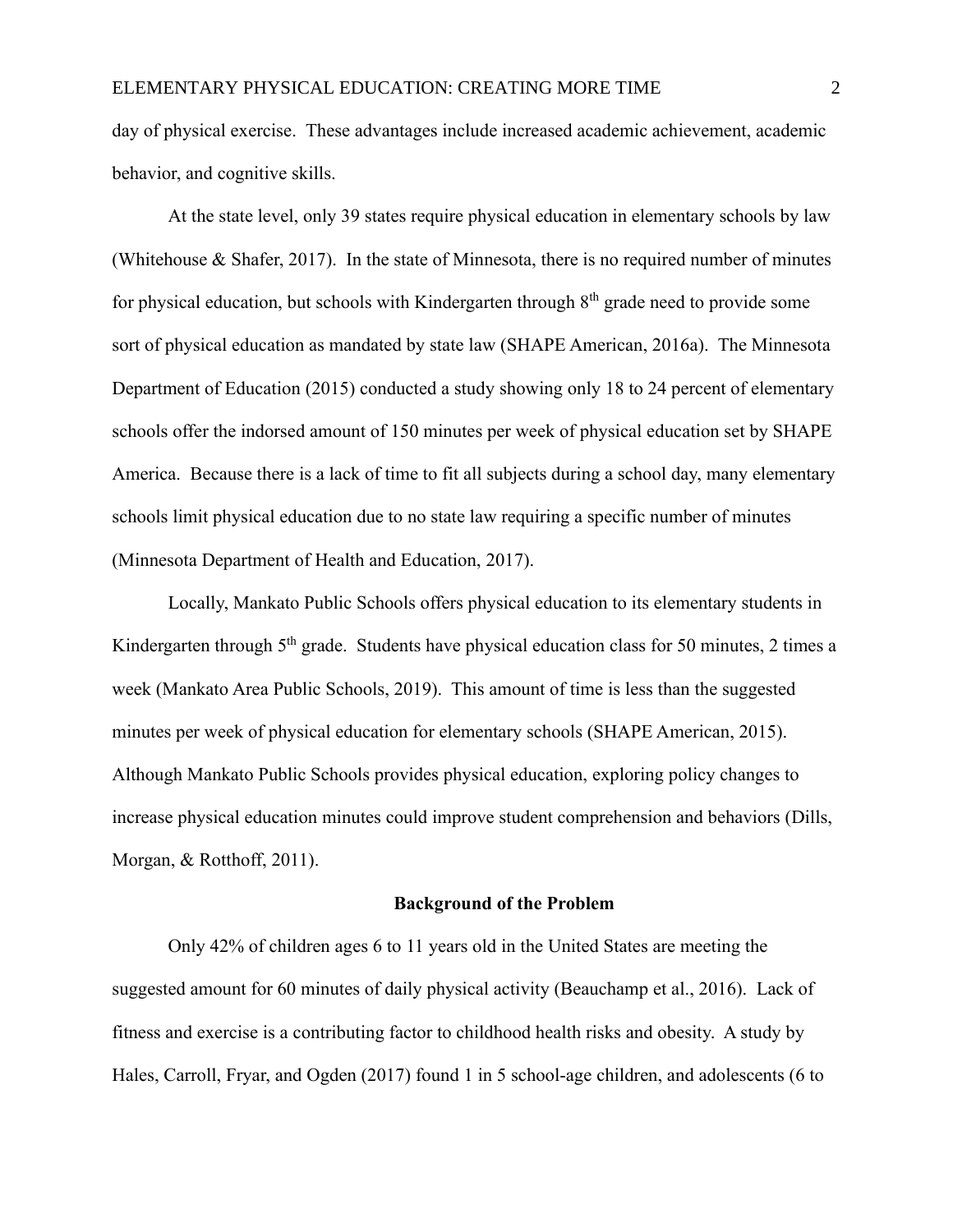day of physical exercise. These advantages include increased academic achievement, academic behavior, and cognitive skills.

At the state level, only 39 states require physical education in elementary schools by law (Whitehouse & Shafer, 2017). In the state of Minnesota, there is no required number of minutes for physical education, but schools with Kindergarten through 8th grade need to provide some sort of physical education as mandated by state law (SHAPE American, 2016a). The Minnesota Department of Education (2015) conducted a study showing only 18 to 24 percent of elementary schools offer the indorsed amount of 150 minutes per week of physical education set by SHAPE America. Because there is a lack of time to fit all subjects during a school day, many elementary schools limit physical education due to no state law requiring a specific number of minutes (Minnesota Department of Health and Education, 2017).

Locally, Mankato Public Schools offers physical education to its elementary students in Kindergarten through 5th grade. Students have physical education class for 50 minutes, 2 times a week (Mankato Area Public Schools, 2019). This amount of time is less than the suggested minutes per week of physical education for elementary schools (SHAPE American, 2015). Although Mankato Public Schools provides physical education, exploring policy changes to increase physical education minutes could improve student comprehension and behaviors (Dills, Morgan, & Rotthoff, 2011).

## Background of the Problem

Only 42% of children ages 6 to 11 years old in the United States are meeting the suggested amount for 60 minutes of daily physical activity (Beauchamp et al., 2016). Lack of fitness and exercise is a contributing factor to childhood health risks and obesity. A study by Hales, Carroll, Fryar, and Ogden (2017) found 1 in 5 school-age children, and adolescents (6 to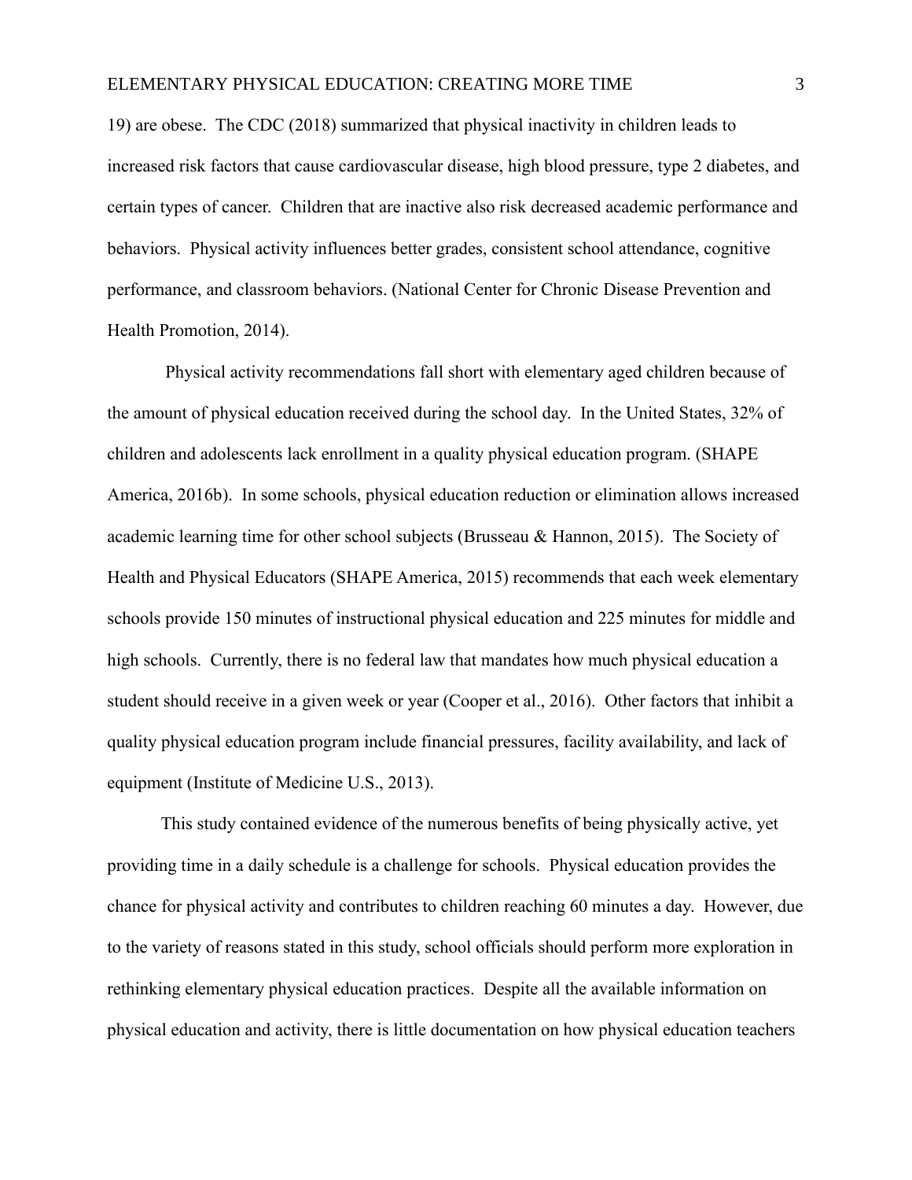19) are obese. The CDC (2018) summarized that physical inactivity in children leads to increased risk factors that cause cardiovascular disease, high blood pressure, type 2 diabetes, and certain types of cancer. Children that are inactive also risk decreased academic performance and behaviors. Physical activity influences better grades, consistent school attendance, cognitive performance, and classroom behaviors. (National Center for Chronic Disease Prevention and Health Promotion, 2014).

Physical activity recommendations fall short with elementary aged children because of the amount of physical education received during the school day. In the United States, 32% of children and adolescents lack enrollment in a quality physical education program. (SHAPE America, 2016b). In some schools, physical education reduction or elimination allows increased academic learning time for other school subjects (Brusseau & Hannon, 2015). The Society of Health and Physical Educators (SHAPE America, 2015) recommends that each week elementary schools provide 150 minutes of instructional physical education and 225 minutes for middle and high schools. Currently, there is no federal law that mandates how much physical education a student should receive in a given week or year (Cooper et al., 2016). Other factors that inhibit a quality physical education program include financial pressures, facility availability, and lack of equipment (Institute of Medicine U.S., 2013).

This study contained evidence of the numerous benefits of being physically active, yet providing time in a daily schedule is a challenge for schools. Physical education provides the chance for physical activity and contributes to children reaching 60 minutes a day. However, due to the variety of reasons stated in this study, school officials should perform more exploration in rethinking elementary physical education practices. Despite all the available information on physical education and activity, there is little documentation on how physical education teachers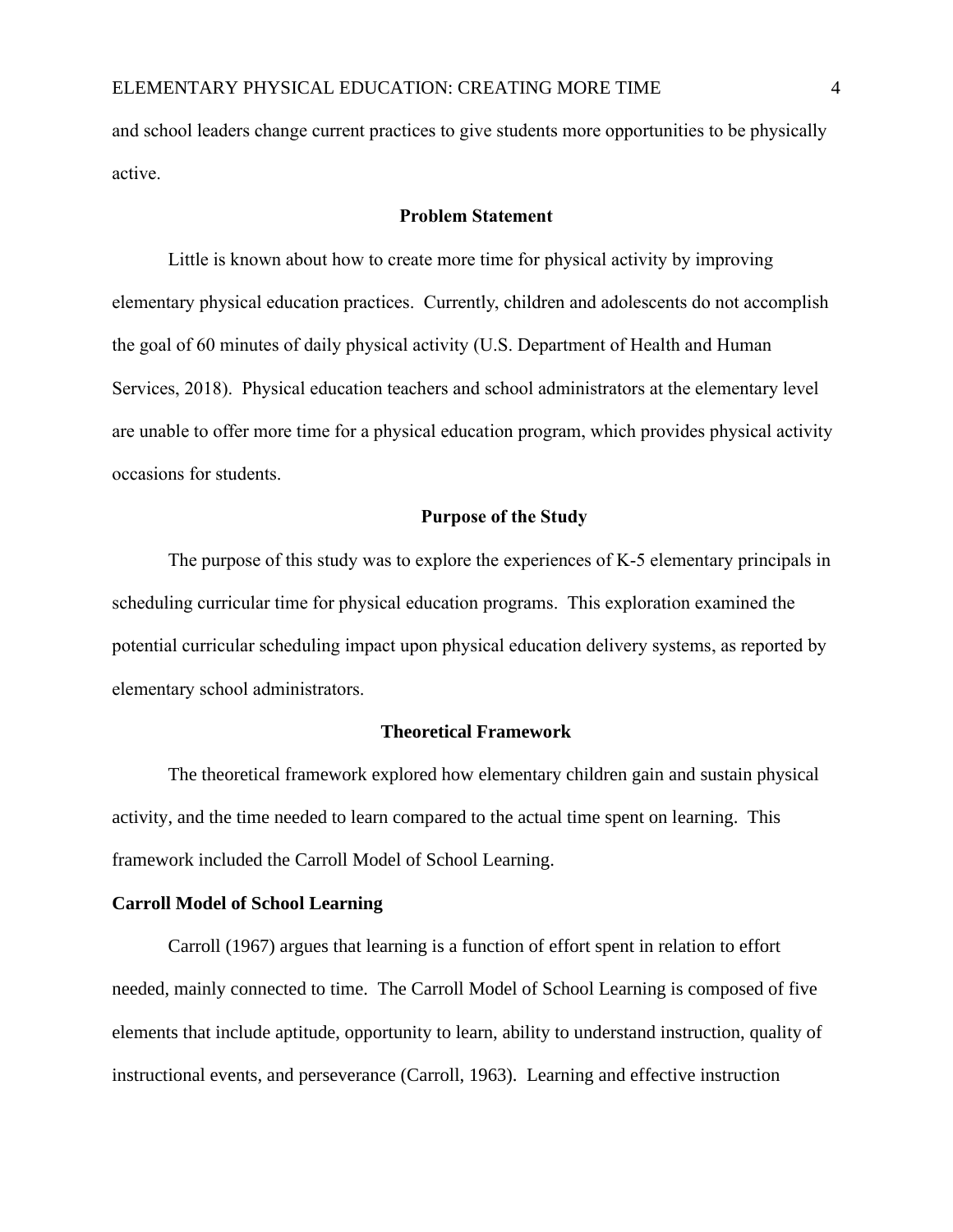and school leaders change current practices to give students more opportunities to be physically active.

## Problem Statement

Little is known about how to create more time for physical activity by improving elementary physical education practices. Currently, children and adolescents do not accomplish the goal of 60 minutes of daily physical activity (U.S. Department of Health and Human Services, 2018). Physical education teachers and school administrators at the elementary level are unable to offer more time for a physical education program, which provides physical activity occasions for students.

## Purpose of the Study

The purpose of this study was to explore the experiences of K-5 elementary principals in scheduling curricular time for physical education programs. This exploration examined the potential curricular scheduling impact upon physical education delivery systems, as reported by elementary school administrators.

## Theoretical Framework

The theoretical framework explored how elementary children gain and sustain physical activity, and the time needed to learn compared to the actual time spent on learning. This framework included the Carroll Model of School Learning.

### Carroll Model of School Learning

Carroll (1967) argues that learning is a function of effort spent in relation to effort needed, mainly connected to time. The Carroll Model of School Learning is composed of five elements that include aptitude, opportunity to learn, ability to understand instruction, quality of instructional events, and perseverance (Carroll, 1963). Learning and effective instruction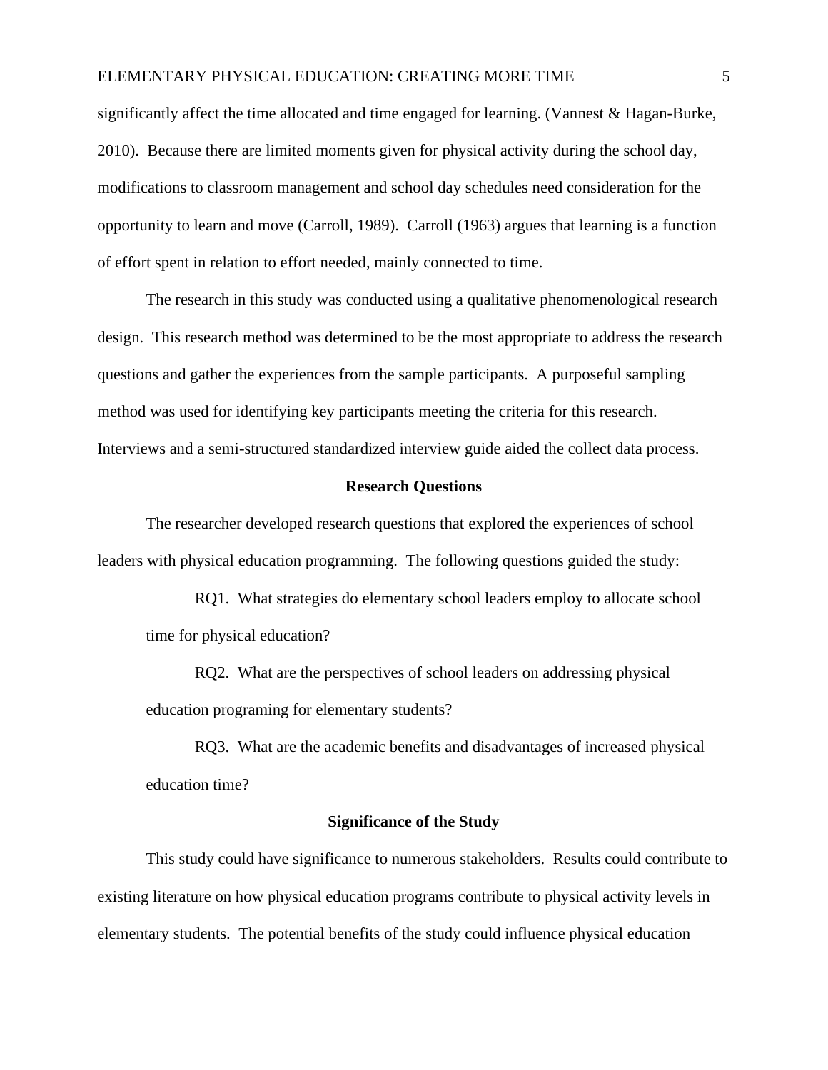significantly affect the time allocated and time engaged for learning. (Vannest & Hagan-Burke, 2010). Because there are limited moments given for physical activity during the school day, modifications to classroom management and school day schedules need consideration for the opportunity to learn and move (Carroll, 1989). Carroll (1963) argues that learning is a function of effort spent in relation to effort needed, mainly connected to time.

The research in this study was conducted using a qualitative phenomenological research design. This research method was determined to be the most appropriate to address the research questions and gather the experiences from the sample participants. A purposeful sampling method was used for identifying key participants meeting the criteria for this research. Interviews and a semi-structured standardized interview guide aided the collect data process.

## Research Questions

The researcher developed research questions that explored the experiences of school leaders with physical education programming. The following questions guided the study:

RQ1. What strategies do elementary school leaders employ to allocate school time for physical education?

RQ2. What are the perspectives of school leaders on addressing physical education programing for elementary students?

RQ3. What are the academic benefits and disadvantages of increased physical education time?

## Significance of the Study

This study could have significance to numerous stakeholders. Results could contribute to existing literature on how physical education programs contribute to physical activity levels in elementary students. The potential benefits of the study could influence physical education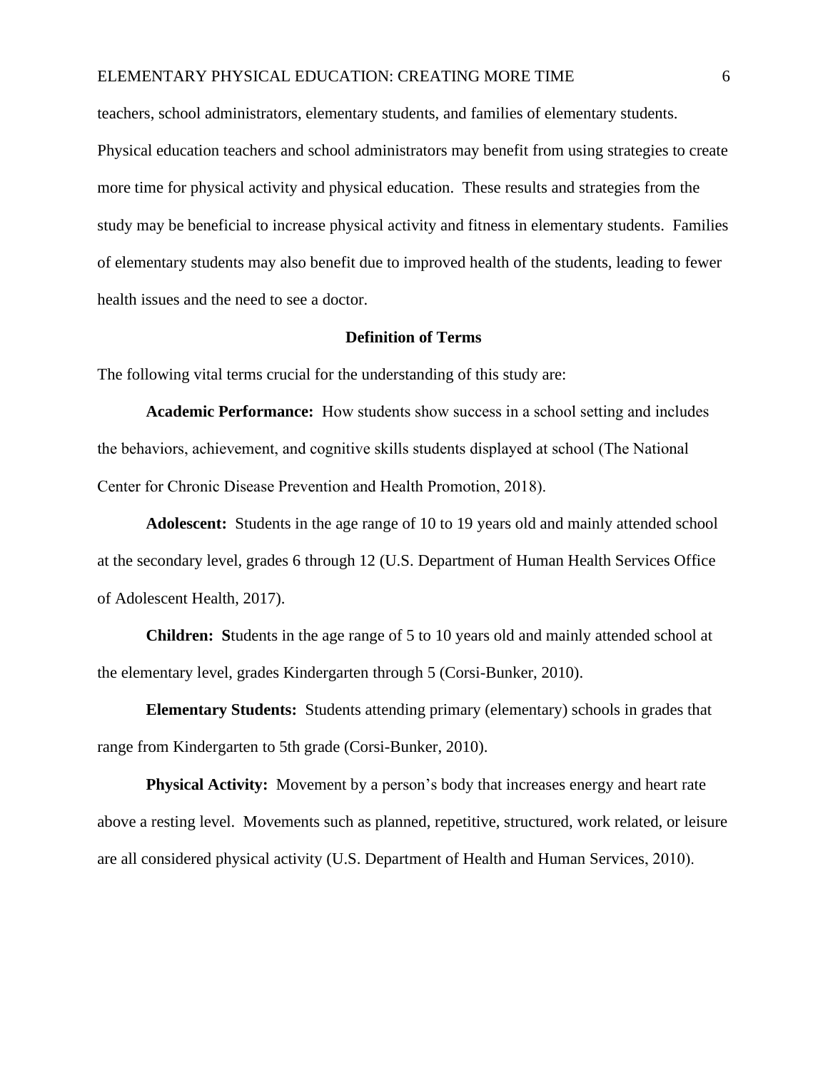teachers, school administrators, elementary students, and families of elementary students. Physical education teachers and school administrators may benefit from using strategies to create more time for physical activity and physical education. These results and strategies from the study may be beneficial to increase physical activity and fitness in elementary students. Families of elementary students may also benefit due to improved health of the students, leading to fewer health issues and the need to see a doctor.

## Definition of Terms

The following vital terms crucial for the understanding of this study are:

**Academic Performance:** How students show success in a school setting and includes the behaviors, achievement, and cognitive skills students displayed at school (The National Center for Chronic Disease Prevention and Health Promotion, 2018).

**Adolescent:** Students in the age range of 10 to 19 years old and mainly attended school at the secondary level, grades 6 through 12 (U.S. Department of Human Health Services Office of Adolescent Health, 2017).

**Children:** **S**tudents in the age range of 5 to 10 years old and mainly attended school at the elementary level, grades Kindergarten through 5 (Corsi-Bunker, 2010).

**Elementary Students:** Students attending primary (elementary) schools in grades that range from Kindergarten to 5th grade (Corsi-Bunker, 2010).

**Physical Activity:** Movement by a person's body that increases energy and heart rate above a resting level. Movements such as planned, repetitive, structured, work related, or leisure are all considered physical activity (U.S. Department of Health and Human Services, 2010).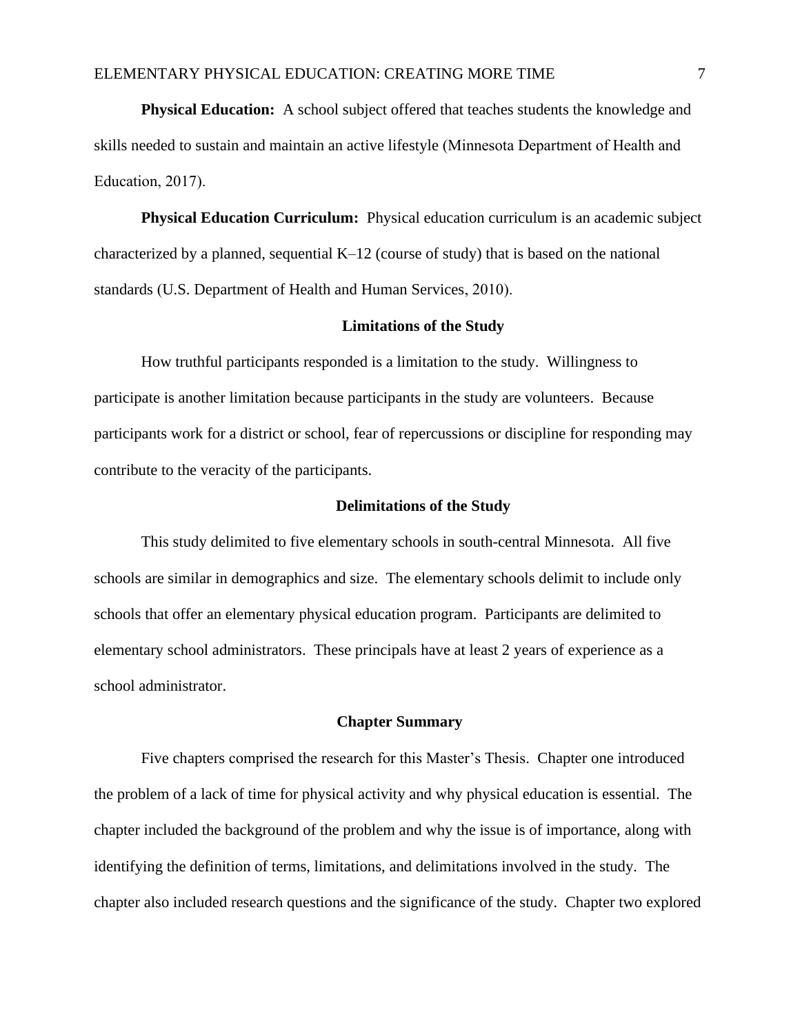**Physical Education:** A school subject offered that teaches students the knowledge and skills needed to sustain and maintain an active lifestyle (Minnesota Department of Health and Education, 2017).

**Physical Education Curriculum:** Physical education curriculum is an academic subject characterized by a planned, sequential K–12 (course of study) that is based on the national standards (U.S. Department of Health and Human Services, 2010).

## Limitations of the Study

How truthful participants responded is a limitation to the study. Willingness to participate is another limitation because participants in the study are volunteers. Because participants work for a district or school, fear of repercussions or discipline for responding may contribute to the veracity of the participants.

## Delimitations of the Study

This study delimited to five elementary schools in south-central Minnesota. All five schools are similar in demographics and size. The elementary schools delimit to include only schools that offer an elementary physical education program. Participants are delimited to elementary school administrators. These principals have at least 2 years of experience as a school administrator.

## Chapter Summary

Five chapters comprised the research for this Master's Thesis. Chapter one introduced the problem of a lack of time for physical activity and why physical education is essential. The chapter included the background of the problem and why the issue is of importance, along with identifying the definition of terms, limitations, and delimitations involved in the study. The chapter also included research questions and the significance of the study. Chapter two explored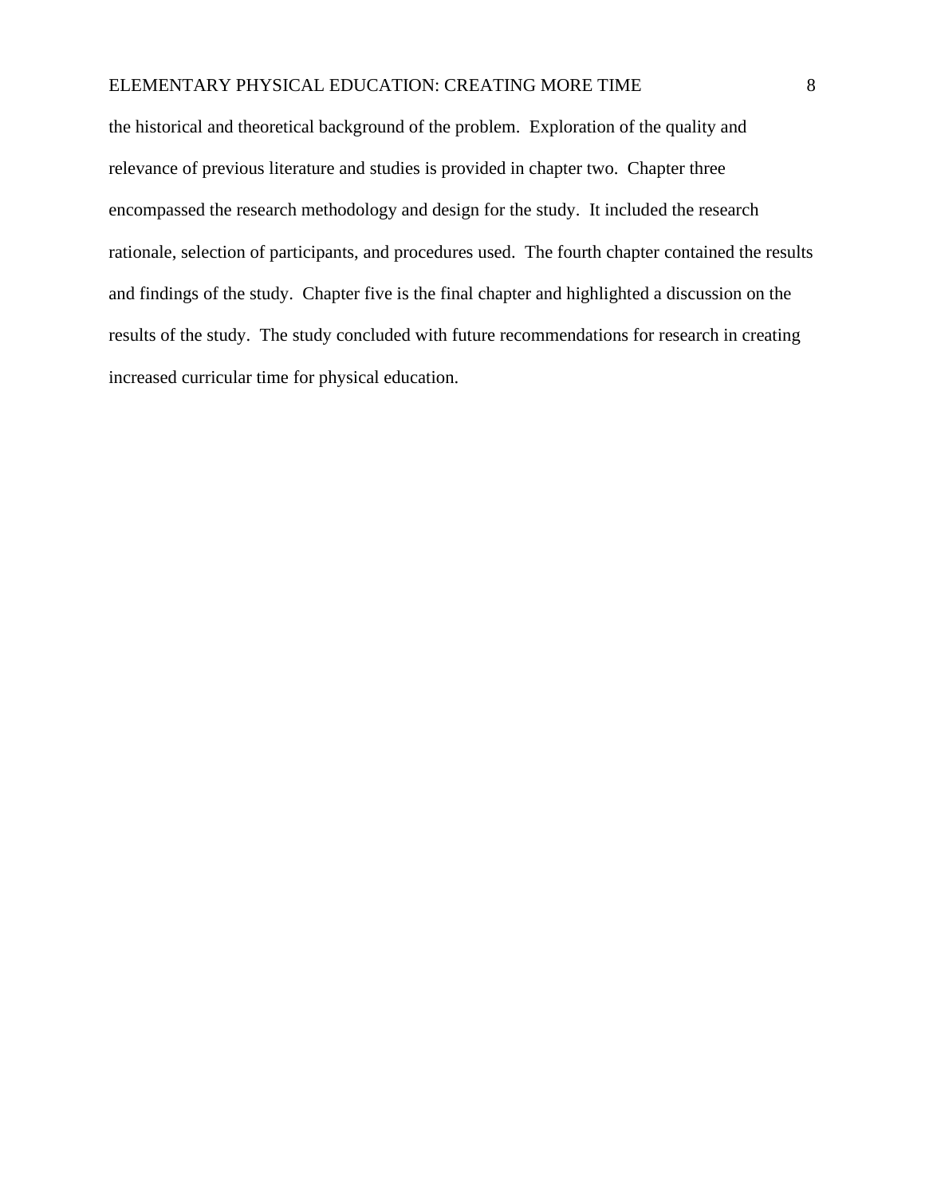the historical and theoretical background of the problem.  Exploration of the quality and relevance of previous literature and studies is provided in chapter two.  Chapter three encompassed the research methodology and design for the study.  It included the research rationale, selection of participants, and procedures used.  The fourth chapter contained the results and findings of the study.  Chapter five is the final chapter and highlighted a discussion on the results of the study.  The study concluded with future recommendations for research in creating increased curricular time for physical education.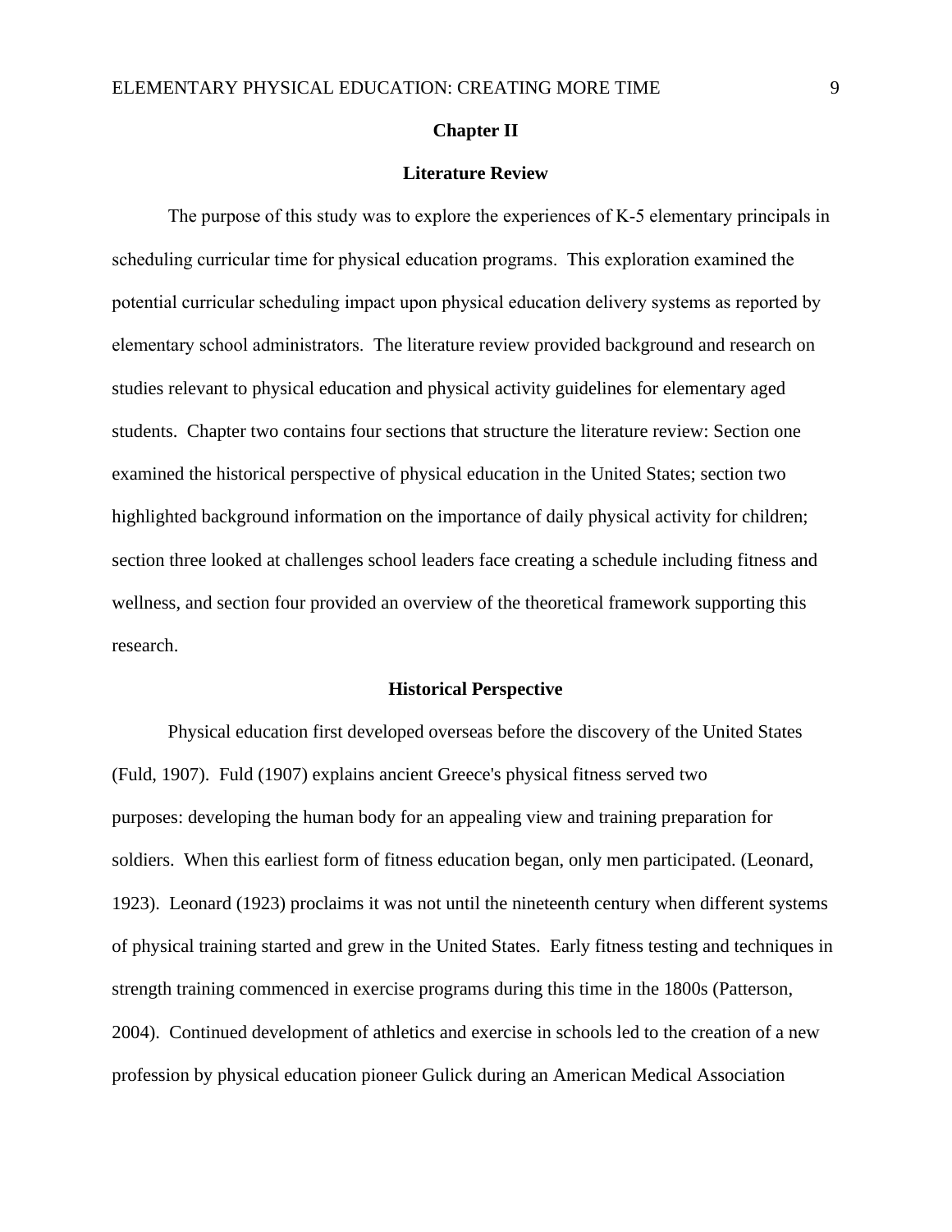## Chapter II

## Literature Review

The purpose of this study was to explore the experiences of K-5 elementary principals in scheduling curricular time for physical education programs. This exploration examined the potential curricular scheduling impact upon physical education delivery systems as reported by elementary school administrators. The literature review provided background and research on studies relevant to physical education and physical activity guidelines for elementary aged students. Chapter two contains four sections that structure the literature review: Section one examined the historical perspective of physical education in the United States; section two highlighted background information on the importance of daily physical activity for children; section three looked at challenges school leaders face creating a schedule including fitness and wellness, and section four provided an overview of the theoretical framework supporting this research.

### Historical Perspective

Physical education first developed overseas before the discovery of the United States (Fuld, 1907). Fuld (1907) explains ancient Greece's physical fitness served two purposes: developing the human body for an appealing view and training preparation for soldiers. When this earliest form of fitness education began, only men participated. (Leonard, 1923). Leonard (1923) proclaims it was not until the nineteenth century when different systems of physical training started and grew in the United States. Early fitness testing and techniques in strength training commenced in exercise programs during this time in the 1800s (Patterson, 2004). Continued development of athletics and exercise in schools led to the creation of a new profession by physical education pioneer Gulick during an American Medical Association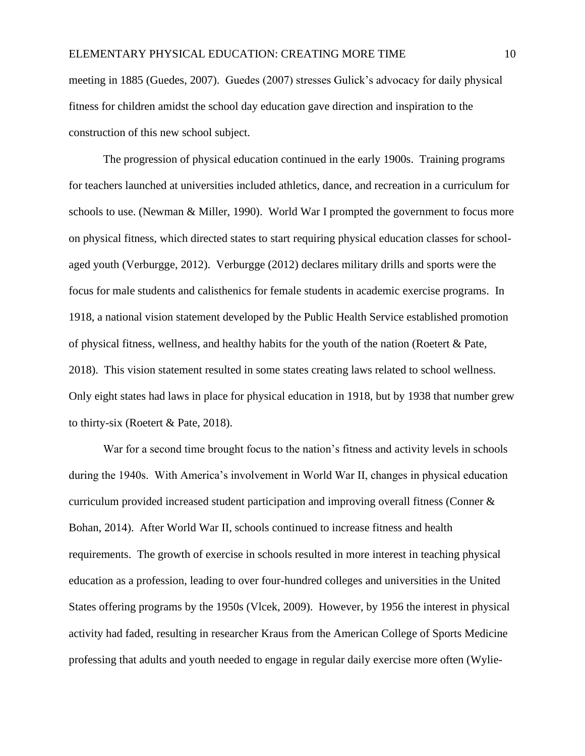meeting in 1885 (Guedes, 2007). Guedes (2007) stresses Gulick's advocacy for daily physical fitness for children amidst the school day education gave direction and inspiration to the construction of this new school subject.

The progression of physical education continued in the early 1900s. Training programs for teachers launched at universities included athletics, dance, and recreation in a curriculum for schools to use. (Newman & Miller, 1990). World War I prompted the government to focus more on physical fitness, which directed states to start requiring physical education classes for school-aged youth (Verburgge, 2012). Verburgge (2012) declares military drills and sports were the focus for male students and calisthenics for female students in academic exercise programs. In 1918, a national vision statement developed by the Public Health Service established promotion of physical fitness, wellness, and healthy habits for the youth of the nation (Roetert & Pate, 2018). This vision statement resulted in some states creating laws related to school wellness. Only eight states had laws in place for physical education in 1918, but by 1938 that number grew to thirty-six (Roetert & Pate, 2018).

War for a second time brought focus to the nation's fitness and activity levels in schools during the 1940s. With America's involvement in World War II, changes in physical education curriculum provided increased student participation and improving overall fitness (Conner & Bohan, 2014). After World War II, schools continued to increase fitness and health requirements. The growth of exercise in schools resulted in more interest in teaching physical education as a profession, leading to over four-hundred colleges and universities in the United States offering programs by the 1950s (Vlcek, 2009). However, by 1956 the interest in physical activity had faded, resulting in researcher Kraus from the American College of Sports Medicine professing that adults and youth needed to engage in regular daily exercise more often (Wylie-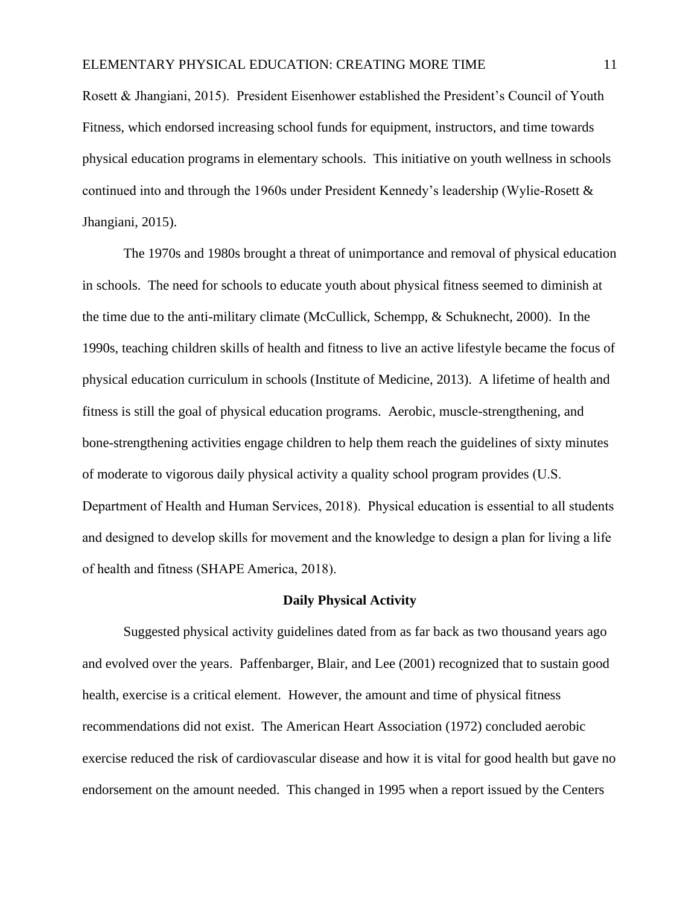Rosett & Jhangiani, 2015). President Eisenhower established the President's Council of Youth Fitness, which endorsed increasing school funds for equipment, instructors, and time towards physical education programs in elementary schools. This initiative on youth wellness in schools continued into and through the 1960s under President Kennedy's leadership (Wylie-Rosett & Jhangiani, 2015).

The 1970s and 1980s brought a threat of unimportance and removal of physical education in schools. The need for schools to educate youth about physical fitness seemed to diminish at the time due to the anti-military climate (McCullick, Schempp, & Schuknecht, 2000). In the 1990s, teaching children skills of health and fitness to live an active lifestyle became the focus of physical education curriculum in schools (Institute of Medicine, 2013). A lifetime of health and fitness is still the goal of physical education programs. Aerobic, muscle-strengthening, and bone-strengthening activities engage children to help them reach the guidelines of sixty minutes of moderate to vigorous daily physical activity a quality school program provides (U.S. Department of Health and Human Services, 2018). Physical education is essential to all students and designed to develop skills for movement and the knowledge to design a plan for living a life of health and fitness (SHAPE America, 2018).

## Daily Physical Activity

Suggested physical activity guidelines dated from as far back as two thousand years ago and evolved over the years. Paffenbarger, Blair, and Lee (2001) recognized that to sustain good health, exercise is a critical element. However, the amount and time of physical fitness recommendations did not exist. The American Heart Association (1972) concluded aerobic exercise reduced the risk of cardiovascular disease and how it is vital for good health but gave no endorsement on the amount needed. This changed in 1995 when a report issued by the Centers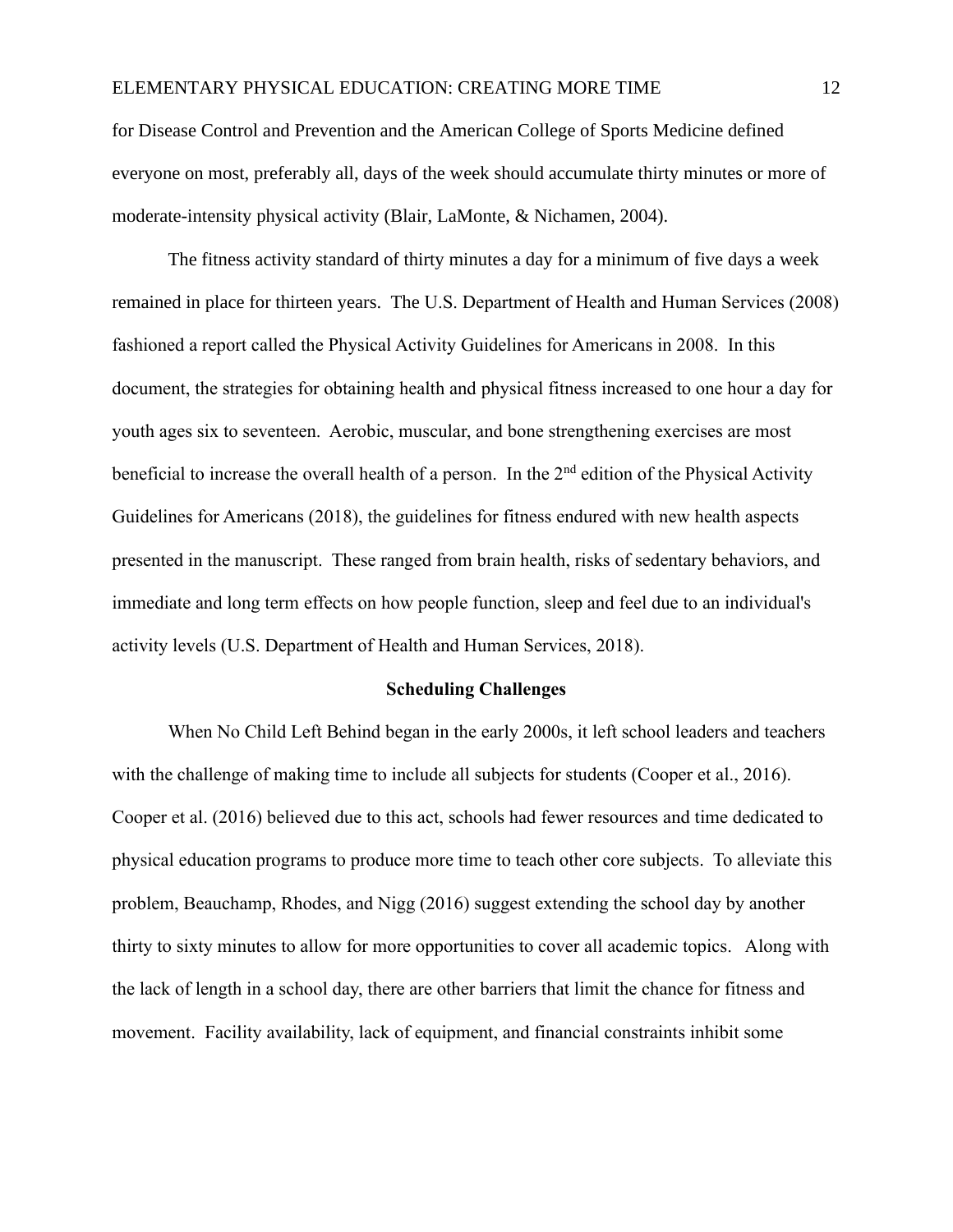for Disease Control and Prevention and the American College of Sports Medicine defined everyone on most, preferably all, days of the week should accumulate thirty minutes or more of moderate-intensity physical activity (Blair, LaMonte, & Nichamen, 2004).

The fitness activity standard of thirty minutes a day for a minimum of five days a week remained in place for thirteen years. The U.S. Department of Health and Human Services (2008) fashioned a report called the Physical Activity Guidelines for Americans in 2008. In this document, the strategies for obtaining health and physical fitness increased to one hour a day for youth ages six to seventeen. Aerobic, muscular, and bone strengthening exercises are most beneficial to increase the overall health of a person. In the 2nd edition of the Physical Activity Guidelines for Americans (2018), the guidelines for fitness endured with new health aspects presented in the manuscript. These ranged from brain health, risks of sedentary behaviors, and immediate and long term effects on how people function, sleep and feel due to an individual's activity levels (U.S. Department of Health and Human Services, 2018).

## Scheduling Challenges

When No Child Left Behind began in the early 2000s, it left school leaders and teachers with the challenge of making time to include all subjects for students (Cooper et al., 2016). Cooper et al. (2016) believed due to this act, schools had fewer resources and time dedicated to physical education programs to produce more time to teach other core subjects. To alleviate this problem, Beauchamp, Rhodes, and Nigg (2016) suggest extending the school day by another thirty to sixty minutes to allow for more opportunities to cover all academic topics. Along with the lack of length in a school day, there are other barriers that limit the chance for fitness and movement. Facility availability, lack of equipment, and financial constraints inhibit some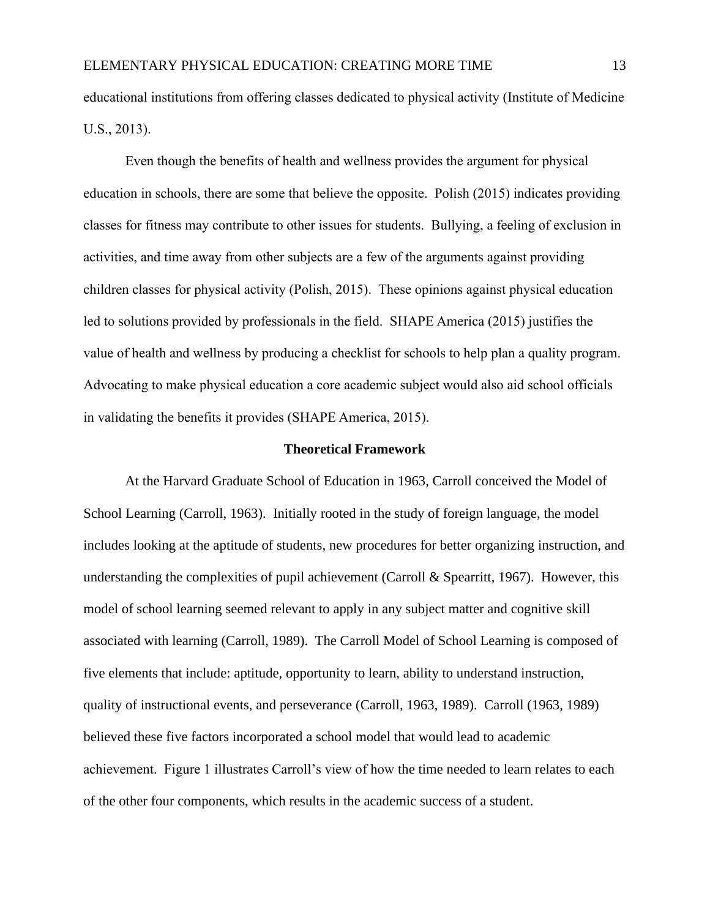educational institutions from offering classes dedicated to physical activity (Institute of Medicine U.S., 2013).

Even though the benefits of health and wellness provides the argument for physical education in schools, there are some that believe the opposite. Polish (2015) indicates providing classes for fitness may contribute to other issues for students. Bullying, a feeling of exclusion in activities, and time away from other subjects are a few of the arguments against providing children classes for physical activity (Polish, 2015). These opinions against physical education led to solutions provided by professionals in the field. SHAPE America (2015) justifies the value of health and wellness by producing a checklist for schools to help plan a quality program. Advocating to make physical education a core academic subject would also aid school officials in validating the benefits it provides (SHAPE America, 2015).

## Theoretical Framework

At the Harvard Graduate School of Education in 1963, Carroll conceived the Model of School Learning (Carroll, 1963). Initially rooted in the study of foreign language, the model includes looking at the aptitude of students, new procedures for better organizing instruction, and understanding the complexities of pupil achievement (Carroll & Spearritt, 1967). However, this model of school learning seemed relevant to apply in any subject matter and cognitive skill associated with learning (Carroll, 1989). The Carroll Model of School Learning is composed of five elements that include: aptitude, opportunity to learn, ability to understand instruction, quality of instructional events, and perseverance (Carroll, 1963, 1989). Carroll (1963, 1989) believed these five factors incorporated a school model that would lead to academic achievement. Figure 1 illustrates Carroll's view of how the time needed to learn relates to each of the other four components, which results in the academic success of a student.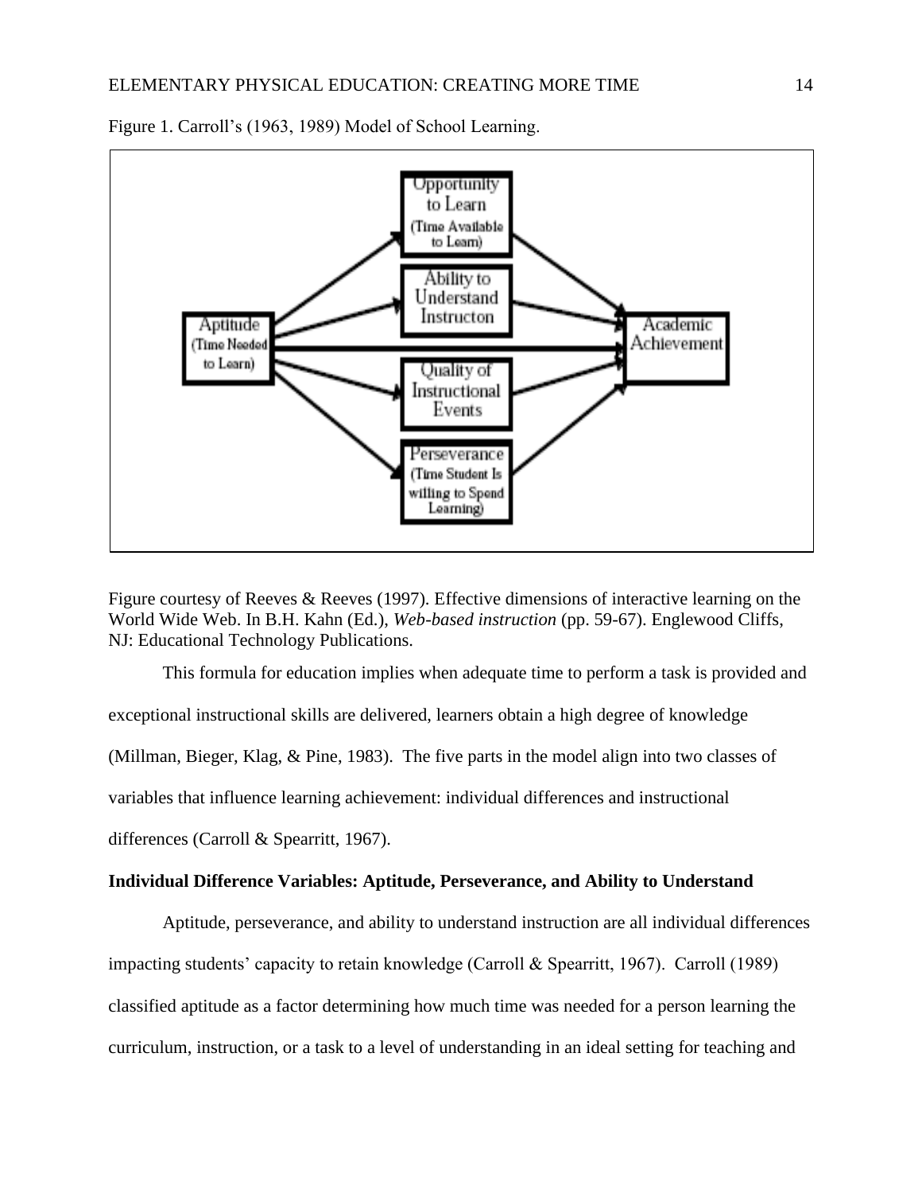Figure 1. Carroll's (1963, 1989) Model of School Learning.

Figure courtesy of Reeves & Reeves (1997). Effective dimensions of interactive learning on the World Wide Web. In B.H. Kahn (Ed.), *Web-based instruction* (pp. 59-67). Englewood Cliffs, NJ: Educational Technology Publications.

This formula for education implies when adequate time to perform a task is provided and exceptional instructional skills are delivered, learners obtain a high degree of knowledge (Millman, Bieger, Klag, & Pine, 1983). The five parts in the model align into two classes of variables that influence learning achievement: individual differences and instructional differences (Carroll & Spearritt, 1967).

**Individual Difference Variables: Aptitude, Perseverance, and Ability to Understand**

Aptitude, perseverance, and ability to understand instruction are all individual differences impacting students' capacity to retain knowledge (Carroll & Spearritt, 1967). Carroll (1989) classified aptitude as a factor determining how much time was needed for a person learning the curriculum, instruction, or a task to a level of understanding in an ideal setting for teaching and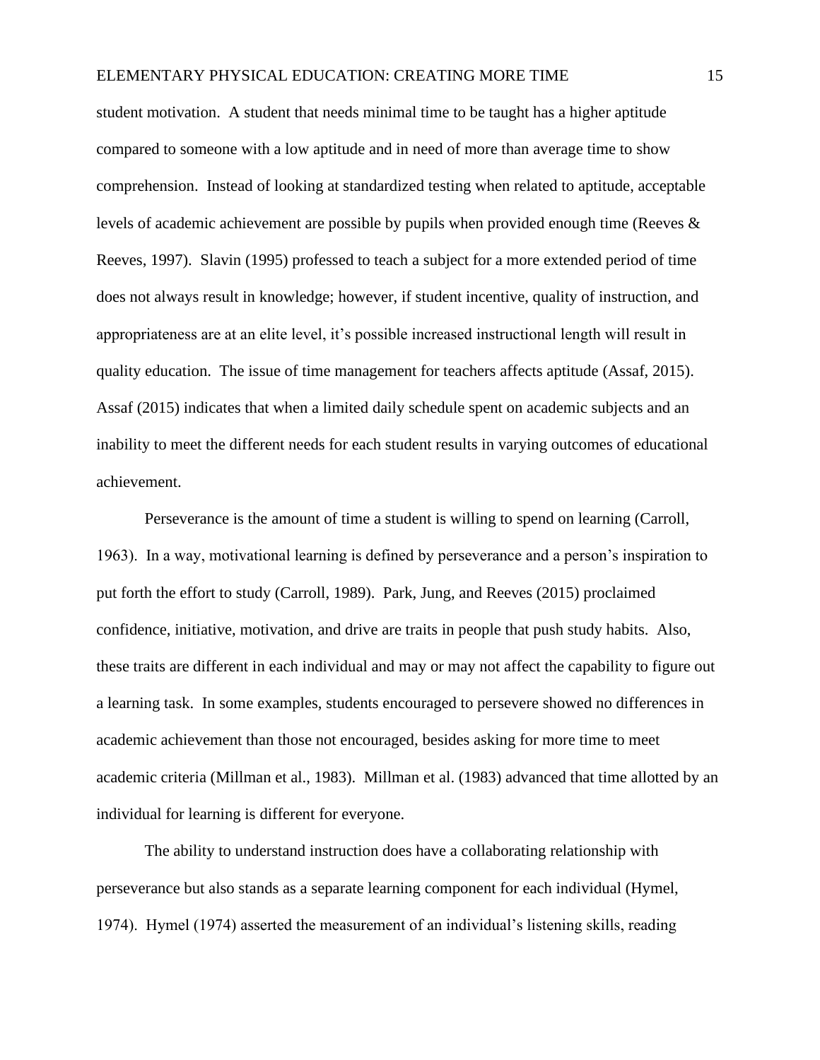student motivation. A student that needs minimal time to be taught has a higher aptitude compared to someone with a low aptitude and in need of more than average time to show comprehension. Instead of looking at standardized testing when related to aptitude, acceptable levels of academic achievement are possible by pupils when provided enough time (Reeves & Reeves, 1997). Slavin (1995) professed to teach a subject for a more extended period of time does not always result in knowledge; however, if student incentive, quality of instruction, and appropriateness are at an elite level, it's possible increased instructional length will result in quality education. The issue of time management for teachers affects aptitude (Assaf, 2015). Assaf (2015) indicates that when a limited daily schedule spent on academic subjects and an inability to meet the different needs for each student results in varying outcomes of educational achievement.

Perseverance is the amount of time a student is willing to spend on learning (Carroll, 1963). In a way, motivational learning is defined by perseverance and a person's inspiration to put forth the effort to study (Carroll, 1989). Park, Jung, and Reeves (2015) proclaimed confidence, initiative, motivation, and drive are traits in people that push study habits. Also, these traits are different in each individual and may or may not affect the capability to figure out a learning task. In some examples, students encouraged to persevere showed no differences in academic achievement than those not encouraged, besides asking for more time to meet academic criteria (Millman et al., 1983). Millman et al. (1983) advanced that time allotted by an individual for learning is different for everyone.

The ability to understand instruction does have a collaborating relationship with perseverance but also stands as a separate learning component for each individual (Hymel, 1974). Hymel (1974) asserted the measurement of an individual's listening skills, reading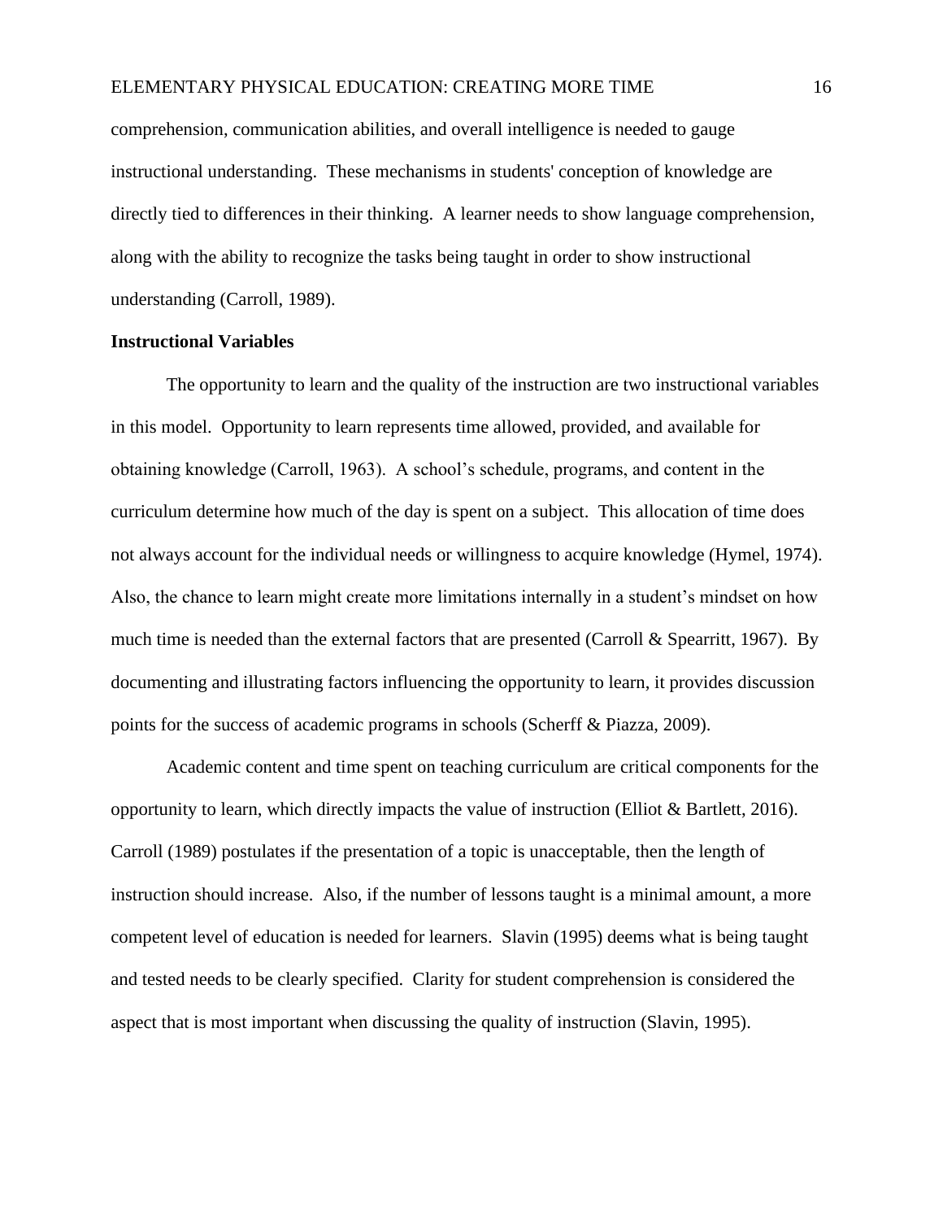comprehension, communication abilities, and overall intelligence is needed to gauge instructional understanding. These mechanisms in students' conception of knowledge are directly tied to differences in their thinking. A learner needs to show language comprehension, along with the ability to recognize the tasks being taught in order to show instructional understanding (Carroll, 1989).

### Instructional Variables

The opportunity to learn and the quality of the instruction are two instructional variables in this model. Opportunity to learn represents time allowed, provided, and available for obtaining knowledge (Carroll, 1963). A school's schedule, programs, and content in the curriculum determine how much of the day is spent on a subject. This allocation of time does not always account for the individual needs or willingness to acquire knowledge (Hymel, 1974). Also, the chance to learn might create more limitations internally in a student's mindset on how much time is needed than the external factors that are presented (Carroll & Spearritt, 1967). By documenting and illustrating factors influencing the opportunity to learn, it provides discussion points for the success of academic programs in schools (Scherff & Piazza, 2009).

Academic content and time spent on teaching curriculum are critical components for the opportunity to learn, which directly impacts the value of instruction (Elliot & Bartlett, 2016). Carroll (1989) postulates if the presentation of a topic is unacceptable, then the length of instruction should increase. Also, if the number of lessons taught is a minimal amount, a more competent level of education is needed for learners. Slavin (1995) deems what is being taught and tested needs to be clearly specified. Clarity for student comprehension is considered the aspect that is most important when discussing the quality of instruction (Slavin, 1995).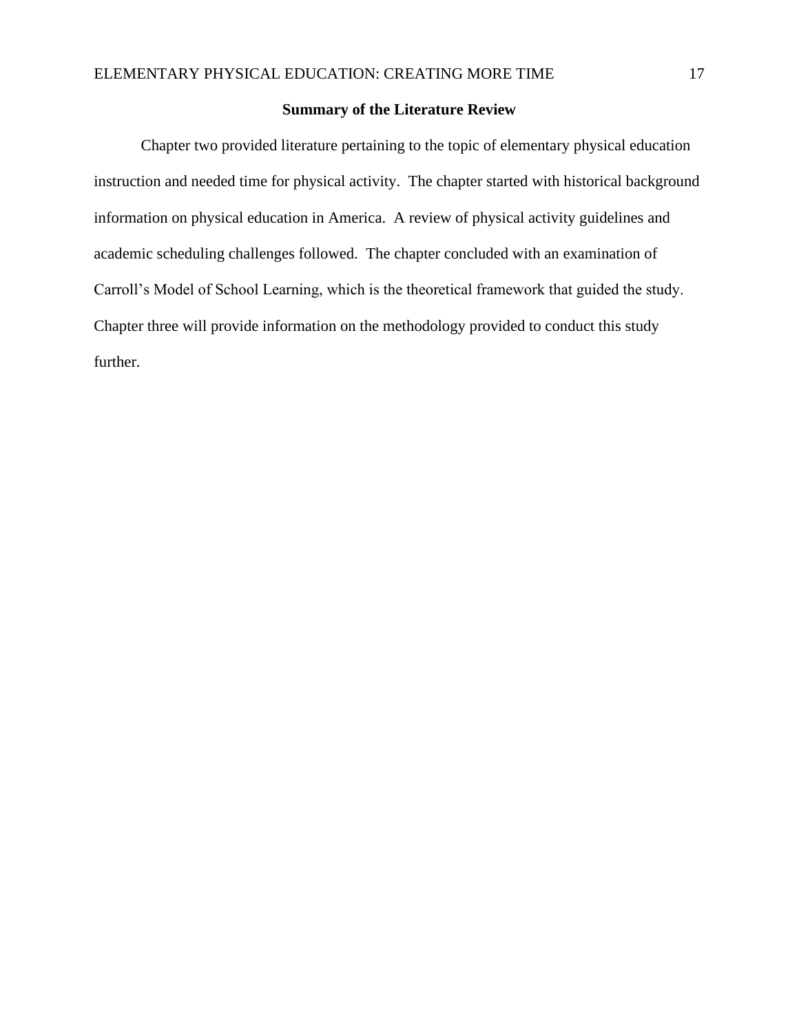## Summary of the Literature Review

Chapter two provided literature pertaining to the topic of elementary physical education instruction and needed time for physical activity. The chapter started with historical background information on physical education in America. A review of physical activity guidelines and academic scheduling challenges followed. The chapter concluded with an examination of Carroll's Model of School Learning, which is the theoretical framework that guided the study. Chapter three will provide information on the methodology provided to conduct this study further.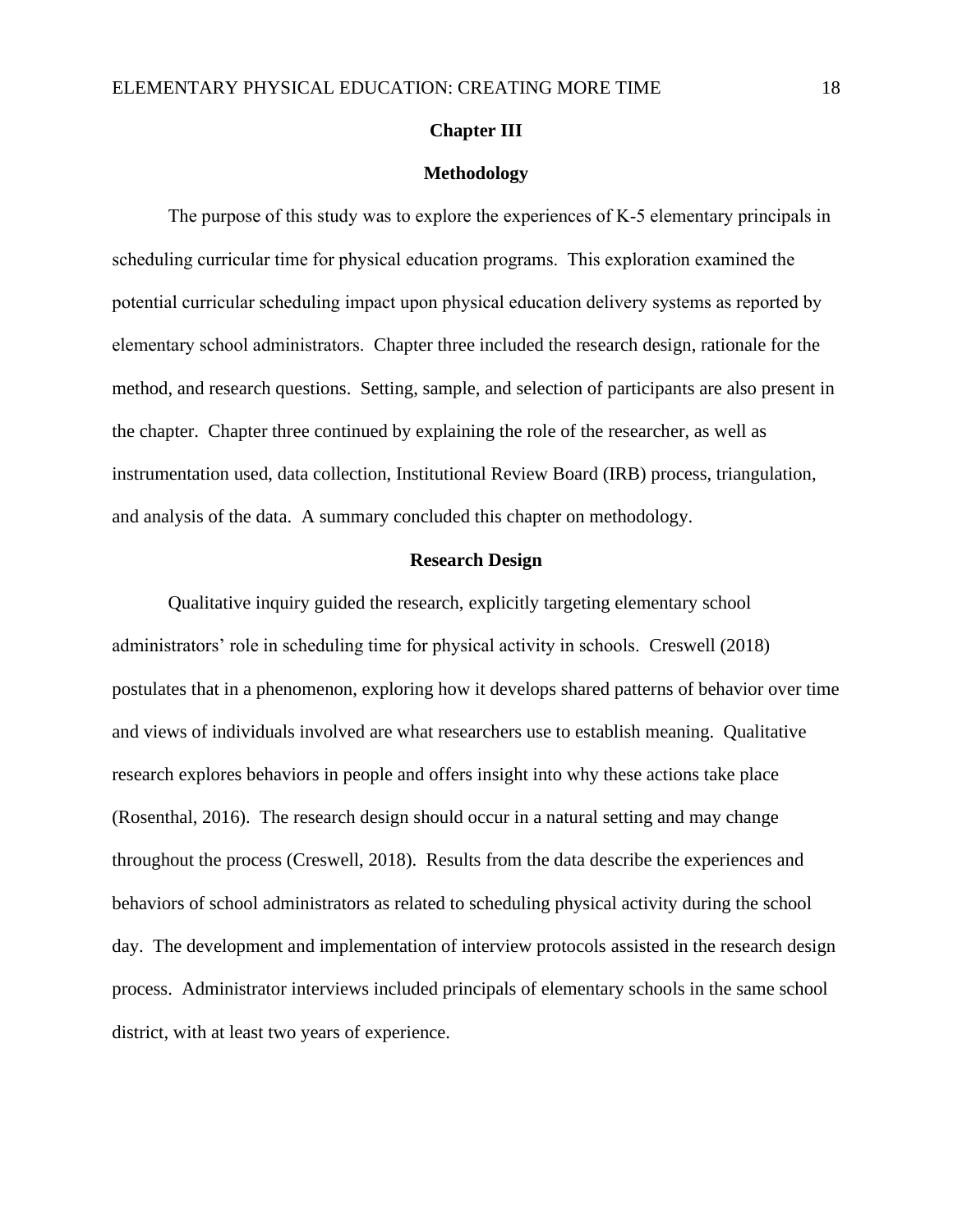# Chapter III

## Methodology

The purpose of this study was to explore the experiences of K-5 elementary principals in scheduling curricular time for physical education programs. This exploration examined the potential curricular scheduling impact upon physical education delivery systems as reported by elementary school administrators. Chapter three included the research design, rationale for the method, and research questions. Setting, sample, and selection of participants are also present in the chapter. Chapter three continued by explaining the role of the researcher, as well as instrumentation used, data collection, Institutional Review Board (IRB) process, triangulation, and analysis of the data. A summary concluded this chapter on methodology.

## Research Design

Qualitative inquiry guided the research, explicitly targeting elementary school administrators' role in scheduling time for physical activity in schools. Creswell (2018) postulates that in a phenomenon, exploring how it develops shared patterns of behavior over time and views of individuals involved are what researchers use to establish meaning. Qualitative research explores behaviors in people and offers insight into why these actions take place (Rosenthal, 2016). The research design should occur in a natural setting and may change throughout the process (Creswell, 2018). Results from the data describe the experiences and behaviors of school administrators as related to scheduling physical activity during the school day. The development and implementation of interview protocols assisted in the research design process. Administrator interviews included principals of elementary schools in the same school district, with at least two years of experience.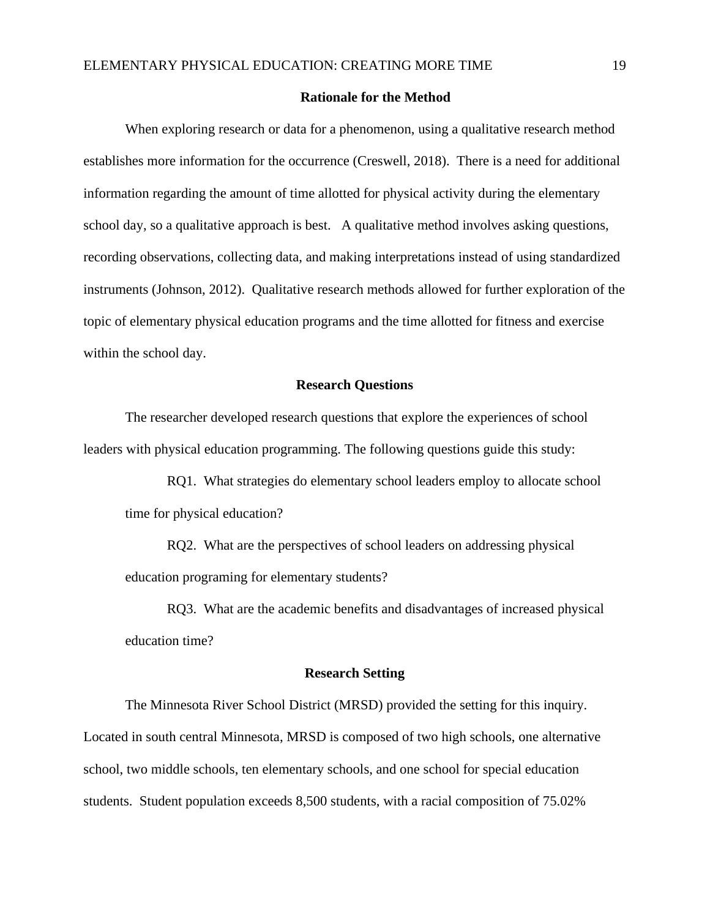## Rationale for the Method

When exploring research or data for a phenomenon, using a qualitative research method establishes more information for the occurrence (Creswell, 2018). There is a need for additional information regarding the amount of time allotted for physical activity during the elementary school day, so a qualitative approach is best. A qualitative method involves asking questions, recording observations, collecting data, and making interpretations instead of using standardized instruments (Johnson, 2012). Qualitative research methods allowed for further exploration of the topic of elementary physical education programs and the time allotted for fitness and exercise within the school day.

## Research Questions

The researcher developed research questions that explore the experiences of school leaders with physical education programming. The following questions guide this study:

RQ1. What strategies do elementary school leaders employ to allocate school time for physical education?

RQ2. What are the perspectives of school leaders on addressing physical education programing for elementary students?

RQ3. What are the academic benefits and disadvantages of increased physical education time?

## Research Setting

The Minnesota River School District (MRSD) provided the setting for this inquiry. Located in south central Minnesota, MRSD is composed of two high schools, one alternative school, two middle schools, ten elementary schools, and one school for special education students. Student population exceeds 8,500 students, with a racial composition of 75.02%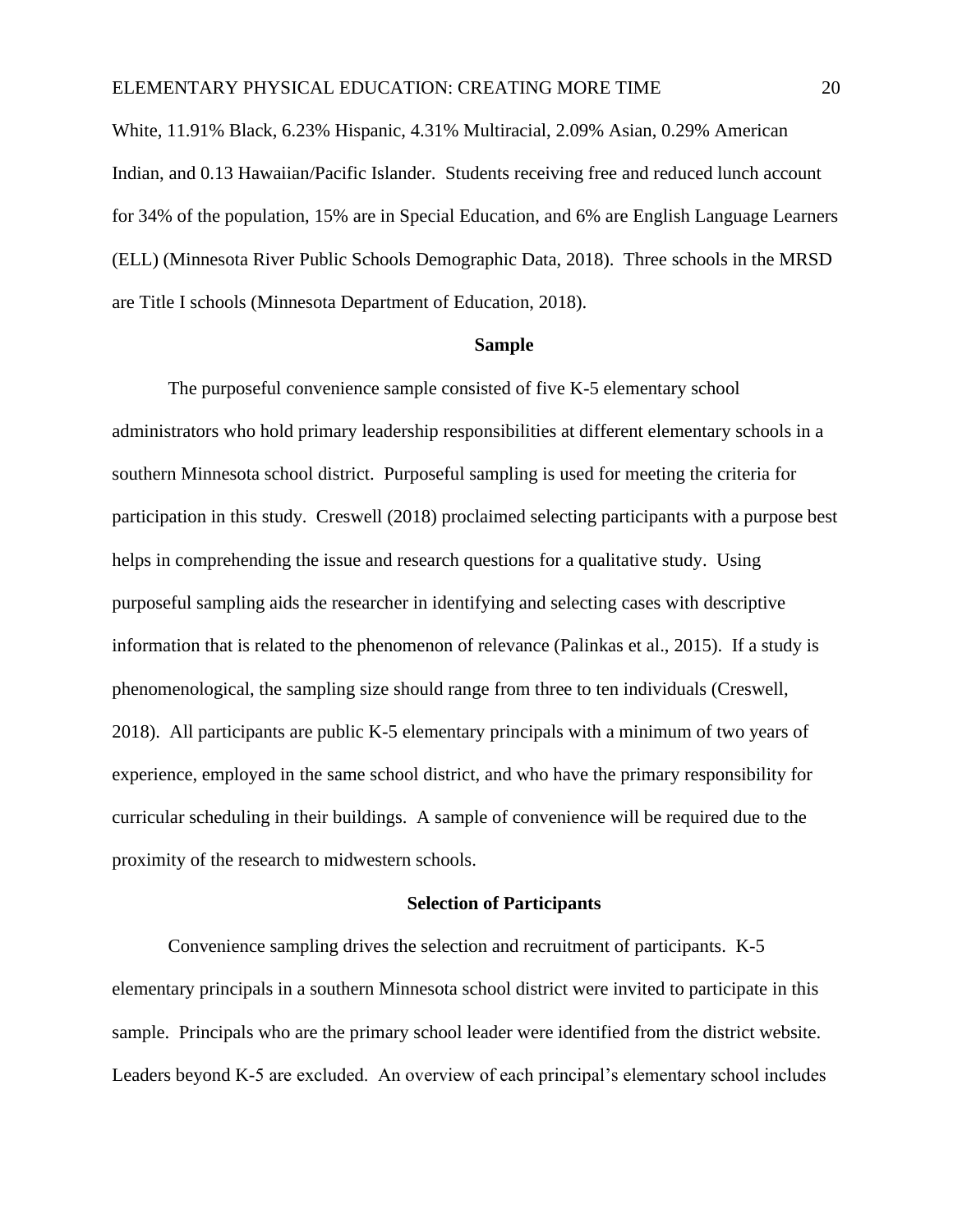White, 11.91% Black, 6.23% Hispanic, 4.31% Multiracial, 2.09% Asian, 0.29% American Indian, and 0.13 Hawaiian/Pacific Islander. Students receiving free and reduced lunch account for 34% of the population, 15% are in Special Education, and 6% are English Language Learners (ELL) (Minnesota River Public Schools Demographic Data, 2018). Three schools in the MRSD are Title I schools (Minnesota Department of Education, 2018).

## Sample

The purposeful convenience sample consisted of five K-5 elementary school administrators who hold primary leadership responsibilities at different elementary schools in a southern Minnesota school district. Purposeful sampling is used for meeting the criteria for participation in this study. Creswell (2018) proclaimed selecting participants with a purpose best helps in comprehending the issue and research questions for a qualitative study. Using purposeful sampling aids the researcher in identifying and selecting cases with descriptive information that is related to the phenomenon of relevance (Palinkas et al., 2015). If a study is phenomenological, the sampling size should range from three to ten individuals (Creswell, 2018). All participants are public K-5 elementary principals with a minimum of two years of experience, employed in the same school district, and who have the primary responsibility for curricular scheduling in their buildings. A sample of convenience will be required due to the proximity of the research to midwestern schools.

## Selection of Participants

Convenience sampling drives the selection and recruitment of participants. K-5 elementary principals in a southern Minnesota school district were invited to participate in this sample. Principals who are the primary school leader were identified from the district website. Leaders beyond K-5 are excluded. An overview of each principal's elementary school includes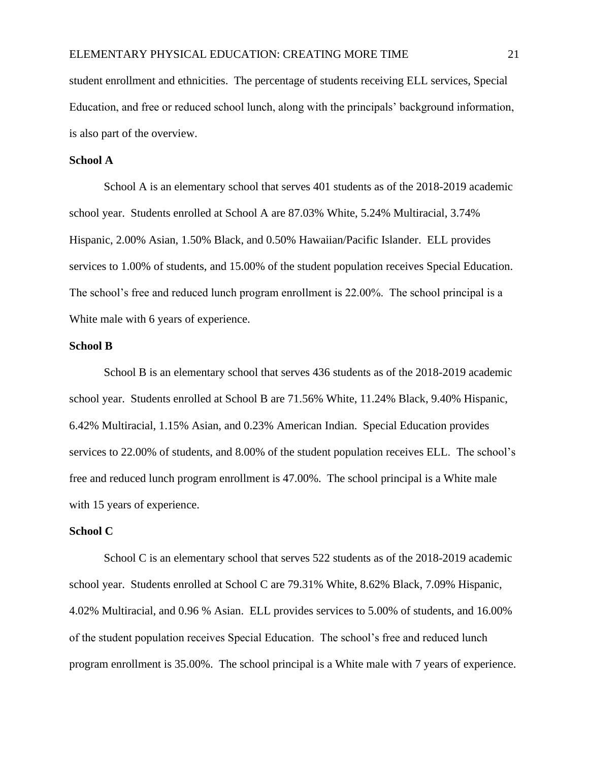student enrollment and ethnicities. The percentage of students receiving ELL services, Special Education, and free or reduced school lunch, along with the principals' background information, is also part of the overview.

### School A

School A is an elementary school that serves 401 students as of the 2018-2019 academic school year. Students enrolled at School A are 87.03% White, 5.24% Multiracial, 3.74% Hispanic, 2.00% Asian, 1.50% Black, and 0.50% Hawaiian/Pacific Islander. ELL provides services to 1.00% of students, and 15.00% of the student population receives Special Education. The school's free and reduced lunch program enrollment is 22.00%. The school principal is a White male with 6 years of experience.

### School B

School B is an elementary school that serves 436 students as of the 2018-2019 academic school year. Students enrolled at School B are 71.56% White, 11.24% Black, 9.40% Hispanic, 6.42% Multiracial, 1.15% Asian, and 0.23% American Indian. Special Education provides services to 22.00% of students, and 8.00% of the student population receives ELL. The school's free and reduced lunch program enrollment is 47.00%. The school principal is a White male with 15 years of experience.

### School C

School C is an elementary school that serves 522 students as of the 2018-2019 academic school year. Students enrolled at School C are 79.31% White, 8.62% Black, 7.09% Hispanic, 4.02% Multiracial, and 0.96 % Asian. ELL provides services to 5.00% of students, and 16.00% of the student population receives Special Education. The school's free and reduced lunch program enrollment is 35.00%. The school principal is a White male with 7 years of experience.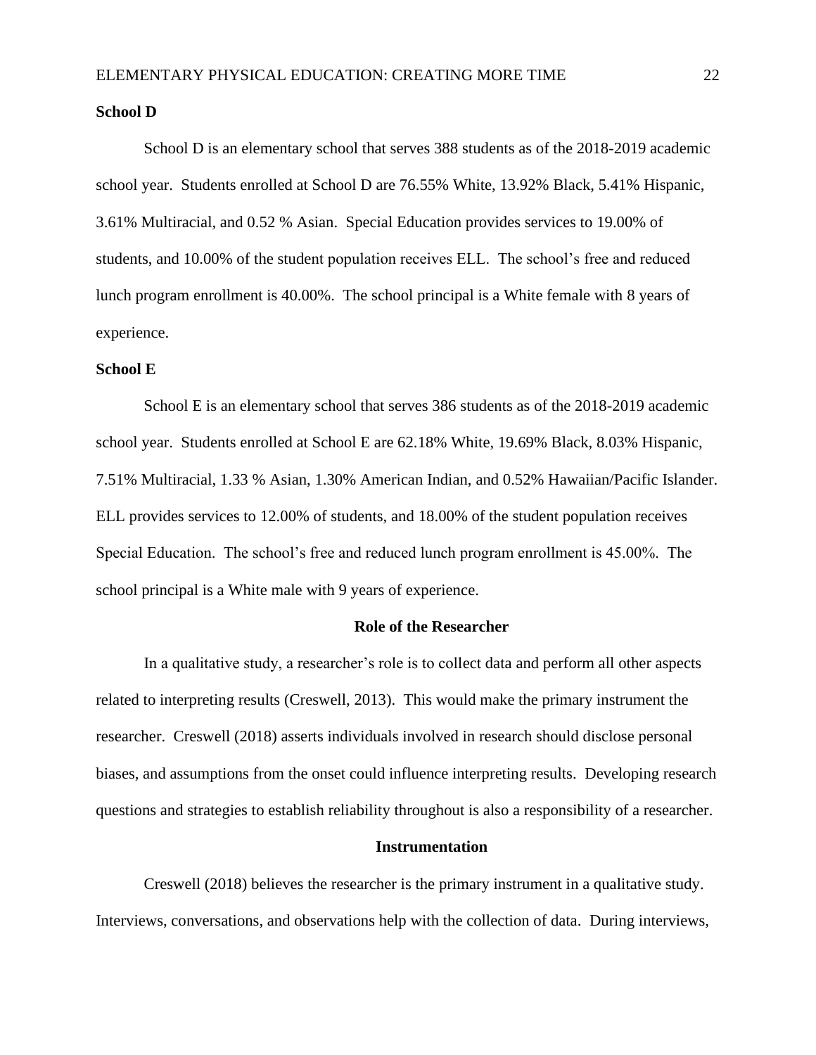**School D**

School D is an elementary school that serves 388 students as of the 2018-2019 academic school year. Students enrolled at School D are 76.55% White, 13.92% Black, 5.41% Hispanic, 3.61% Multiracial, and 0.52 % Asian. Special Education provides services to 19.00% of students, and 10.00% of the student population receives ELL. The school's free and reduced lunch program enrollment is 40.00%. The school principal is a White female with 8 years of experience.

**School E**

School E is an elementary school that serves 386 students as of the 2018-2019 academic school year. Students enrolled at School E are 62.18% White, 19.69% Black, 8.03% Hispanic, 7.51% Multiracial, 1.33 % Asian, 1.30% American Indian, and 0.52% Hawaiian/Pacific Islander. ELL provides services to 12.00% of students, and 18.00% of the student population receives Special Education. The school's free and reduced lunch program enrollment is 45.00%. The school principal is a White male with 9 years of experience.

## Role of the Researcher

In a qualitative study, a researcher's role is to collect data and perform all other aspects related to interpreting results (Creswell, 2013). This would make the primary instrument the researcher. Creswell (2018) asserts individuals involved in research should disclose personal biases, and assumptions from the onset could influence interpreting results. Developing research questions and strategies to establish reliability throughout is also a responsibility of a researcher.

## Instrumentation

Creswell (2018) believes the researcher is the primary instrument in a qualitative study. Interviews, conversations, and observations help with the collection of data. During interviews,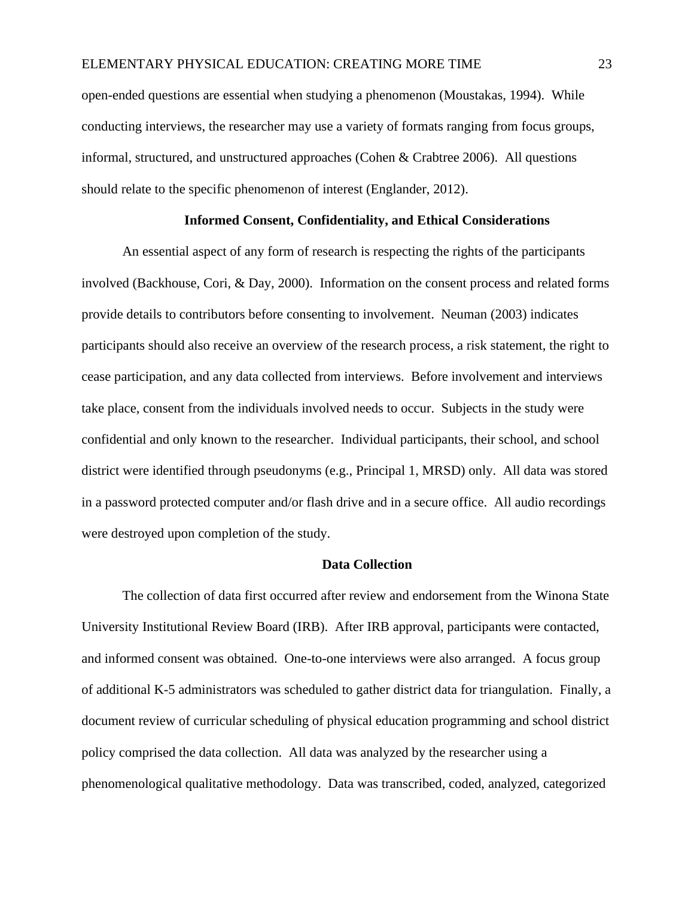open-ended questions are essential when studying a phenomenon (Moustakas, 1994). While conducting interviews, the researcher may use a variety of formats ranging from focus groups, informal, structured, and unstructured approaches (Cohen & Crabtree 2006). All questions should relate to the specific phenomenon of interest (Englander, 2012).

### Informed Consent, Confidentiality, and Ethical Considerations

An essential aspect of any form of research is respecting the rights of the participants involved (Backhouse, Cori, & Day, 2000). Information on the consent process and related forms provide details to contributors before consenting to involvement. Neuman (2003) indicates participants should also receive an overview of the research process, a risk statement, the right to cease participation, and any data collected from interviews. Before involvement and interviews take place, consent from the individuals involved needs to occur. Subjects in the study were confidential and only known to the researcher. Individual participants, their school, and school district were identified through pseudonyms (e.g., Principal 1, MRSD) only. All data was stored in a password protected computer and/or flash drive and in a secure office. All audio recordings were destroyed upon completion of the study.

### Data Collection

The collection of data first occurred after review and endorsement from the Winona State University Institutional Review Board (IRB). After IRB approval, participants were contacted, and informed consent was obtained. One-to-one interviews were also arranged. A focus group of additional K-5 administrators was scheduled to gather district data for triangulation. Finally, a document review of curricular scheduling of physical education programming and school district policy comprised the data collection. All data was analyzed by the researcher using a phenomenological qualitative methodology. Data was transcribed, coded, analyzed, categorized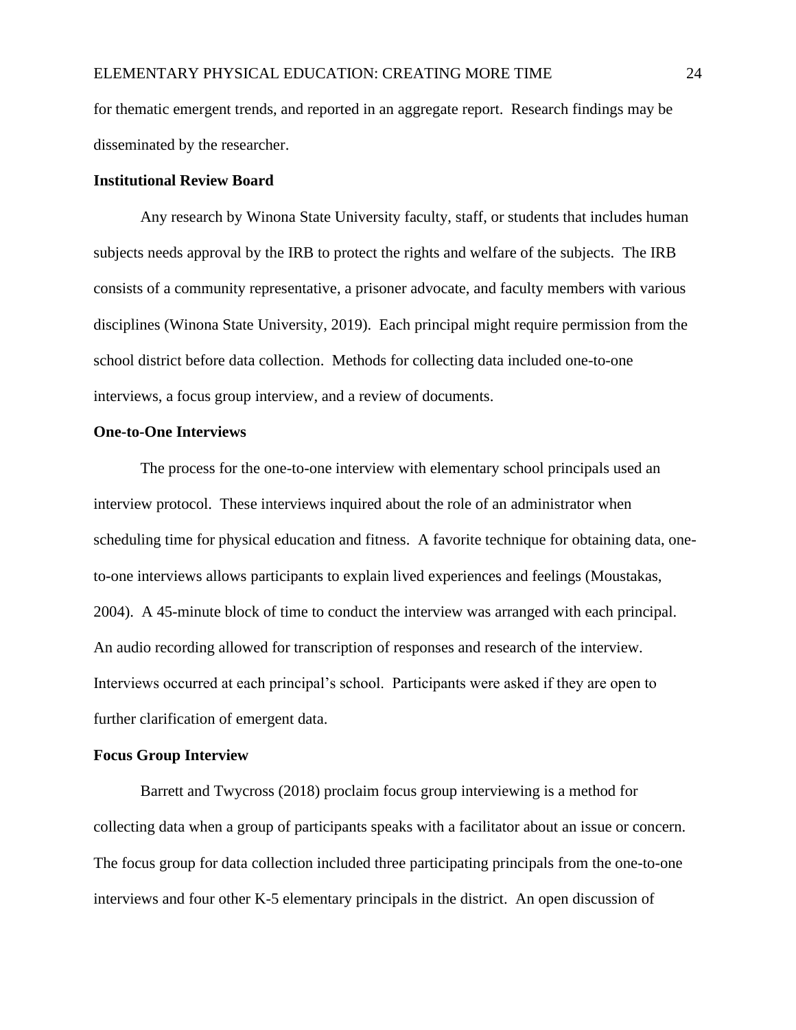for thematic emergent trends, and reported in an aggregate report. Research findings may be disseminated by the researcher.

**Institutional Review Board**

Any research by Winona State University faculty, staff, or students that includes human subjects needs approval by the IRB to protect the rights and welfare of the subjects. The IRB consists of a community representative, a prisoner advocate, and faculty members with various disciplines (Winona State University, 2019). Each principal might require permission from the school district before data collection. Methods for collecting data included one-to-one interviews, a focus group interview, and a review of documents.

**One-to-One Interviews**

The process for the one-to-one interview with elementary school principals used an interview protocol. These interviews inquired about the role of an administrator when scheduling time for physical education and fitness. A favorite technique for obtaining data, one-to-one interviews allows participants to explain lived experiences and feelings (Moustakas, 2004). A 45-minute block of time to conduct the interview was arranged with each principal. An audio recording allowed for transcription of responses and research of the interview. Interviews occurred at each principal's school. Participants were asked if they are open to further clarification of emergent data.

**Focus Group Interview**

Barrett and Twycross (2018) proclaim focus group interviewing is a method for collecting data when a group of participants speaks with a facilitator about an issue or concern. The focus group for data collection included three participating principals from the one-to-one interviews and four other K-5 elementary principals in the district. An open discussion of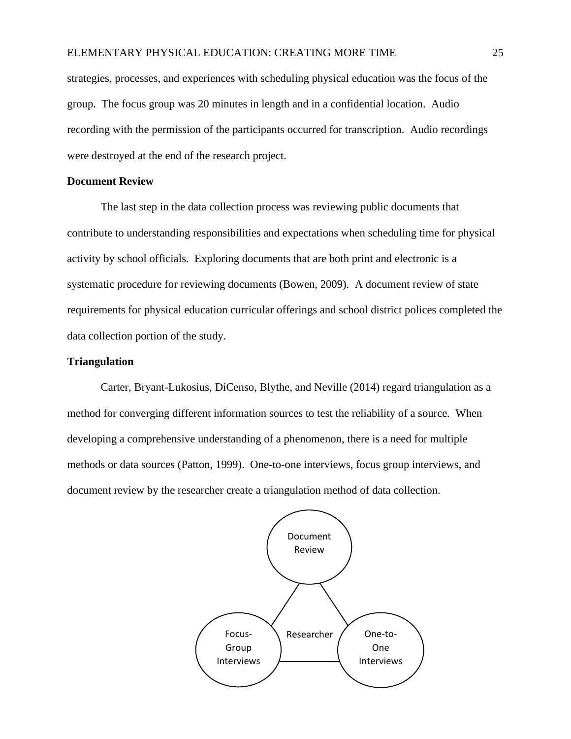strategies, processes, and experiences with scheduling physical education was the focus of the group. The focus group was 20 minutes in length and in a confidential location. Audio recording with the permission of the participants occurred for transcription. Audio recordings were destroyed at the end of the research project.

**Document Review**

The last step in the data collection process was reviewing public documents that contribute to understanding responsibilities and expectations when scheduling time for physical activity by school officials. Exploring documents that are both print and electronic is a systematic procedure for reviewing documents (Bowen, 2009). A document review of state requirements for physical education curricular offerings and school district polices completed the data collection portion of the study.

**Triangulation**

Carter, Bryant-Lukosius, DiCenso, Blythe, and Neville (2014) regard triangulation as a method for converging different information sources to test the reliability of a source. When developing a comprehensive understanding of a phenomenon, there is a need for multiple methods or data sources (Patton, 1999). One-to-one interviews, focus group interviews, and document review by the researcher create a triangulation method of data collection.

Document Review

Focus-Group Interviews

Researcher

One-to-One Interviews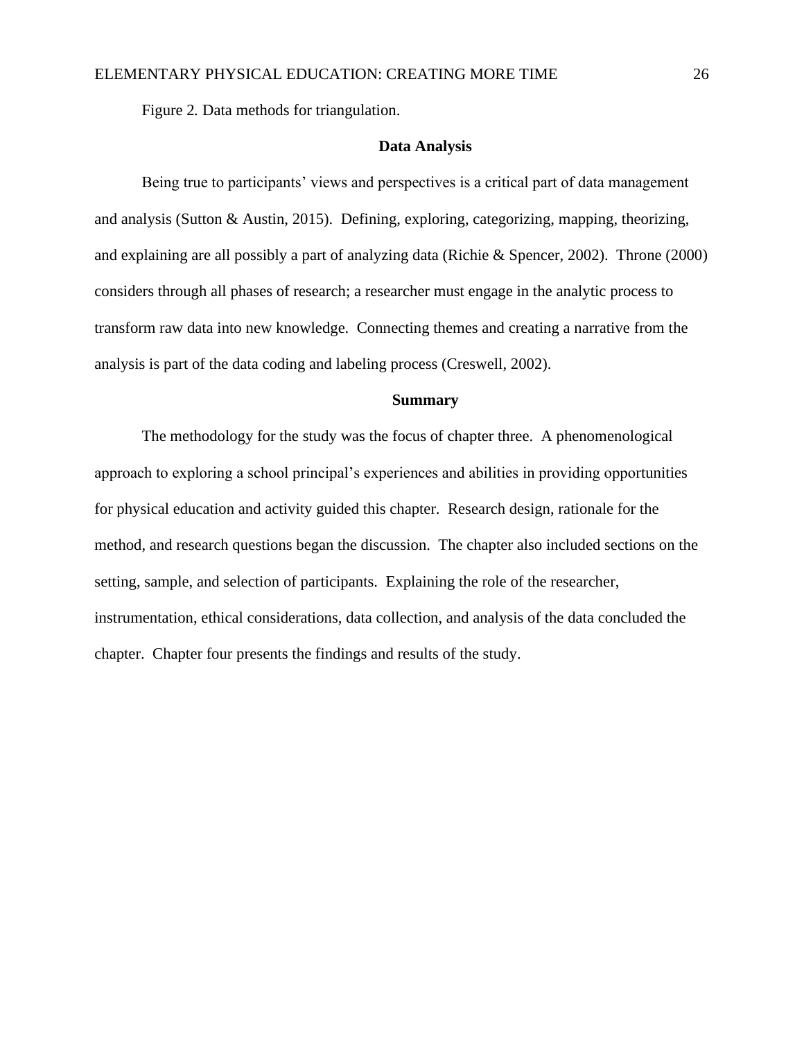Figure 2. Data methods for triangulation.

## Data Analysis

Being true to participants' views and perspectives is a critical part of data management and analysis (Sutton & Austin, 2015). Defining, exploring, categorizing, mapping, theorizing, and explaining are all possibly a part of analyzing data (Richie & Spencer, 2002). Throne (2000) considers through all phases of research; a researcher must engage in the analytic process to transform raw data into new knowledge. Connecting themes and creating a narrative from the analysis is part of the data coding and labeling process (Creswell, 2002).

## Summary

The methodology for the study was the focus of chapter three. A phenomenological approach to exploring a school principal's experiences and abilities in providing opportunities for physical education and activity guided this chapter. Research design, rationale for the method, and research questions began the discussion. The chapter also included sections on the setting, sample, and selection of participants. Explaining the role of the researcher, instrumentation, ethical considerations, data collection, and analysis of the data concluded the chapter. Chapter four presents the findings and results of the study.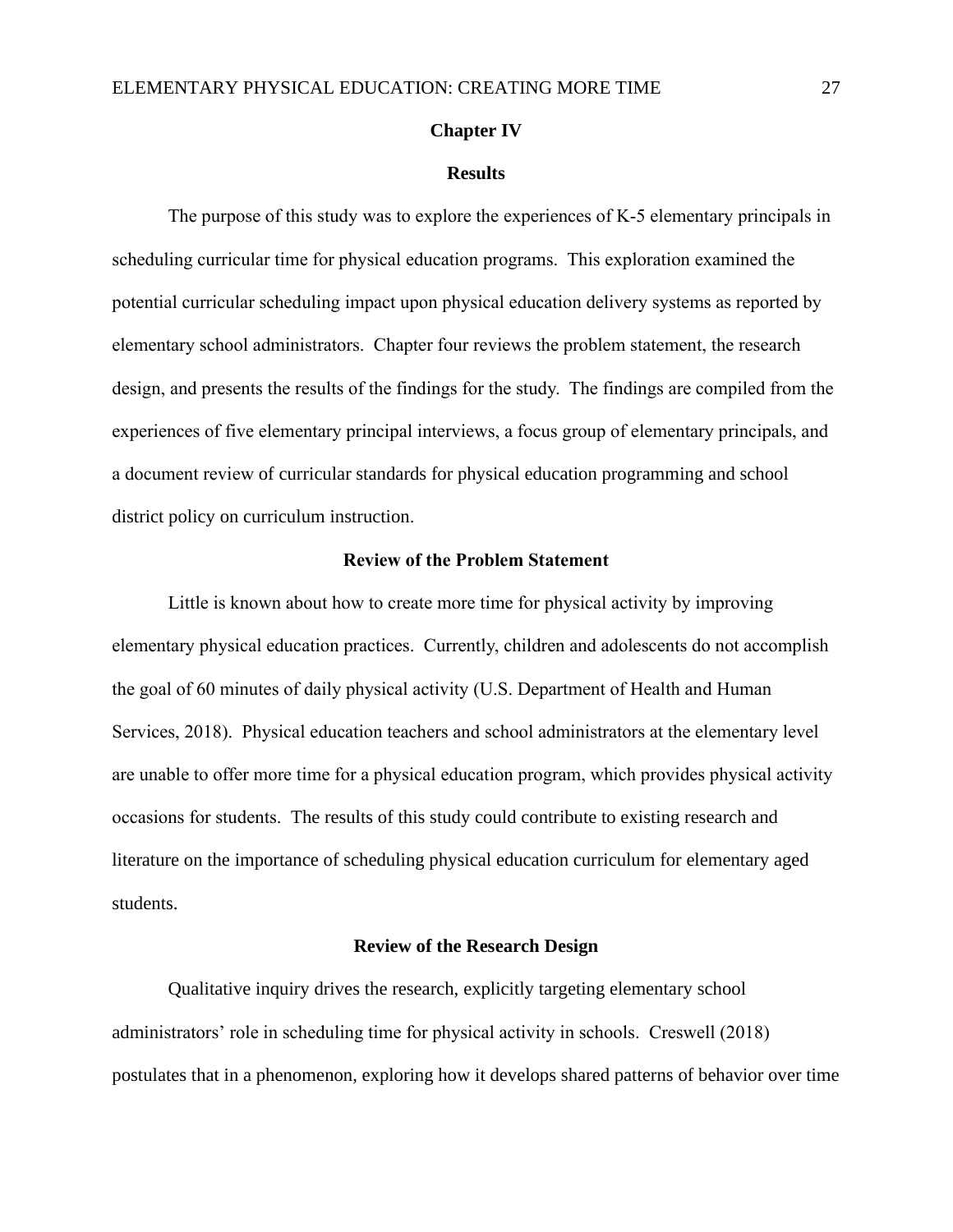# Chapter IV

## Results

The purpose of this study was to explore the experiences of K-5 elementary principals in scheduling curricular time for physical education programs. This exploration examined the potential curricular scheduling impact upon physical education delivery systems as reported by elementary school administrators. Chapter four reviews the problem statement, the research design, and presents the results of the findings for the study. The findings are compiled from the experiences of five elementary principal interviews, a focus group of elementary principals, and a document review of curricular standards for physical education programming and school district policy on curriculum instruction.

### Review of the Problem Statement

Little is known about how to create more time for physical activity by improving elementary physical education practices. Currently, children and adolescents do not accomplish the goal of 60 minutes of daily physical activity (U.S. Department of Health and Human Services, 2018). Physical education teachers and school administrators at the elementary level are unable to offer more time for a physical education program, which provides physical activity occasions for students. The results of this study could contribute to existing research and literature on the importance of scheduling physical education curriculum for elementary aged students.

### Review of the Research Design

Qualitative inquiry drives the research, explicitly targeting elementary school administrators' role in scheduling time for physical activity in schools. Creswell (2018) postulates that in a phenomenon, exploring how it develops shared patterns of behavior over time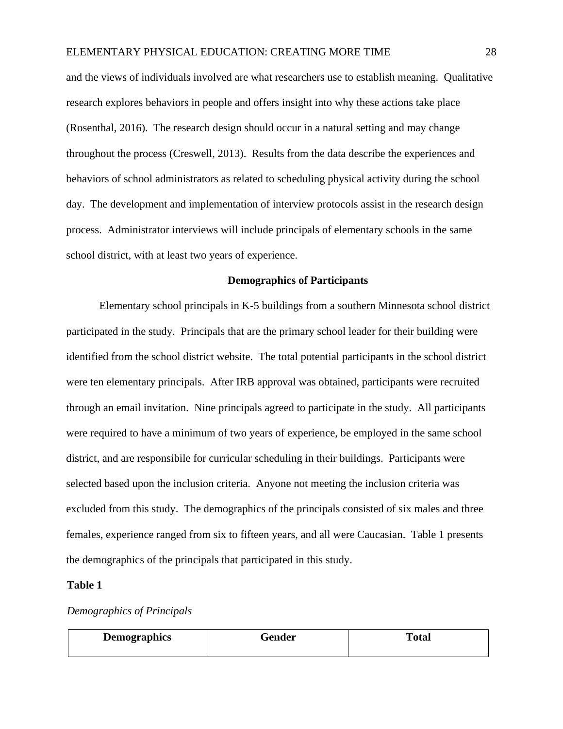and the views of individuals involved are what researchers use to establish meaning. Qualitative research explores behaviors in people and offers insight into why these actions take place (Rosenthal, 2016). The research design should occur in a natural setting and may change throughout the process (Creswell, 2013). Results from the data describe the experiences and behaviors of school administrators as related to scheduling physical activity during the school day. The development and implementation of interview protocols assist in the research design process. Administrator interviews will include principals of elementary schools in the same school district, with at least two years of experience.

## Demographics of Participants

Elementary school principals in K-5 buildings from a southern Minnesota school district participated in the study. Principals that are the primary school leader for their building were identified from the school district website. The total potential participants in the school district were ten elementary principals. After IRB approval was obtained, participants were recruited through an email invitation. Nine principals agreed to participate in the study. All participants were required to have a minimum of two years of experience, be employed in the same school district, and are responsibile for curricular scheduling in their buildings. Participants were selected based upon the inclusion criteria. Anyone not meeting the inclusion criteria was excluded from this study. The demographics of the principals consisted of six males and three females, experience ranged from six to fifteen years, and all were Caucasian. Table 1 presents the demographics of the principals that participated in this study.

**Table 1**

*Demographics of Principals*

| Demographics | Gender | Total |
|---|---|---|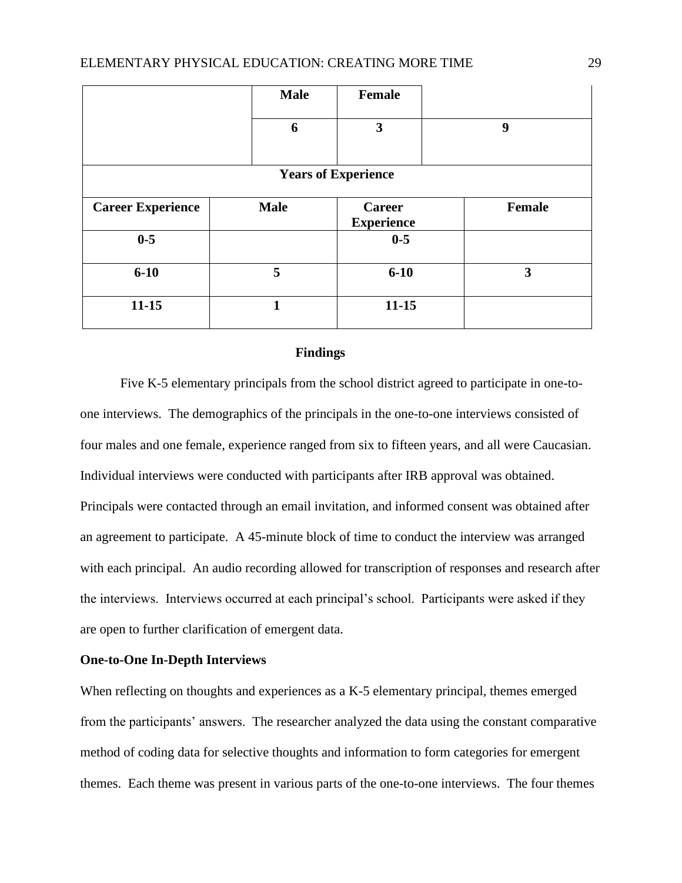| | Male | Female | |
|---|---|---|---|
| | 6 | 3 | 9 |
| Years of Experience | | | |
| Career Experience | Male | Career Experience | Female |
| 0-5 | | 0-5 | |
| 6-10 | 5 | 6-10 | 3 |
| 11-15 | 1 | 11-15 | |

## Findings

Five K-5 elementary principals from the school district agreed to participate in one-to-one interviews. The demographics of the principals in the one-to-one interviews consisted of four males and one female, experience ranged from six to fifteen years, and all were Caucasian. Individual interviews were conducted with participants after IRB approval was obtained. Principals were contacted through an email invitation, and informed consent was obtained after an agreement to participate. A 45-minute block of time to conduct the interview was arranged with each principal. An audio recording allowed for transcription of responses and research after the interviews. Interviews occurred at each principal's school. Participants were asked if they are open to further clarification of emergent data.

### One-to-One In-Depth Interviews

When reflecting on thoughts and experiences as a K-5 elementary principal, themes emerged from the participants' answers. The researcher analyzed the data using the constant comparative method of coding data for selective thoughts and information to form categories for emergent themes. Each theme was present in various parts of the one-to-one interviews. The four themes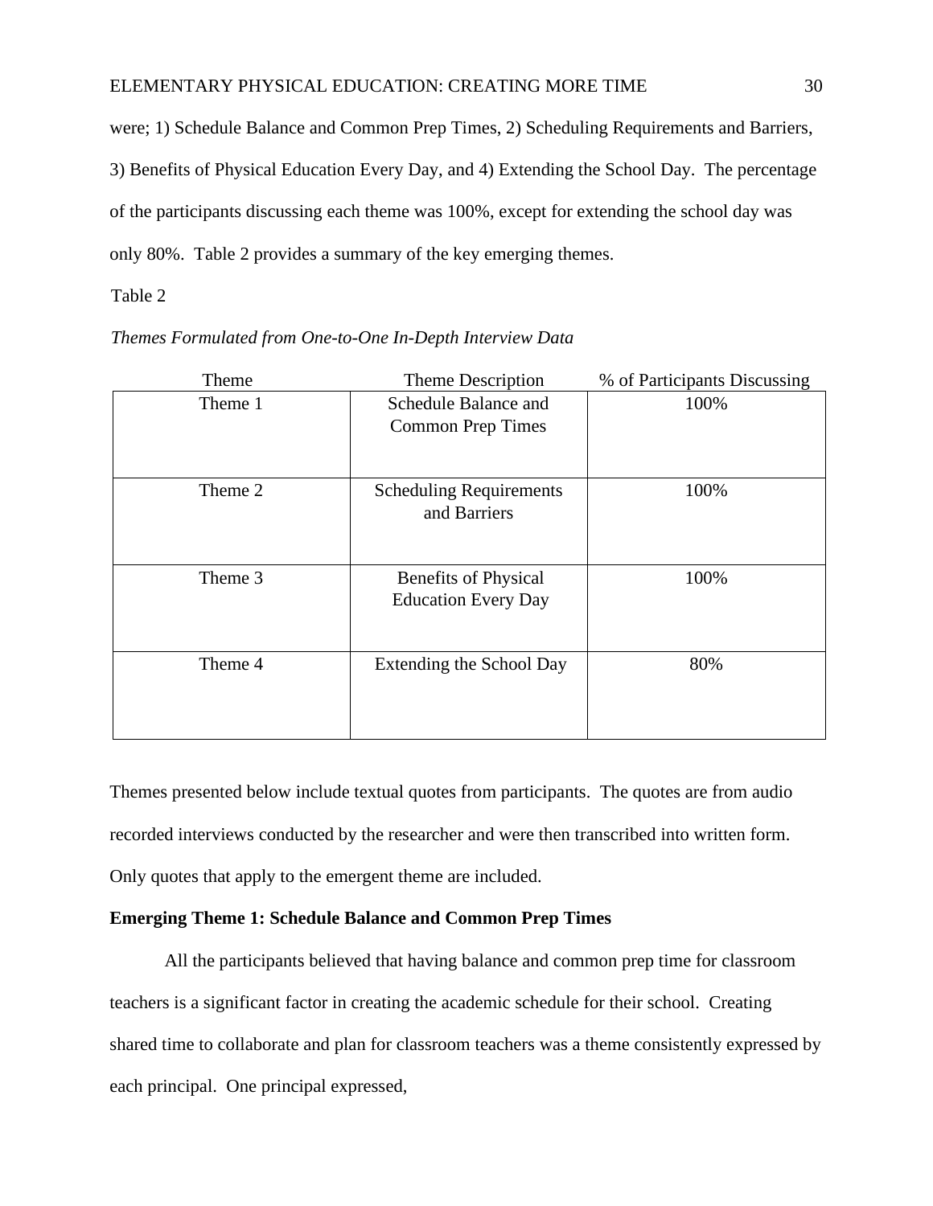were; 1) Schedule Balance and Common Prep Times, 2) Scheduling Requirements and Barriers, 3) Benefits of Physical Education Every Day, and 4) Extending the School Day. The percentage of the participants discussing each theme was 100%, except for extending the school day was only 80%. Table 2 provides a summary of the key emerging themes.

Table 2

*Themes Formulated from One-to-One In-Depth Interview Data*

| Theme | Theme Description | % of Participants Discussing |
|---|---|---|
| Theme 1 | Schedule Balance and Common Prep Times | 100% |
| Theme 2 | Scheduling Requirements and Barriers | 100% |
| Theme 3 | Benefits of Physical Education Every Day | 100% |
| Theme 4 | Extending the School Day | 80% |

Themes presented below include textual quotes from participants. The quotes are from audio recorded interviews conducted by the researcher and were then transcribed into written form. Only quotes that apply to the emergent theme are included.

**Emerging Theme 1: Schedule Balance and Common Prep Times**

All the participants believed that having balance and common prep time for classroom teachers is a significant factor in creating the academic schedule for their school. Creating shared time to collaborate and plan for classroom teachers was a theme consistently expressed by each principal. One principal expressed,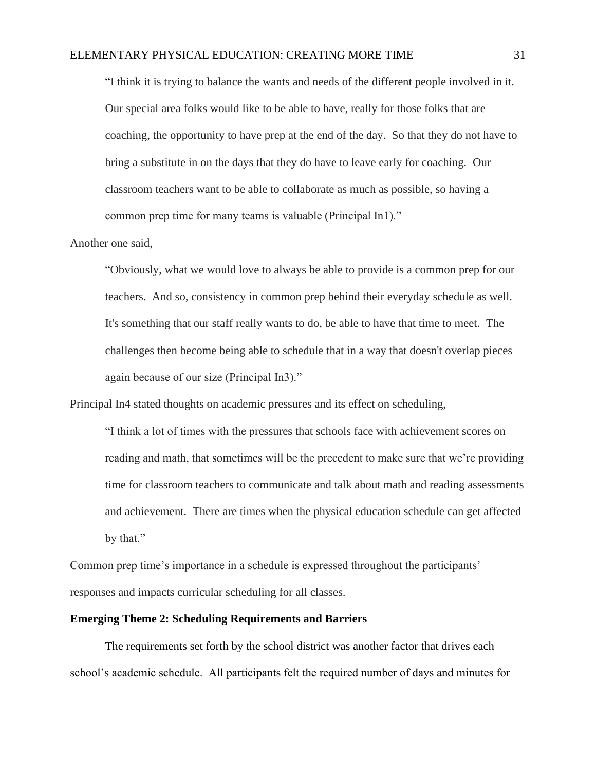> "I think it is trying to balance the wants and needs of the different people involved in it. Our special area folks would like to be able to have, really for those folks that are coaching, the opportunity to have prep at the end of the day. So that they do not have to bring a substitute in on the days that they do have to leave early for coaching. Our classroom teachers want to be able to collaborate as much as possible, so having a common prep time for many teams is valuable (Principal In1)."

Another one said,

> "Obviously, what we would love to always be able to provide is a common prep for our teachers. And so, consistency in common prep behind their everyday schedule as well. It's something that our staff really wants to do, be able to have that time to meet. The challenges then become being able to schedule that in a way that doesn't overlap pieces again because of our size (Principal In3)."

Principal In4 stated thoughts on academic pressures and its effect on scheduling,

> "I think a lot of times with the pressures that schools face with achievement scores on reading and math, that sometimes will be the precedent to make sure that we're providing time for classroom teachers to communicate and talk about math and reading assessments and achievement. There are times when the physical education schedule can get affected by that."

Common prep time's importance in a schedule is expressed throughout the participants' responses and impacts curricular scheduling for all classes.

**Emerging Theme 2: Scheduling Requirements and Barriers**

The requirements set forth by the school district was another factor that drives each school's academic schedule. All participants felt the required number of days and minutes for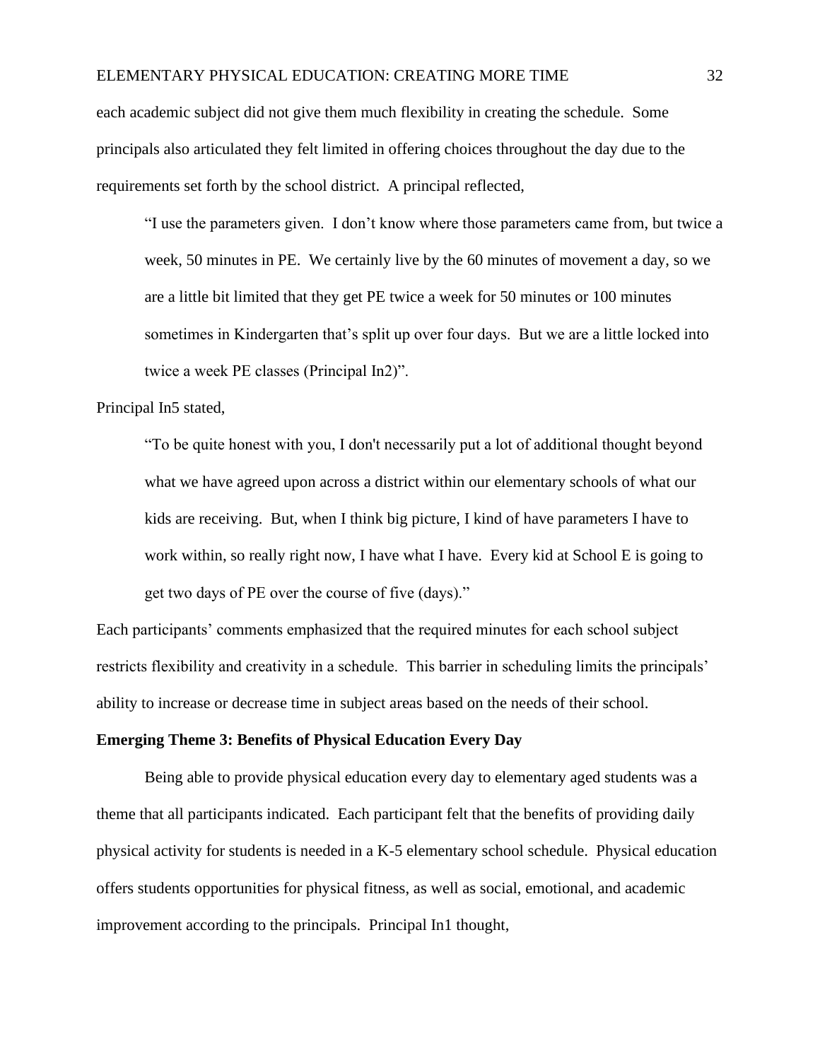each academic subject did not give them much flexibility in creating the schedule. Some principals also articulated they felt limited in offering choices throughout the day due to the requirements set forth by the school district. A principal reflected,

> "I use the parameters given. I don't know where those parameters came from, but twice a week, 50 minutes in PE. We certainly live by the 60 minutes of movement a day, so we are a little bit limited that they get PE twice a week for 50 minutes or 100 minutes sometimes in Kindergarten that's split up over four days. But we are a little locked into twice a week PE classes (Principal In2)".

Principal In5 stated,

> "To be quite honest with you, I don't necessarily put a lot of additional thought beyond what we have agreed upon across a district within our elementary schools of what our kids are receiving. But, when I think big picture, I kind of have parameters I have to work within, so really right now, I have what I have. Every kid at School E is going to get two days of PE over the course of five (days)."

Each participants' comments emphasized that the required minutes for each school subject restricts flexibility and creativity in a schedule. This barrier in scheduling limits the principals' ability to increase or decrease time in subject areas based on the needs of their school.

**Emerging Theme 3: Benefits of Physical Education Every Day**

Being able to provide physical education every day to elementary aged students was a theme that all participants indicated. Each participant felt that the benefits of providing daily physical activity for students is needed in a K-5 elementary school schedule. Physical education offers students opportunities for physical fitness, as well as social, emotional, and academic improvement according to the principals. Principal In1 thought,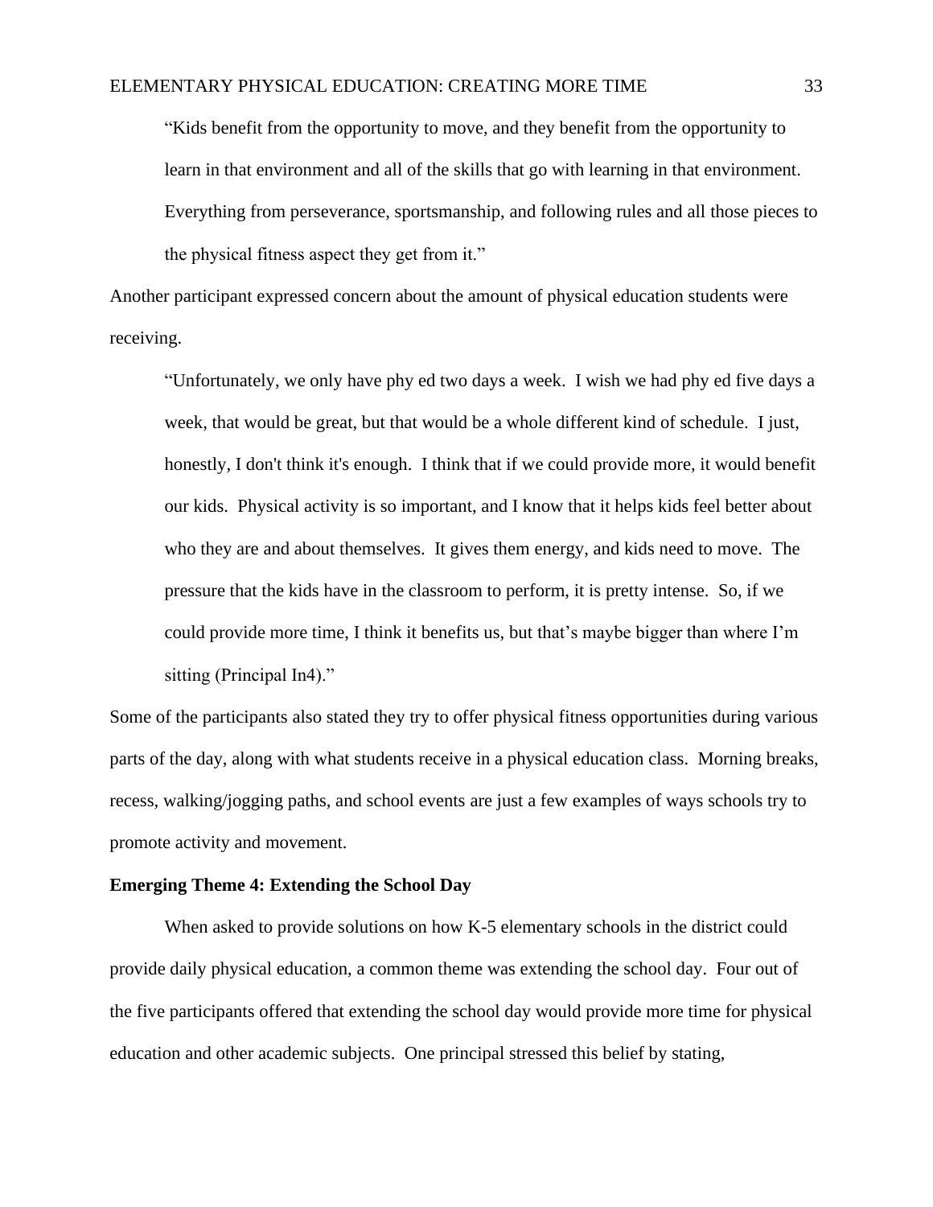> "Kids benefit from the opportunity to move, and they benefit from the opportunity to learn in that environment and all of the skills that go with learning in that environment. Everything from perseverance, sportsmanship, and following rules and all those pieces to the physical fitness aspect they get from it."

Another participant expressed concern about the amount of physical education students were receiving.

> "Unfortunately, we only have phy ed two days a week. I wish we had phy ed five days a week, that would be great, but that would be a whole different kind of schedule. I just, honestly, I don't think it's enough. I think that if we could provide more, it would benefit our kids. Physical activity is so important, and I know that it helps kids feel better about who they are and about themselves. It gives them energy, and kids need to move. The pressure that the kids have in the classroom to perform, it is pretty intense. So, if we could provide more time, I think it benefits us, but that's maybe bigger than where I'm sitting (Principal In4)."

Some of the participants also stated they try to offer physical fitness opportunities during various parts of the day, along with what students receive in a physical education class. Morning breaks, recess, walking/jogging paths, and school events are just a few examples of ways schools try to promote activity and movement.

**Emerging Theme 4: Extending the School Day**

When asked to provide solutions on how K-5 elementary schools in the district could provide daily physical education, a common theme was extending the school day. Four out of the five participants offered that extending the school day would provide more time for physical education and other academic subjects. One principal stressed this belief by stating,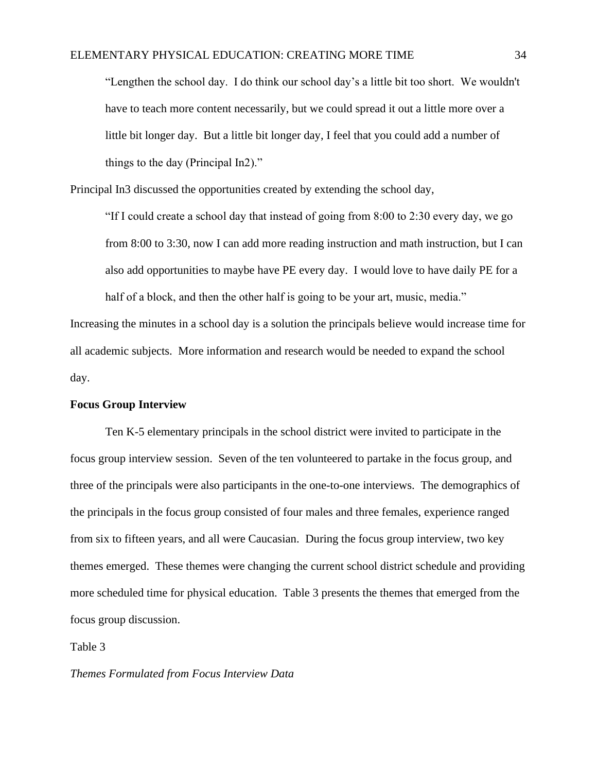> "Lengthen the school day. I do think our school day's a little bit too short. We wouldn't have to teach more content necessarily, but we could spread it out a little more over a little bit longer day. But a little bit longer day, I feel that you could add a number of things to the day (Principal In2)."

Principal In3 discussed the opportunities created by extending the school day,

> "If I could create a school day that instead of going from 8:00 to 2:30 every day, we go from 8:00 to 3:30, now I can add more reading instruction and math instruction, but I can also add opportunities to maybe have PE every day. I would love to have daily PE for a half of a block, and then the other half is going to be your art, music, media."

Increasing the minutes in a school day is a solution the principals believe would increase time for all academic subjects. More information and research would be needed to expand the school day.

**Focus Group Interview**

Ten K-5 elementary principals in the school district were invited to participate in the focus group interview session. Seven of the ten volunteered to partake in the focus group, and three of the principals were also participants in the one-to-one interviews. The demographics of the principals in the focus group consisted of four males and three females, experience ranged from six to fifteen years, and all were Caucasian. During the focus group interview, two key themes emerged. These themes were changing the current school district schedule and providing more scheduled time for physical education. Table 3 presents the themes that emerged from the focus group discussion.

Table 3

*Themes Formulated from Focus Interview Data*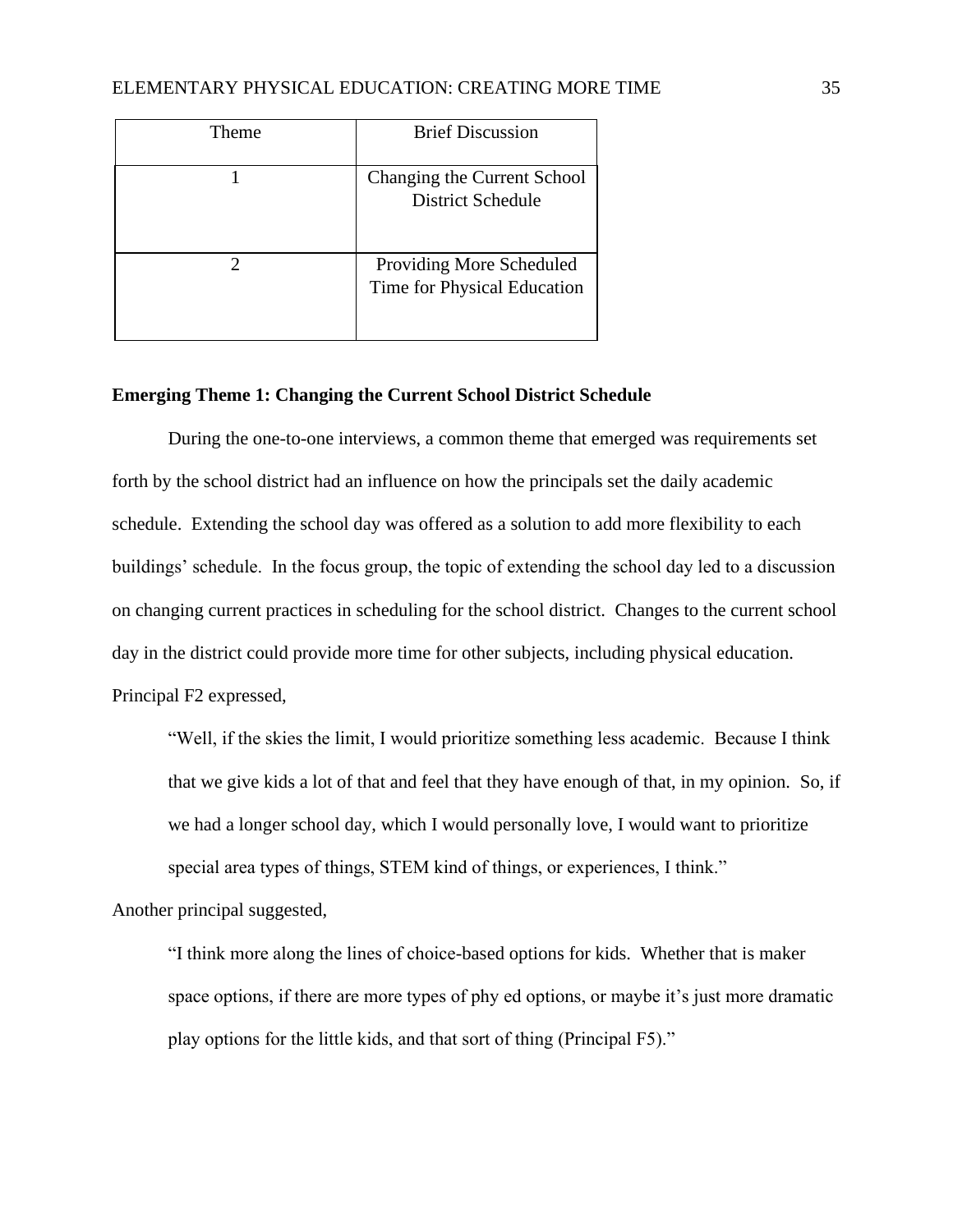| Theme | Brief Discussion |
| --- | --- |
| 1 | Changing the Current School District Schedule |
| 2 | Providing More Scheduled Time for Physical Education |

**Emerging Theme 1: Changing the Current School District Schedule**

During the one-to-one interviews, a common theme that emerged was requirements set forth by the school district had an influence on how the principals set the daily academic schedule. Extending the school day was offered as a solution to add more flexibility to each buildings' schedule. In the focus group, the topic of extending the school day led to a discussion on changing current practices in scheduling for the school district. Changes to the current school day in the district could provide more time for other subjects, including physical education. Principal F2 expressed,

> "Well, if the skies the limit, I would prioritize something less academic. Because I think that we give kids a lot of that and feel that they have enough of that, in my opinion. So, if we had a longer school day, which I would personally love, I would want to prioritize special area types of things, STEM kind of things, or experiences, I think."

Another principal suggested,

> "I think more along the lines of choice-based options for kids. Whether that is maker space options, if there are more types of phy ed options, or maybe it's just more dramatic play options for the little kids, and that sort of thing (Principal F5)."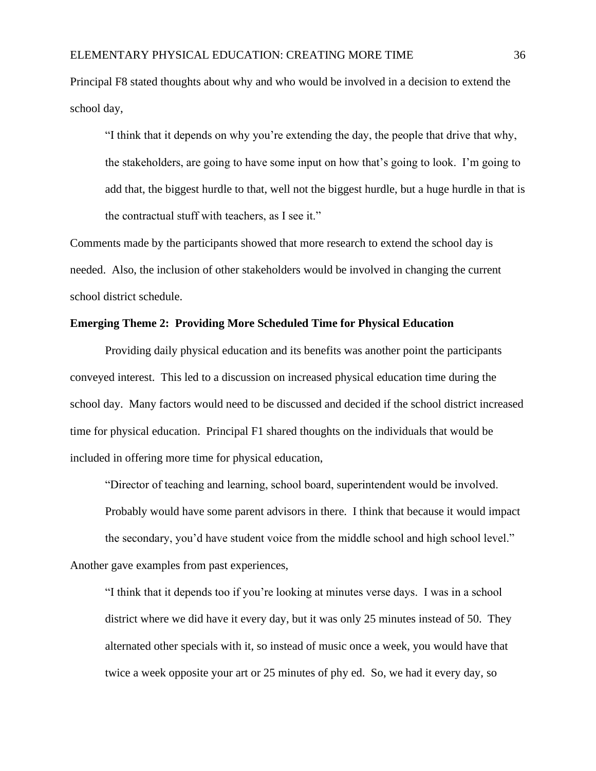Principal F8 stated thoughts about why and who would be involved in a decision to extend the school day,

> "I think that it depends on why you're extending the day, the people that drive that why, the stakeholders, are going to have some input on how that's going to look. I'm going to add that, the biggest hurdle to that, well not the biggest hurdle, but a huge hurdle in that is the contractual stuff with teachers, as I see it."

Comments made by the participants showed that more research to extend the school day is needed. Also, the inclusion of other stakeholders would be involved in changing the current school district schedule.

**Emerging Theme 2: Providing More Scheduled Time for Physical Education**

Providing daily physical education and its benefits was another point the participants conveyed interest. This led to a discussion on increased physical education time during the school day. Many factors would need to be discussed and decided if the school district increased time for physical education. Principal F1 shared thoughts on the individuals that would be included in offering more time for physical education,

> "Director of teaching and learning, school board, superintendent would be involved. Probably would have some parent advisors in there. I think that because it would impact the secondary, you'd have student voice from the middle school and high school level."

Another gave examples from past experiences,

> "I think that it depends too if you're looking at minutes verse days. I was in a school district where we did have it every day, but it was only 25 minutes instead of 50. They alternated other specials with it, so instead of music once a week, you would have that twice a week opposite your art or 25 minutes of phy ed. So, we had it every day, so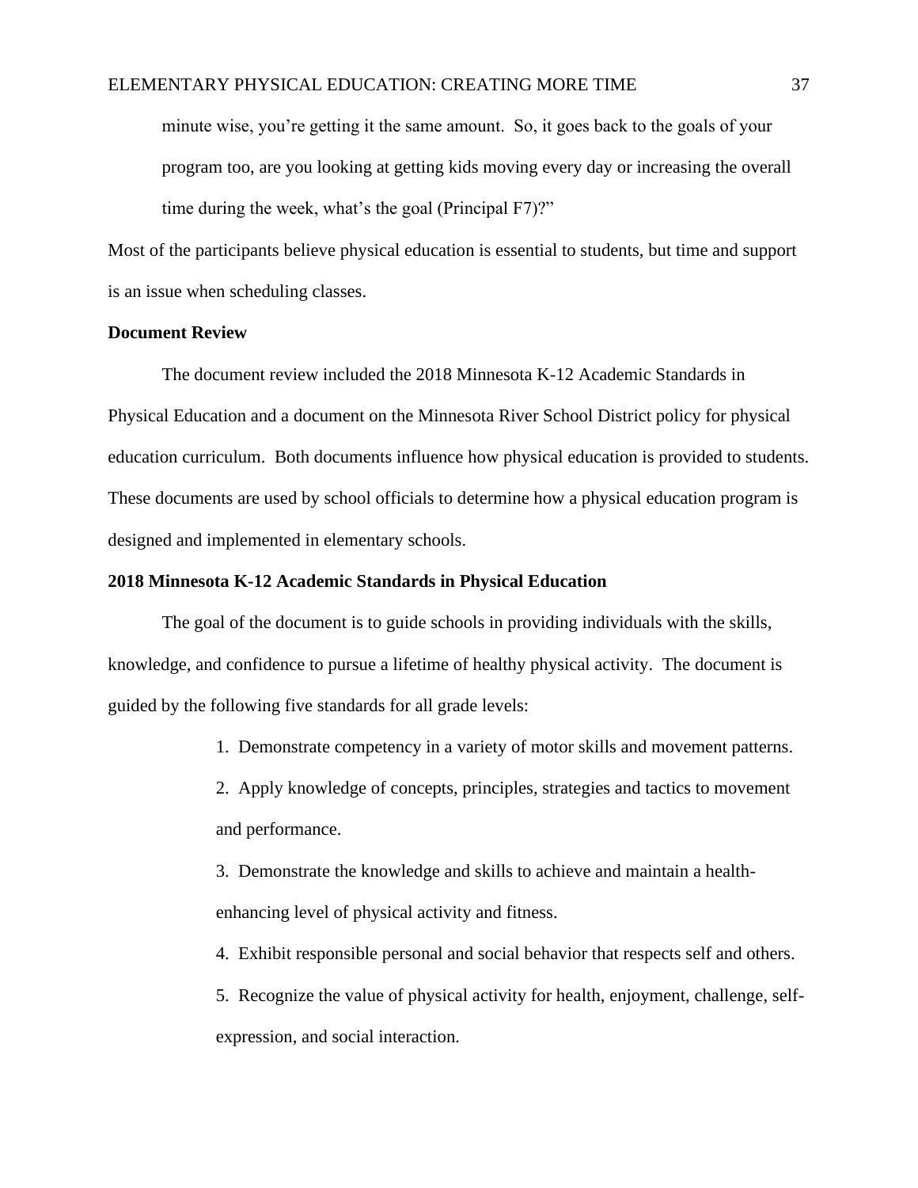> minute wise, you're getting it the same amount. So, it goes back to the goals of your program too, are you looking at getting kids moving every day or increasing the overall time during the week, what's the goal (Principal F7)?"

Most of the participants believe physical education is essential to students, but time and support is an issue when scheduling classes.

**Document Review**

The document review included the 2018 Minnesota K-12 Academic Standards in Physical Education and a document on the Minnesota River School District policy for physical education curriculum. Both documents influence how physical education is provided to students. These documents are used by school officials to determine how a physical education program is designed and implemented in elementary schools.

**2018 Minnesota K-12 Academic Standards in Physical Education**

The goal of the document is to guide schools in providing individuals with the skills, knowledge, and confidence to pursue a lifetime of healthy physical activity. The document is guided by the following five standards for all grade levels:

1. Demonstrate competency in a variety of motor skills and movement patterns.
2. Apply knowledge of concepts, principles, strategies and tactics to movement and performance.
3. Demonstrate the knowledge and skills to achieve and maintain a health-enhancing level of physical activity and fitness.
4. Exhibit responsible personal and social behavior that respects self and others.
5. Recognize the value of physical activity for health, enjoyment, challenge, self-expression, and social interaction.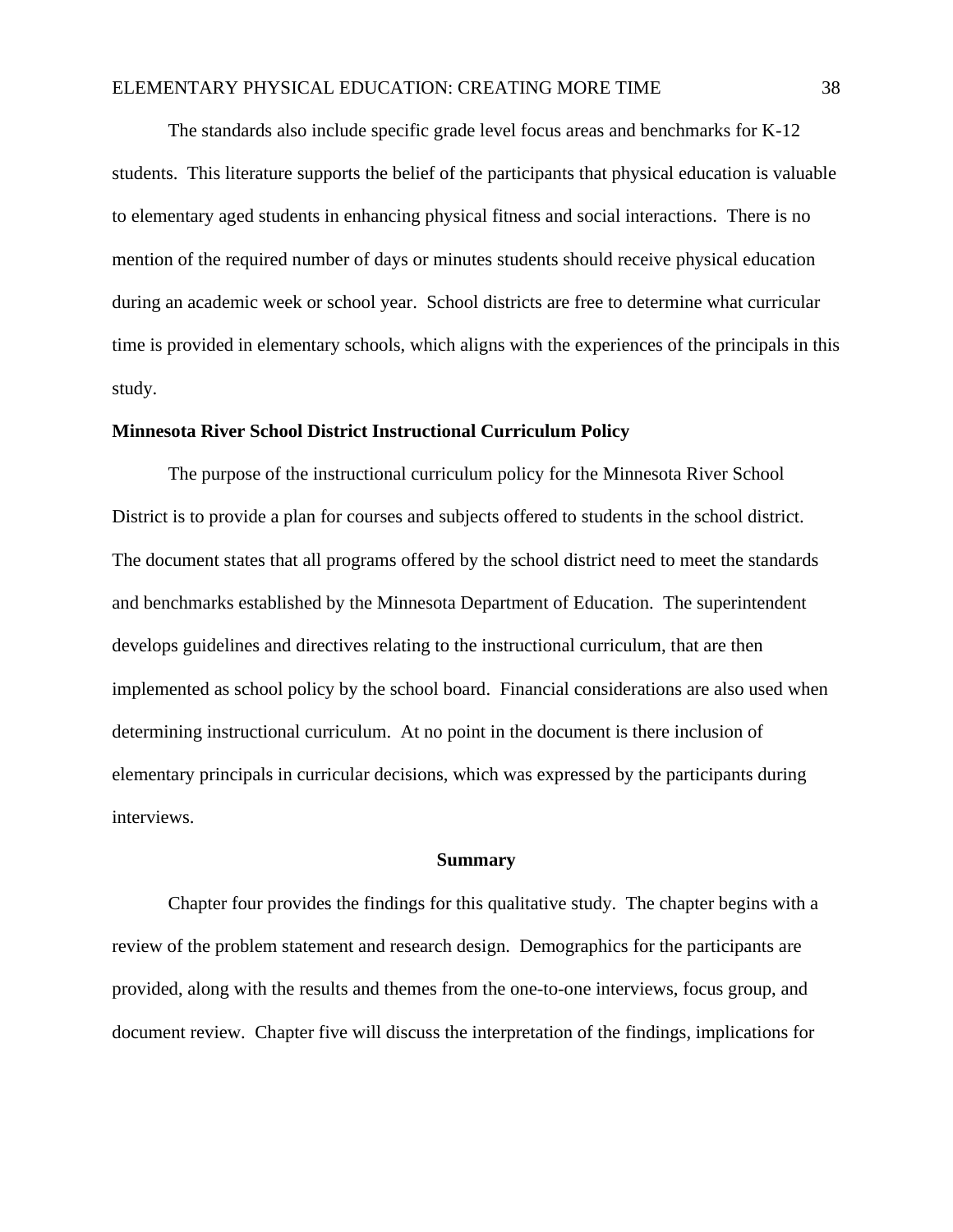The standards also include specific grade level focus areas and benchmarks for K-12 students. This literature supports the belief of the participants that physical education is valuable to elementary aged students in enhancing physical fitness and social interactions. There is no mention of the required number of days or minutes students should receive physical education during an academic week or school year. School districts are free to determine what curricular time is provided in elementary schools, which aligns with the experiences of the principals in this study.

**Minnesota River School District Instructional Curriculum Policy**

The purpose of the instructional curriculum policy for the Minnesota River School District is to provide a plan for courses and subjects offered to students in the school district. The document states that all programs offered by the school district need to meet the standards and benchmarks established by the Minnesota Department of Education. The superintendent develops guidelines and directives relating to the instructional curriculum, that are then implemented as school policy by the school board. Financial considerations are also used when determining instructional curriculum. At no point in the document is there inclusion of elementary principals in curricular decisions, which was expressed by the participants during interviews.

## Summary

Chapter four provides the findings for this qualitative study. The chapter begins with a review of the problem statement and research design. Demographics for the participants are provided, along with the results and themes from the one-to-one interviews, focus group, and document review. Chapter five will discuss the interpretation of the findings, implications for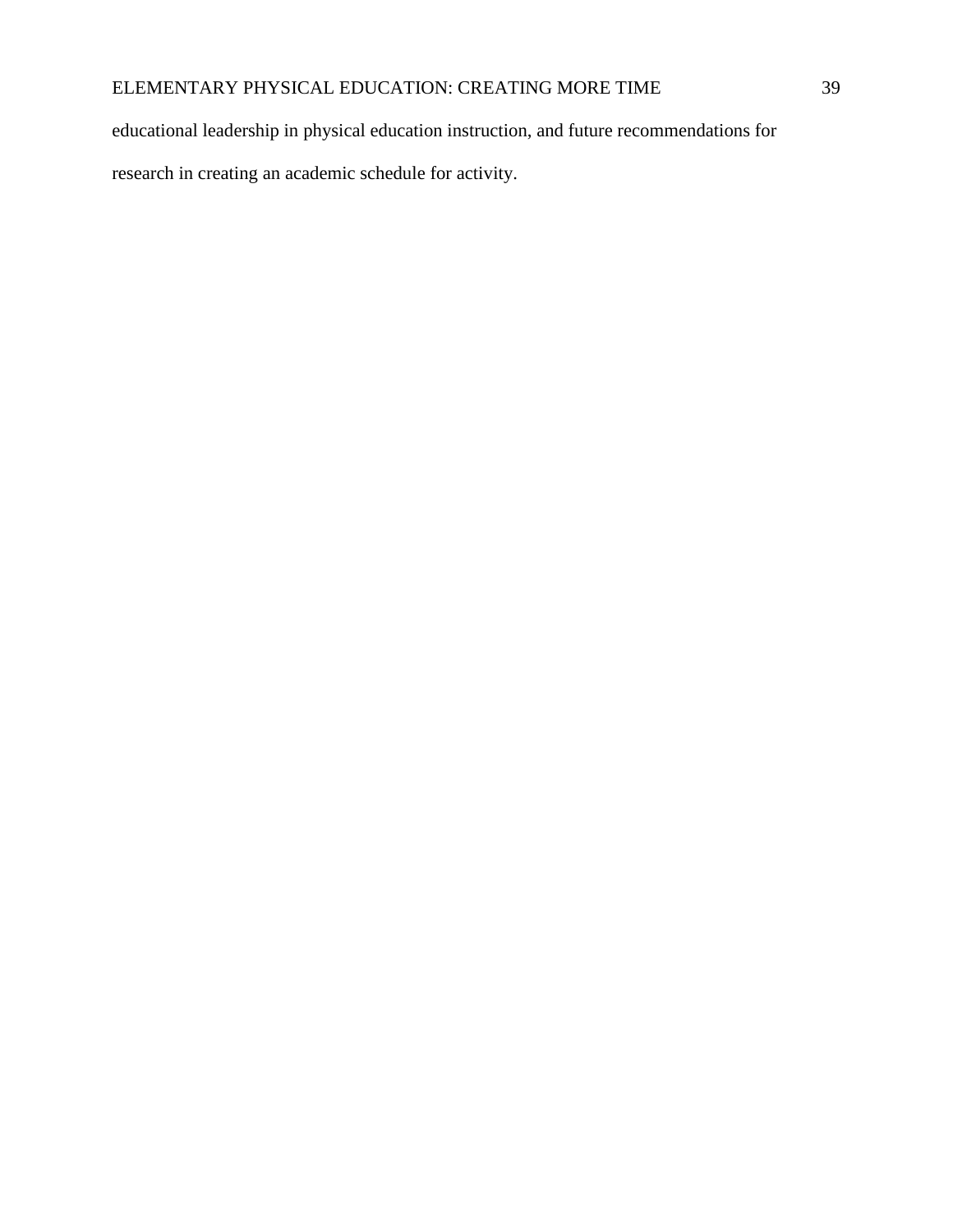educational leadership in physical education instruction, and future recommendations for research in creating an academic schedule for activity.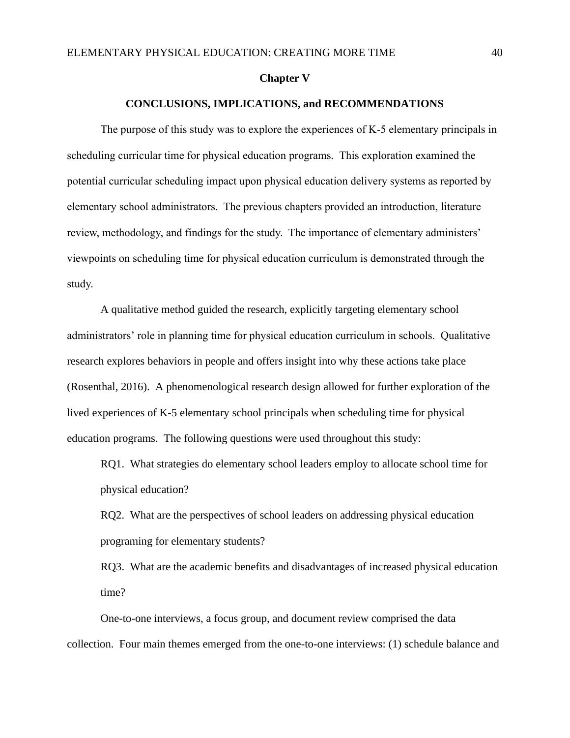# Chapter V

## CONCLUSIONS, IMPLICATIONS, and RECOMMENDATIONS

The purpose of this study was to explore the experiences of K-5 elementary principals in scheduling curricular time for physical education programs. This exploration examined the potential curricular scheduling impact upon physical education delivery systems as reported by elementary school administrators. The previous chapters provided an introduction, literature review, methodology, and findings for the study. The importance of elementary administers' viewpoints on scheduling time for physical education curriculum is demonstrated through the study.

A qualitative method guided the research, explicitly targeting elementary school administrators' role in planning time for physical education curriculum in schools. Qualitative research explores behaviors in people and offers insight into why these actions take place (Rosenthal, 2016). A phenomenological research design allowed for further exploration of the lived experiences of K-5 elementary school principals when scheduling time for physical education programs. The following questions were used throughout this study:

RQ1. What strategies do elementary school leaders employ to allocate school time for physical education?

RQ2. What are the perspectives of school leaders on addressing physical education programing for elementary students?

RQ3. What are the academic benefits and disadvantages of increased physical education time?

One-to-one interviews, a focus group, and document review comprised the data collection. Four main themes emerged from the one-to-one interviews: (1) schedule balance and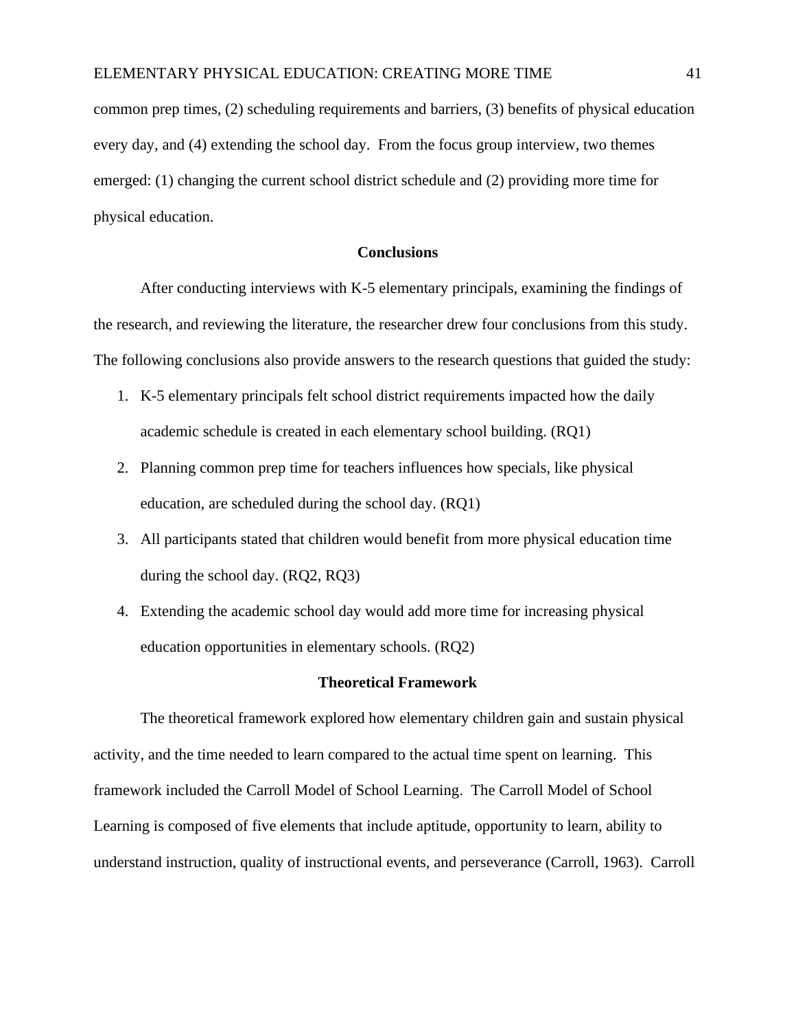common prep times, (2) scheduling requirements and barriers, (3) benefits of physical education every day, and (4) extending the school day. From the focus group interview, two themes emerged: (1) changing the current school district schedule and (2) providing more time for physical education.

## Conclusions

After conducting interviews with K-5 elementary principals, examining the findings of the research, and reviewing the literature, the researcher drew four conclusions from this study. The following conclusions also provide answers to the research questions that guided the study:

1. K-5 elementary principals felt school district requirements impacted how the daily academic schedule is created in each elementary school building. (RQ1)
2. Planning common prep time for teachers influences how specials, like physical education, are scheduled during the school day. (RQ1)
3. All participants stated that children would benefit from more physical education time during the school day. (RQ2, RQ3)
4. Extending the academic school day would add more time for increasing physical education opportunities in elementary schools. (RQ2)

## Theoretical Framework

The theoretical framework explored how elementary children gain and sustain physical activity, and the time needed to learn compared to the actual time spent on learning. This framework included the Carroll Model of School Learning. The Carroll Model of School Learning is composed of five elements that include aptitude, opportunity to learn, ability to understand instruction, quality of instructional events, and perseverance (Carroll, 1963). Carroll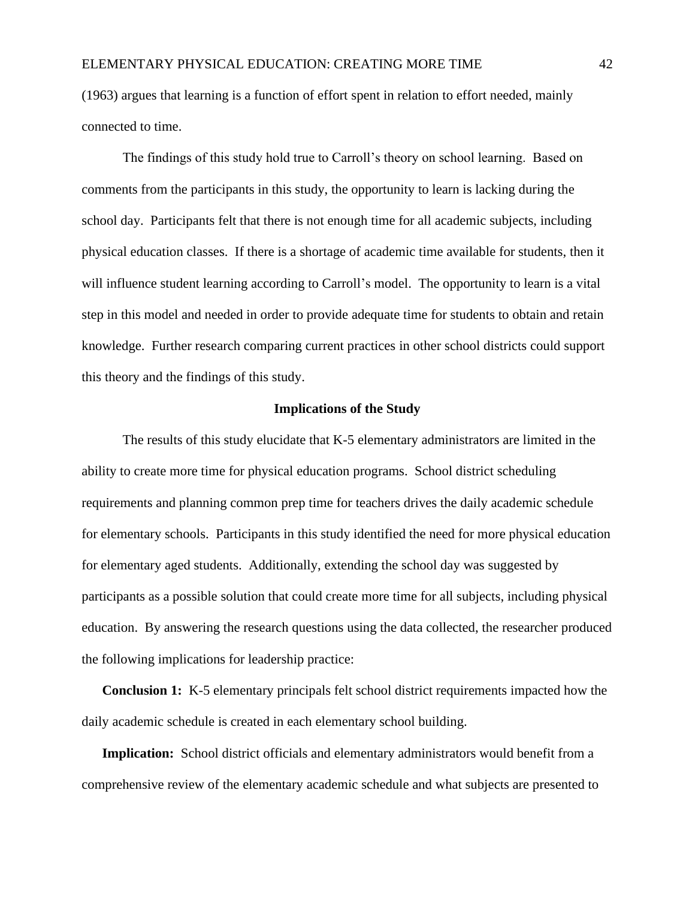(1963) argues that learning is a function of effort spent in relation to effort needed, mainly connected to time.

The findings of this study hold true to Carroll's theory on school learning. Based on comments from the participants in this study, the opportunity to learn is lacking during the school day. Participants felt that there is not enough time for all academic subjects, including physical education classes. If there is a shortage of academic time available for students, then it will influence student learning according to Carroll's model. The opportunity to learn is a vital step in this model and needed in order to provide adequate time for students to obtain and retain knowledge. Further research comparing current practices in other school districts could support this theory and the findings of this study.

## Implications of the Study

The results of this study elucidate that K-5 elementary administrators are limited in the ability to create more time for physical education programs. School district scheduling requirements and planning common prep time for teachers drives the daily academic schedule for elementary schools. Participants in this study identified the need for more physical education for elementary aged students. Additionally, extending the school day was suggested by participants as a possible solution that could create more time for all subjects, including physical education. By answering the research questions using the data collected, the researcher produced the following implications for leadership practice:

**Conclusion 1:** K-5 elementary principals felt school district requirements impacted how the daily academic schedule is created in each elementary school building.

**Implication:** School district officials and elementary administrators would benefit from a comprehensive review of the elementary academic schedule and what subjects are presented to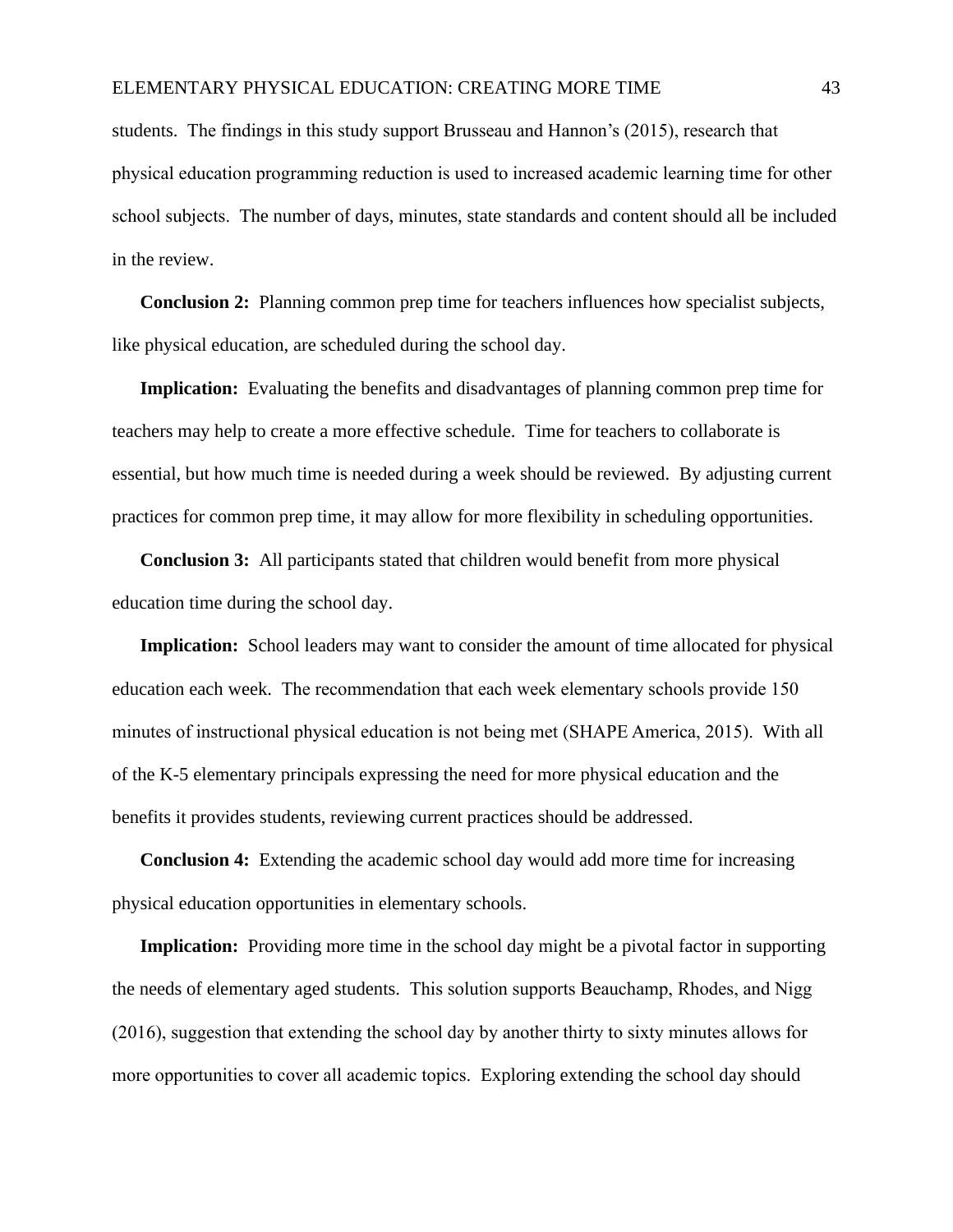students. The findings in this study support Brusseau and Hannon's (2015), research that physical education programming reduction is used to increased academic learning time for other school subjects. The number of days, minutes, state standards and content should all be included in the review.

**Conclusion 2:** Planning common prep time for teachers influences how specialist subjects, like physical education, are scheduled during the school day.

**Implication:** Evaluating the benefits and disadvantages of planning common prep time for teachers may help to create a more effective schedule. Time for teachers to collaborate is essential, but how much time is needed during a week should be reviewed. By adjusting current practices for common prep time, it may allow for more flexibility in scheduling opportunities.

**Conclusion 3:** All participants stated that children would benefit from more physical education time during the school day.

**Implication:** School leaders may want to consider the amount of time allocated for physical education each week. The recommendation that each week elementary schools provide 150 minutes of instructional physical education is not being met (SHAPE America, 2015). With all of the K-5 elementary principals expressing the need for more physical education and the benefits it provides students, reviewing current practices should be addressed.

**Conclusion 4:** Extending the academic school day would add more time for increasing physical education opportunities in elementary schools.

**Implication:** Providing more time in the school day might be a pivotal factor in supporting the needs of elementary aged students. This solution supports Beauchamp, Rhodes, and Nigg (2016), suggestion that extending the school day by another thirty to sixty minutes allows for more opportunities to cover all academic topics. Exploring extending the school day should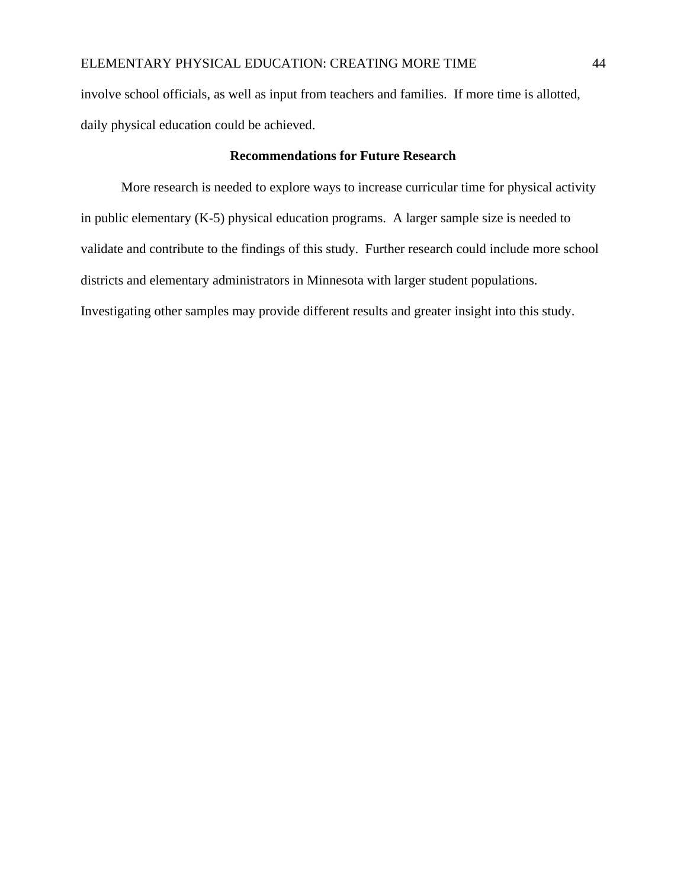involve school officials, as well as input from teachers and families. If more time is allotted, daily physical education could be achieved.

## Recommendations for Future Research

More research is needed to explore ways to increase curricular time for physical activity in public elementary (K-5) physical education programs. A larger sample size is needed to validate and contribute to the findings of this study. Further research could include more school districts and elementary administrators in Minnesota with larger student populations. Investigating other samples may provide different results and greater insight into this study.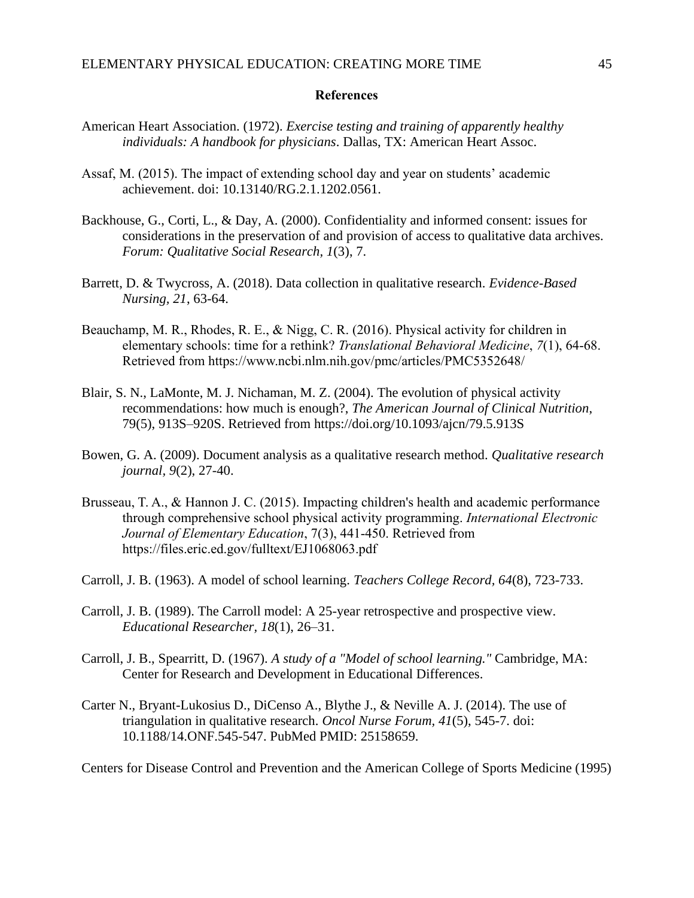## References

American Heart Association. (1972). *Exercise testing and training of apparently healthy individuals: A handbook for physicians*. Dallas, TX: American Heart Assoc.

Assaf, M. (2015). The impact of extending school day and year on students' academic achievement. doi: 10.13140/RG.2.1.1202.0561.

Backhouse, G., Corti, L., & Day, A. (2000). Confidentiality and informed consent: issues for considerations in the preservation of and provision of access to qualitative data archives. *Forum: Qualitative Social Research, 1*(3), 7.

Barrett, D. & Twycross, A. (2018). Data collection in qualitative research. *Evidence-Based Nursing, 21*, 63-64.

Beauchamp, M. R., Rhodes, R. E., & Nigg, C. R. (2016). Physical activity for children in elementary schools: time for a rethink? *Translational Behavioral Medicine*, *7*(1), 64-68. Retrieved from https://www.ncbi.nlm.nih.gov/pmc/articles/PMC5352648/

Blair, S. N., LaMonte, M. J. Nichaman, M. Z. (2004). The evolution of physical activity recommendations: how much is enough?, *The American Journal of Clinical Nutrition*, 79(5), 913S–920S. Retrieved from https://doi.org/10.1093/ajcn/79.5.913S

Bowen, G. A. (2009). Document analysis as a qualitative research method. *Qualitative research journal*, *9*(2), 27-40.

Brusseau, T. A., & Hannon J. C. (2015). Impacting children's health and academic performance through comprehensive school physical activity programming. *International Electronic Journal of Elementary Education*, 7(3), 441-450. Retrieved from https://files.eric.ed.gov/fulltext/EJ1068063.pdf

Carroll, J. B. (1963). A model of school learning. *Teachers College Record, 64*(8), 723-733.

Carroll, J. B. (1989). The Carroll model: A 25-year retrospective and prospective view. *Educational Researcher, 18*(1), 26–31.

Carroll, J. B., Spearritt, D. (1967). *A study of a "Model of school learning."* Cambridge, MA: Center for Research and Development in Educational Differences.

Carter N., Bryant-Lukosius D., DiCenso A., Blythe J., & Neville A. J. (2014). The use of triangulation in qualitative research. *Oncol Nurse Forum, 41*(5), 545-7. doi: 10.1188/14.ONF.545-547. PubMed PMID: 25158659.

Centers for Disease Control and Prevention and the American College of Sports Medicine (1995)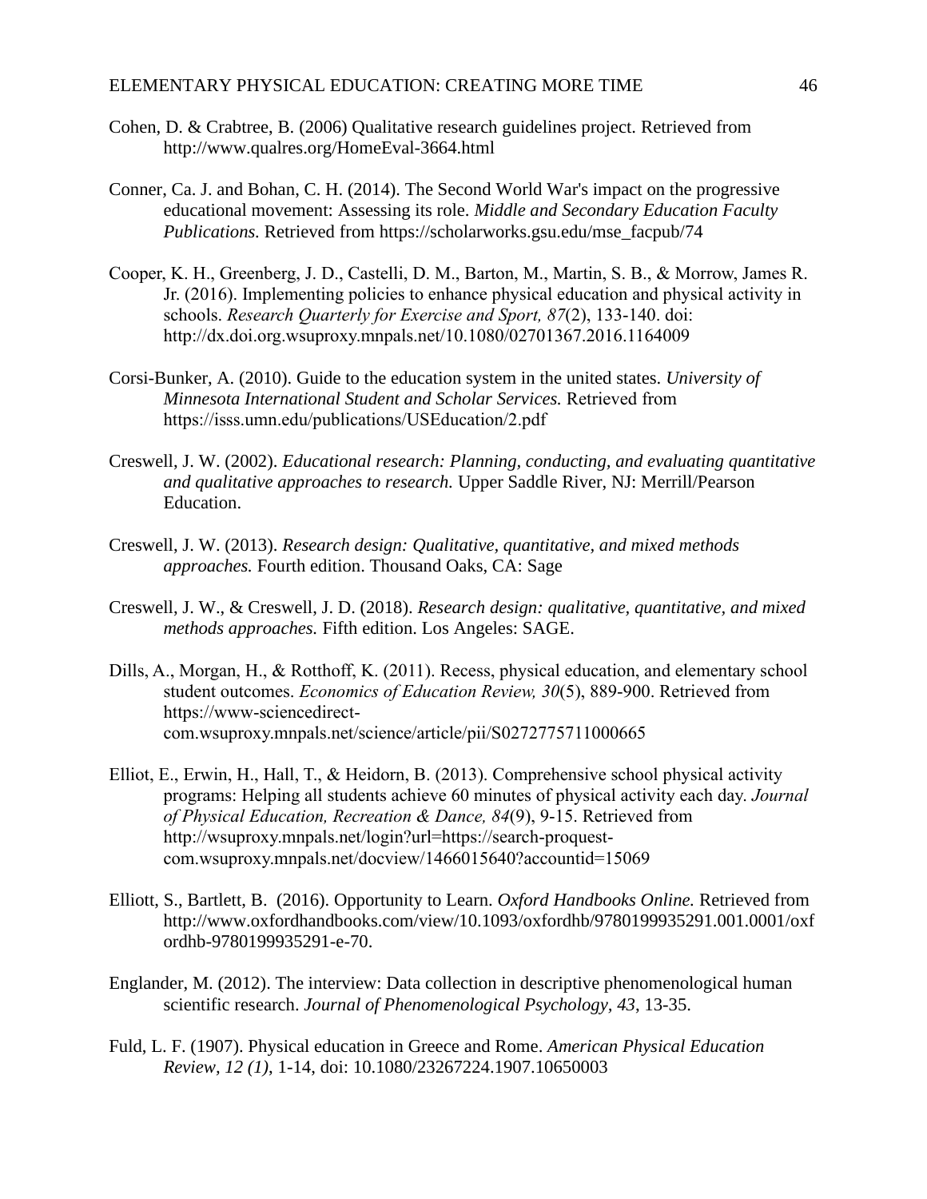Cohen, D. & Crabtree, B. (2006) Qualitative research guidelines project. Retrieved from http://www.qualres.org/HomeEval-3664.html

Conner, Ca. J. and Bohan, C. H. (2014). The Second World War's impact on the progressive educational movement: Assessing its role. *Middle and Secondary Education Faculty Publications.* Retrieved from https://scholarworks.gsu.edu/mse_facpub/74

Cooper, K. H., Greenberg, J. D., Castelli, D. M., Barton, M., Martin, S. B., & Morrow, James R. Jr. (2016). Implementing policies to enhance physical education and physical activity in schools. *Research Quarterly for Exercise and Sport, 87*(2), 133-140. doi: http://dx.doi.org.wsuproxy.mnpals.net/10.1080/02701367.2016.1164009

Corsi-Bunker, A. (2010). Guide to the education system in the united states. *University of Minnesota International Student and Scholar Services.* Retrieved from https://isss.umn.edu/publications/USEducation/2.pdf

Creswell, J. W. (2002). *Educational research: Planning, conducting, and evaluating quantitative and qualitative approaches to research.* Upper Saddle River, NJ: Merrill/Pearson Education.

Creswell, J. W. (2013). *Research design: Qualitative, quantitative, and mixed methods approaches.* Fourth edition. Thousand Oaks, CA: Sage

Creswell, J. W., & Creswell, J. D. (2018). *Research design: qualitative, quantitative, and mixed methods approaches.* Fifth edition. Los Angeles: SAGE.

Dills, A., Morgan, H., & Rotthoff, K. (2011). Recess, physical education, and elementary school student outcomes. *Economics of Education Review, 30*(5), 889-900. Retrieved from https://www-sciencedirect-com.wsuproxy.mnpals.net/science/article/pii/S0272775711000665

Elliot, E., Erwin, H., Hall, T., & Heidorn, B. (2013). Comprehensive school physical activity programs: Helping all students achieve 60 minutes of physical activity each day. *Journal of Physical Education, Recreation & Dance, 84*(9), 9-15. Retrieved from http://wsuproxy.mnpals.net/login?url=https://search-proquest-com.wsuproxy.mnpals.net/docview/1466015640?accountid=15069

Elliott, S., Bartlett, B. (2016). Opportunity to Learn. *Oxford Handbooks Online.* Retrieved from http://www.oxfordhandbooks.com/view/10.1093/oxfordhb/9780199935291.001.0001/oxfordhb-9780199935291-e-70.

Englander, M. (2012). The interview: Data collection in descriptive phenomenological human scientific research. *Journal of Phenomenological Psychology, 43*, 13-35.

Fuld, L. F. (1907). Physical education in Greece and Rome. *American Physical Education Review, 12 (1)*, 1-14, doi: 10.1080/23267224.1907.10650003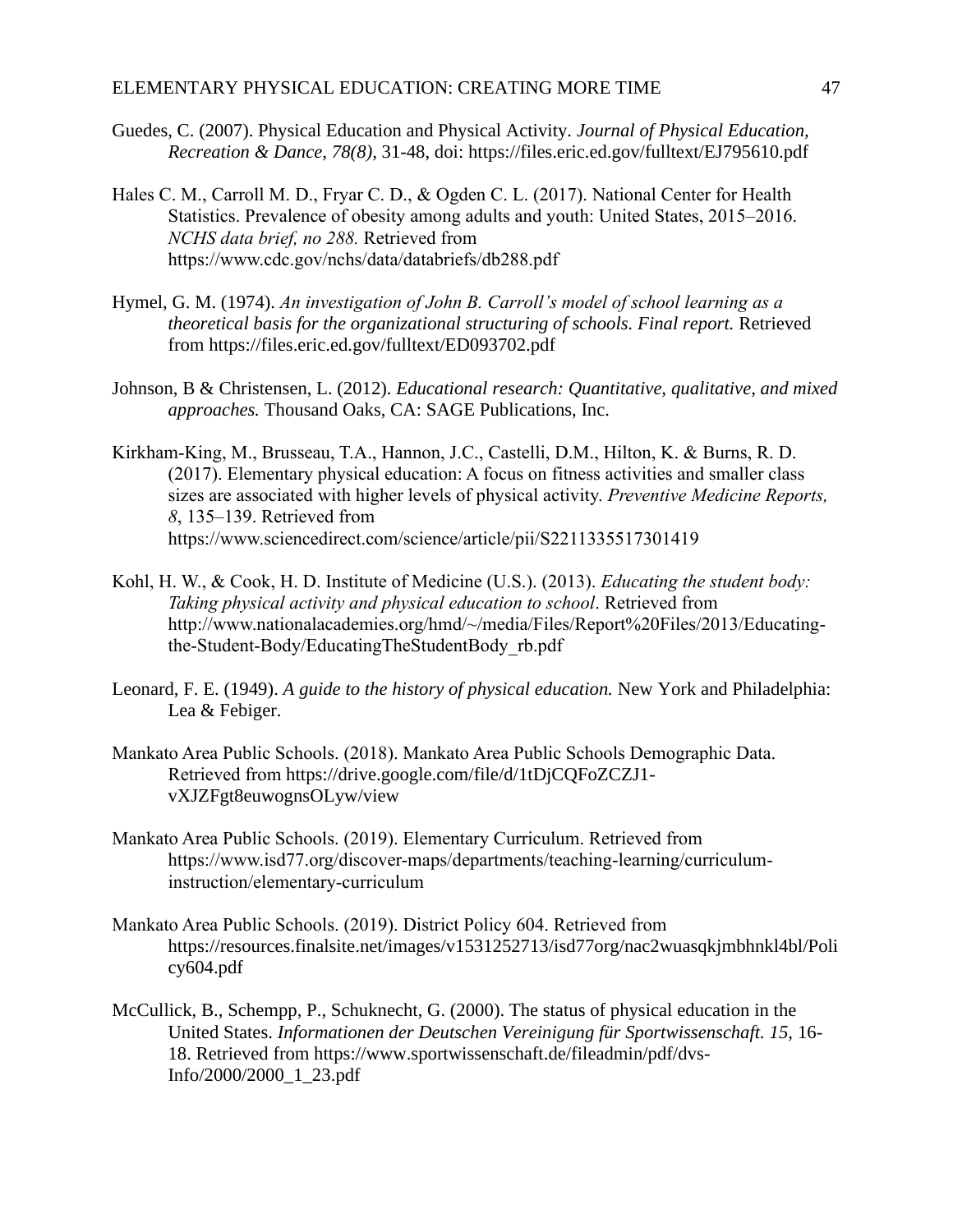Guedes, C. (2007). Physical Education and Physical Activity. *Journal of Physical Education, Recreation & Dance, 78(8),* 31-48, doi: https://files.eric.ed.gov/fulltext/EJ795610.pdf

Hales C. M., Carroll M. D., Fryar C. D., & Ogden C. L. (2017). National Center for Health Statistics. Prevalence of obesity among adults and youth: United States, 2015–2016. *NCHS data brief, no 288.* Retrieved from https://www.cdc.gov/nchs/data/databriefs/db288.pdf

Hymel, G. M. (1974). *An investigation of John B. Carroll's model of school learning as a theoretical basis for the organizational structuring of schools. Final report.* Retrieved from https://files.eric.ed.gov/fulltext/ED093702.pdf

Johnson, B & Christensen, L. (2012). *Educational research: Quantitative, qualitative, and mixed approaches.* Thousand Oaks, CA: SAGE Publications, Inc.

Kirkham-King, M., Brusseau, T.A., Hannon, J.C., Castelli, D.M., Hilton, K. & Burns, R. D. (2017). Elementary physical education: A focus on fitness activities and smaller class sizes are associated with higher levels of physical activity. *Preventive Medicine Reports, 8*, 135–139. Retrieved from https://www.sciencedirect.com/science/article/pii/S2211335517301419

Kohl, H. W., & Cook, H. D. Institute of Medicine (U.S.). (2013). *Educating the student body: Taking physical activity and physical education to school*. Retrieved from http://www.nationalacademies.org/hmd/~/media/Files/Report%20Files/2013/Educating-the-Student-Body/EducatingTheStudentBody_rb.pdf

Leonard, F. E. (1949). *A guide to the history of physical education.* New York and Philadelphia: Lea & Febiger.

Mankato Area Public Schools. (2018). Mankato Area Public Schools Demographic Data. Retrieved from https://drive.google.com/file/d/1tDjCQFoZCZJ1-vXJZFgt8euwognsOLyw/view

Mankato Area Public Schools. (2019). Elementary Curriculum. Retrieved from https://www.isd77.org/discover-maps/departments/teaching-learning/curriculum-instruction/elementary-curriculum

Mankato Area Public Schools. (2019). District Policy 604. Retrieved from https://resources.finalsite.net/images/v1531252713/isd77org/nac2wuasqkjmbhnkl4bl/Policy604.pdf

McCullick, B., Schempp, P., Schuknecht, G. (2000). The status of physical education in the United States. *Informationen der Deutschen Vereinigung für Sportwissenschaft. 15,* 16-18. Retrieved from https://www.sportwissenschaft.de/fileadmin/pdf/dvs-Info/2000/2000_1_23.pdf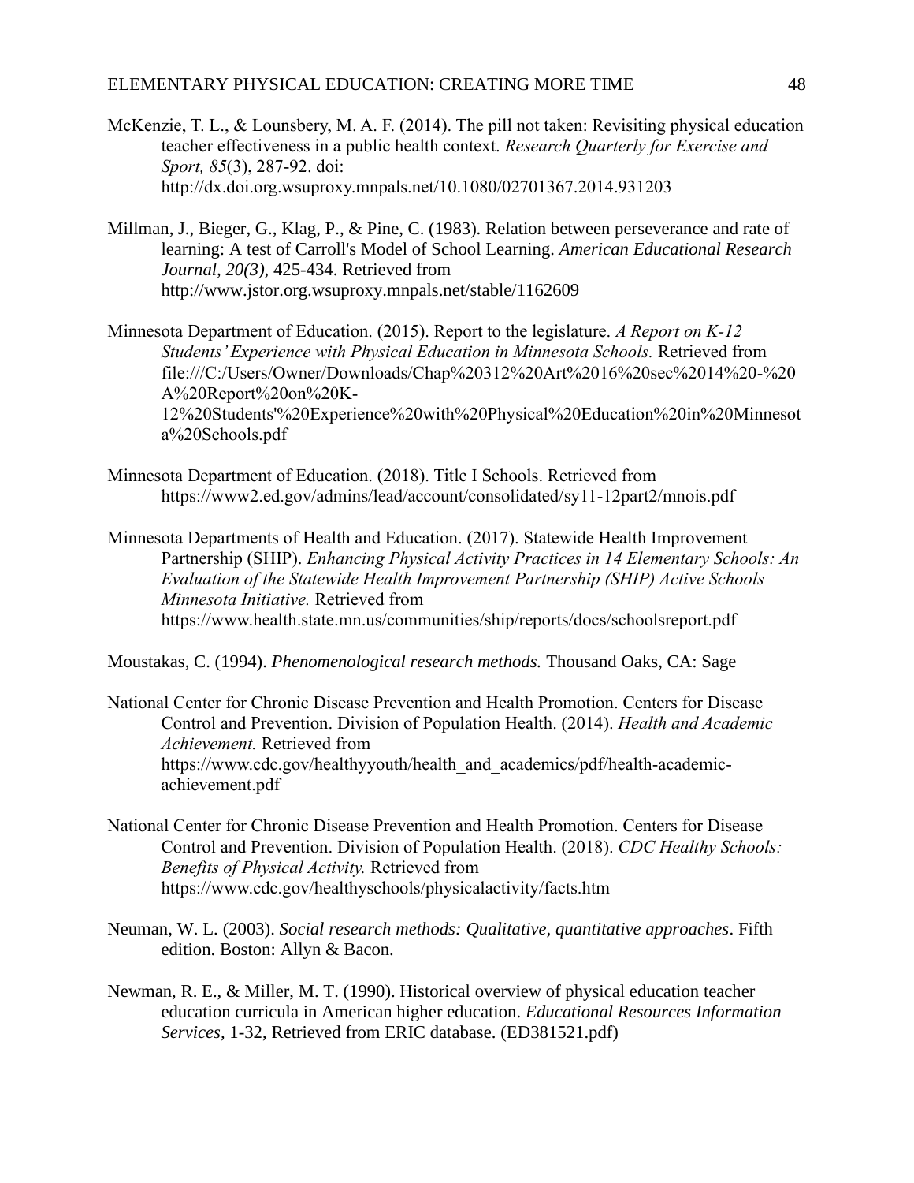McKenzie, T. L., & Lounsbery, M. A. F. (2014). The pill not taken: Revisiting physical education teacher effectiveness in a public health context. *Research Quarterly for Exercise and Sport, 85*(3), 287-92. doi: http://dx.doi.org.wsuproxy.mnpals.net/10.1080/02701367.2014.931203

Millman, J., Bieger, G., Klag, P., & Pine, C. (1983). Relation between perseverance and rate of learning: A test of Carroll's Model of School Learning. *American Educational Research Journal, 20(3)*, 425-434. Retrieved from http://www.jstor.org.wsuproxy.mnpals.net/stable/1162609

Minnesota Department of Education. (2015). Report to the legislature. *A Report on K-12 Students' Experience with Physical Education in Minnesota Schools.* Retrieved from file:///C:/Users/Owner/Downloads/Chap%20312%20Art%2016%20sec%2014%20-%20A%20Report%20on%20K-12%20Students'%20Experience%20with%20Physical%20Education%20in%20Minnesota%20Schools.pdf

Minnesota Department of Education. (2018). Title I Schools. Retrieved from https://www2.ed.gov/admins/lead/account/consolidated/sy11-12part2/mnois.pdf

Minnesota Departments of Health and Education. (2017). Statewide Health Improvement Partnership (SHIP). *Enhancing Physical Activity Practices in 14 Elementary Schools: An Evaluation of the Statewide Health Improvement Partnership (SHIP) Active Schools Minnesota Initiative.* Retrieved from https://www.health.state.mn.us/communities/ship/reports/docs/schoolsreport.pdf

Moustakas, C. (1994). *Phenomenological research methods.* Thousand Oaks, CA: Sage

National Center for Chronic Disease Prevention and Health Promotion. Centers for Disease Control and Prevention. Division of Population Health. (2014). *Health and Academic Achievement.* Retrieved from https://www.cdc.gov/healthyyouth/health_and_academics/pdf/health-academic-achievement.pdf

National Center for Chronic Disease Prevention and Health Promotion. Centers for Disease Control and Prevention. Division of Population Health. (2018). *CDC Healthy Schools: Benefits of Physical Activity.* Retrieved from https://www.cdc.gov/healthyschools/physicalactivity/facts.htm

Neuman, W. L. (2003). *Social research methods: Qualitative, quantitative approaches*. Fifth edition. Boston: Allyn & Bacon.

Newman, R. E., & Miller, M. T. (1990). Historical overview of physical education teacher education curricula in American higher education. *Educational Resources Information Services*, 1-32, Retrieved from ERIC database. (ED381521.pdf)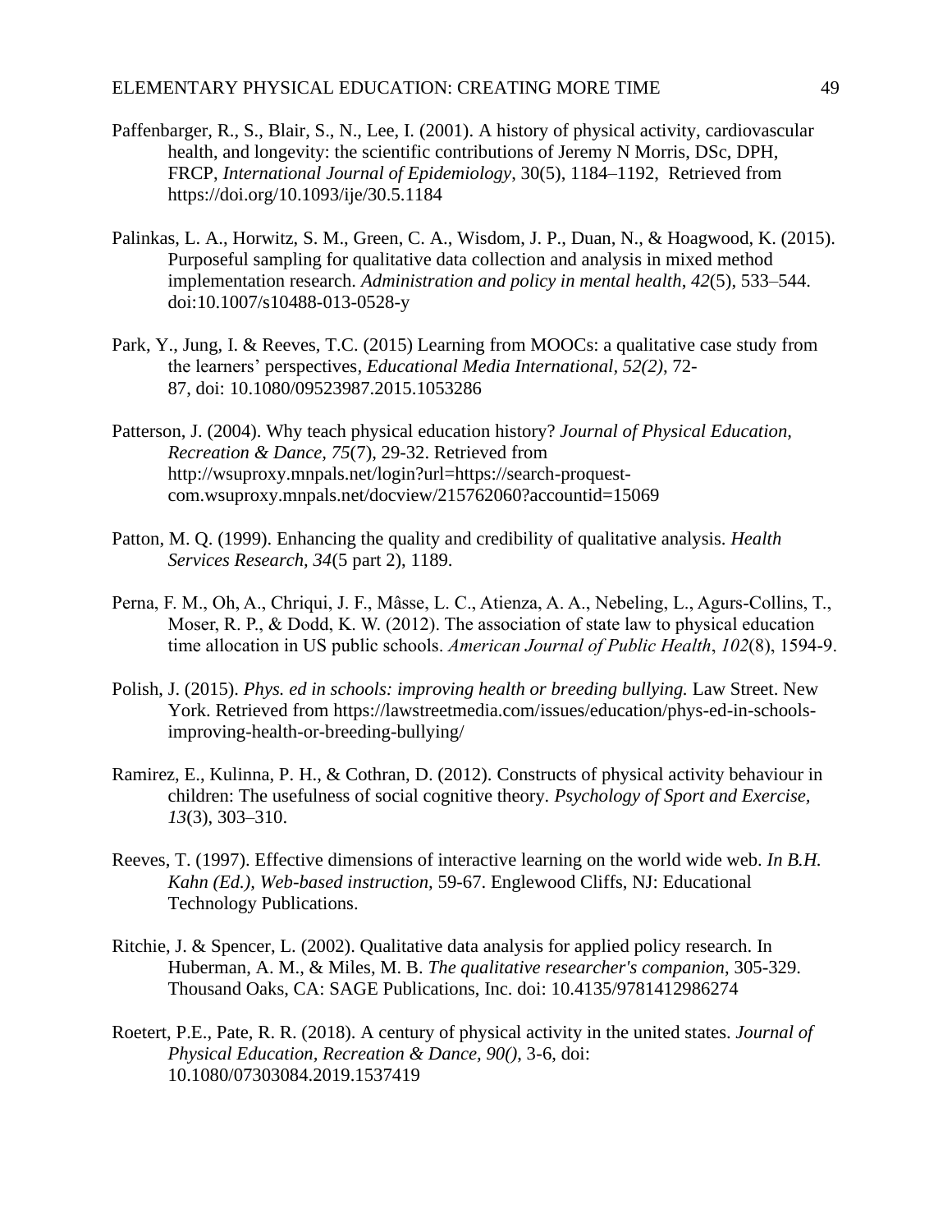Paffenbarger, R., S., Blair, S., N., Lee, I. (2001). A history of physical activity, cardiovascular health, and longevity: the scientific contributions of Jeremy N Morris, DSc, DPH, FRCP, *International Journal of Epidemiology*, 30(5), 1184–1192, Retrieved from https://doi.org/10.1093/ije/30.5.1184

Palinkas, L. A., Horwitz, S. M., Green, C. A., Wisdom, J. P., Duan, N., & Hoagwood, K. (2015). Purposeful sampling for qualitative data collection and analysis in mixed method implementation research. *Administration and policy in mental health*, *42*(5), 533–544. doi:10.1007/s10488-013-0528-y

Park, Y., Jung, I. & Reeves, T.C. (2015) Learning from MOOCs: a qualitative case study from the learners' perspectives, *Educational Media International, 52(2)*, 72-87, doi: 10.1080/09523987.2015.1053286

Patterson, J. (2004). Why teach physical education history? *Journal of Physical Education, Recreation & Dance*, *75*(7), 29-32. Retrieved from http://wsuproxy.mnpals.net/login?url=https://search-proquest-com.wsuproxy.mnpals.net/docview/215762060?accountid=15069

Patton, M. Q. (1999). Enhancing the quality and credibility of qualitative analysis. *Health Services Research, 34*(5 part 2), 1189.

Perna, F. M., Oh, A., Chriqui, J. F., Mâsse, L. C., Atienza, A. A., Nebeling, L., Agurs-Collins, T., Moser, R. P., & Dodd, K. W. (2012). The association of state law to physical education time allocation in US public schools. *American Journal of Public Health*, *102*(8), 1594-9.

Polish, J. (2015). *Phys. ed in schools: improving health or breeding bullying.* Law Street. New York. Retrieved from https://lawstreetmedia.com/issues/education/phys-ed-in-schools-improving-health-or-breeding-bullying/

Ramirez, E., Kulinna, P. H., & Cothran, D. (2012). Constructs of physical activity behaviour in children: The usefulness of social cognitive theory. *Psychology of Sport and Exercise, 13*(3), 303–310.

Reeves, T. (1997). Effective dimensions of interactive learning on the world wide web. *In B.H. Kahn (Ed.), Web-based instruction,* 59-67. Englewood Cliffs, NJ: Educational Technology Publications.

Ritchie, J. & Spencer, L. (2002). Qualitative data analysis for applied policy research. In Huberman, A. M., & Miles, M. B. *The qualitative researcher's companion*, 305-329. Thousand Oaks, CA: SAGE Publications, Inc. doi: 10.4135/9781412986274

Roetert, P.E., Pate, R. R. (2018). A century of physical activity in the united states. *Journal of Physical Education, Recreation & Dance, 90()*, 3-6, doi: 10.1080/07303084.2019.1537419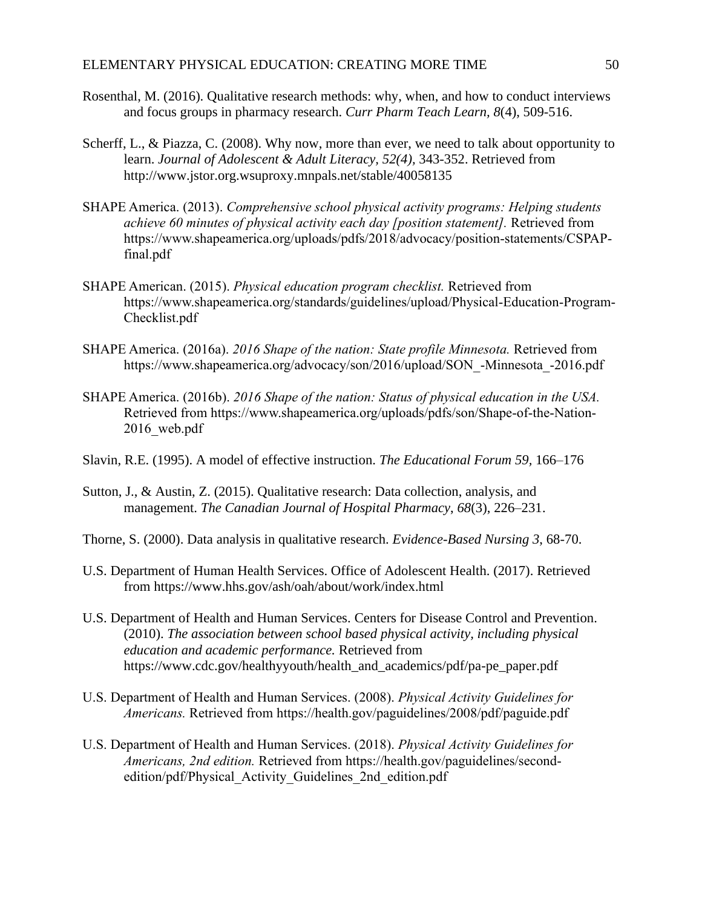Rosenthal, M. (2016). Qualitative research methods: why, when, and how to conduct interviews and focus groups in pharmacy research. *Curr Pharm Teach Learn, 8*(4), 509-516.

Scherff, L., & Piazza, C. (2008). Why now, more than ever, we need to talk about opportunity to learn. *Journal of Adolescent & Adult Literacy, 52(4),* 343-352. Retrieved from http://www.jstor.org.wsuproxy.mnpals.net/stable/40058135

SHAPE America. (2013). *Comprehensive school physical activity programs: Helping students achieve 60 minutes of physical activity each day [position statement].* Retrieved from https://www.shapeamerica.org/uploads/pdfs/2018/advocacy/position-statements/CSPAP-final.pdf

SHAPE American. (2015). *Physical education program checklist.* Retrieved from https://www.shapeamerica.org/standards/guidelines/upload/Physical-Education-Program-Checklist.pdf

SHAPE America. (2016a). *2016 Shape of the nation: State profile Minnesota.* Retrieved from https://www.shapeamerica.org/advocacy/son/2016/upload/SON_-Minnesota_-2016.pdf

SHAPE America. (2016b). *2016 Shape of the nation: Status of physical education in the USA.* Retrieved from https://www.shapeamerica.org/uploads/pdfs/son/Shape-of-the-Nation-2016_web.pdf

Slavin, R.E. (1995). A model of effective instruction. *The Educational Forum 59*, 166–176

Sutton, J., & Austin, Z. (2015). Qualitative research: Data collection, analysis, and management. *The Canadian Journal of Hospital Pharmacy*, *68*(3), 226–231.

Thorne, S. (2000). Data analysis in qualitative research. *Evidence-Based Nursing 3*, 68-70.

U.S. Department of Human Health Services. Office of Adolescent Health. (2017). Retrieved from https://www.hhs.gov/ash/oah/about/work/index.html

U.S. Department of Health and Human Services. Centers for Disease Control and Prevention. (2010). *The association between school based physical activity, including physical education and academic performance.* Retrieved from https://www.cdc.gov/healthyyouth/health_and_academics/pdf/pa-pe_paper.pdf

U.S. Department of Health and Human Services. (2008). *Physical Activity Guidelines for Americans.* Retrieved from https://health.gov/paguidelines/2008/pdf/paguide.pdf

U.S. Department of Health and Human Services. (2018). *Physical Activity Guidelines for Americans, 2nd edition.* Retrieved from https://health.gov/paguidelines/second-edition/pdf/Physical_Activity_Guidelines_2nd_edition.pdf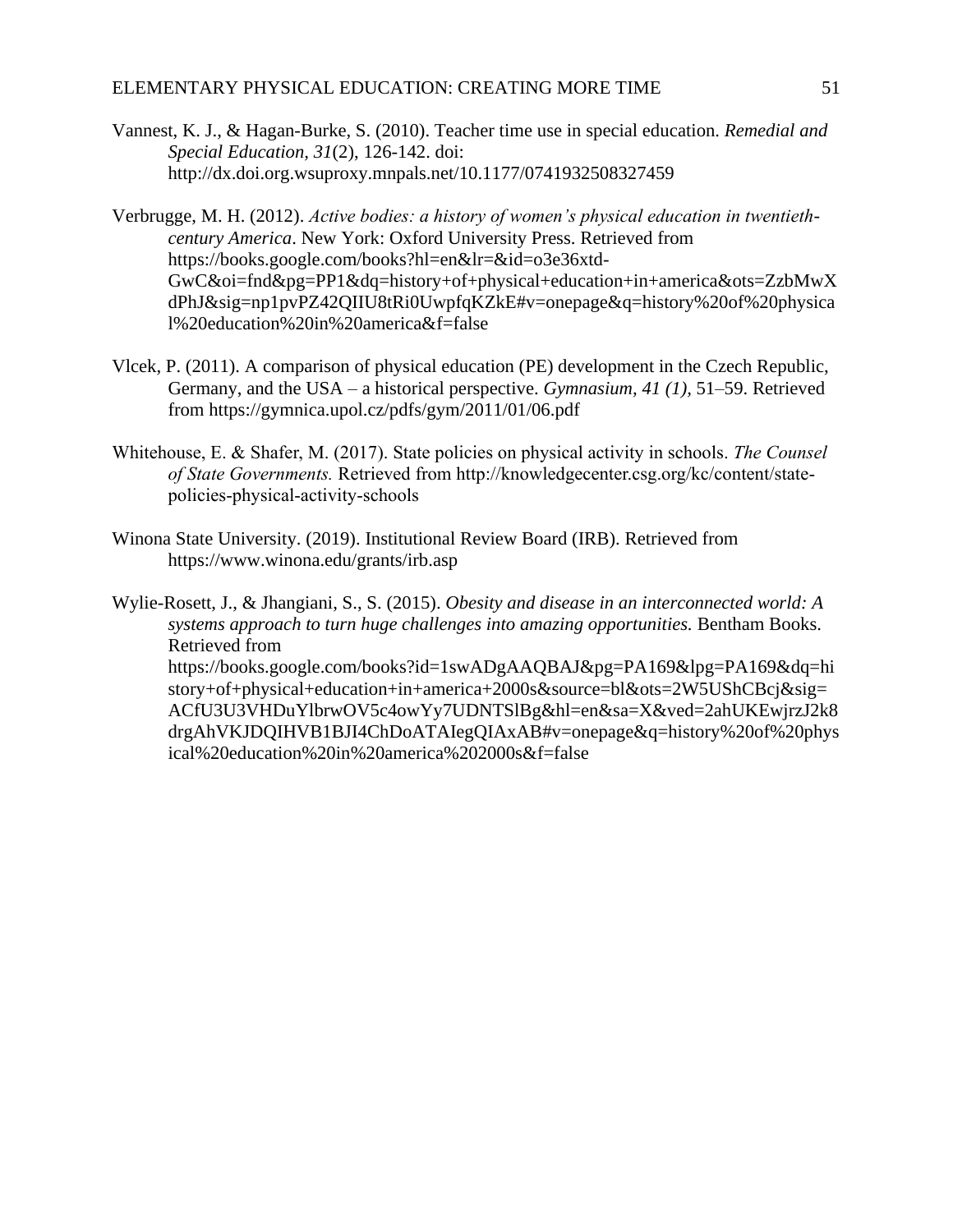Vannest, K. J., & Hagan-Burke, S. (2010). Teacher time use in special education. *Remedial and Special Education, 31*(2), 126-142. doi: http://dx.doi.org.wsuproxy.mnpals.net/10.1177/0741932508327459

Verbrugge, M. H. (2012). *Active bodies: a history of women's physical education in twentieth-century America*. New York: Oxford University Press. Retrieved from https://books.google.com/books?hl=en&lr=&id=o3e36xtd-GwC&oi=fnd&pg=PP1&dq=history+of+physical+education+in+america&ots=ZzbMwXdPhJ&sig=np1pvPZ42QIIU8tRi0UwpfqKZkE#v=onepage&q=history%20of%20physical%20education%20in%20america&f=false

Vlcek, P. (2011). A comparison of physical education (PE) development in the Czech Republic, Germany, and the USA – a historical perspective. *Gymnasium*, *41 (1)*, 51–59. Retrieved from https://gymnica.upol.cz/pdfs/gym/2011/01/06.pdf

Whitehouse, E. & Shafer, M. (2017). State policies on physical activity in schools. *The Counsel of State Governments.* Retrieved from http://knowledgecenter.csg.org/kc/content/state-policies-physical-activity-schools

Winona State University. (2019). Institutional Review Board (IRB). Retrieved from https://www.winona.edu/grants/irb.asp

Wylie-Rosett, J., & Jhangiani, S., S. (2015). *Obesity and disease in an interconnected world: A systems approach to turn huge challenges into amazing opportunities.* Bentham Books. Retrieved from https://books.google.com/books?id=1swADgAAQBAJ&pg=PA169&lpg=PA169&dq=history+of+physical+education+in+america+2000s&source=bl&ots=2W5UShCBcj&sig=ACfU3U3VHDuYlbrwOV5c4owYy7UDNTSlBg&hl=en&sa=X&ved=2ahUKEwjrzJ2k8drgAhVKJDQIHVB1BJI4ChDoATAIegQIAxAB#v=onepage&q=history%20of%20physical%20education%20in%20america%202000s&f=false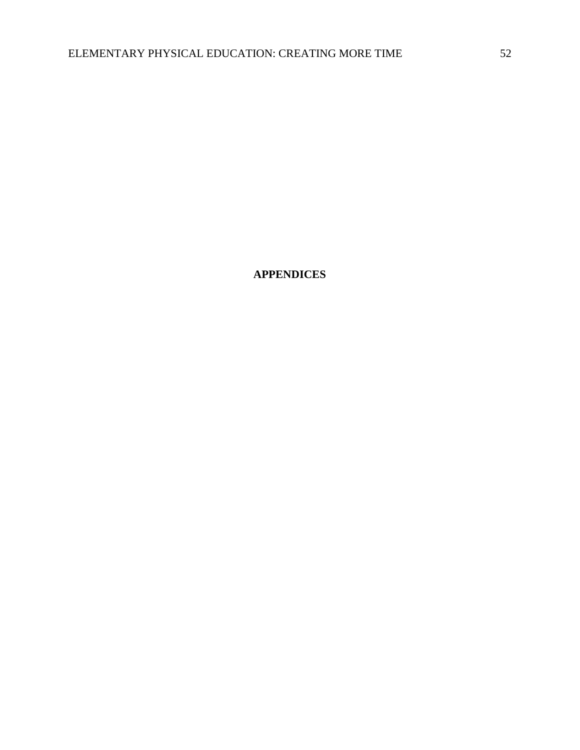# APPENDICES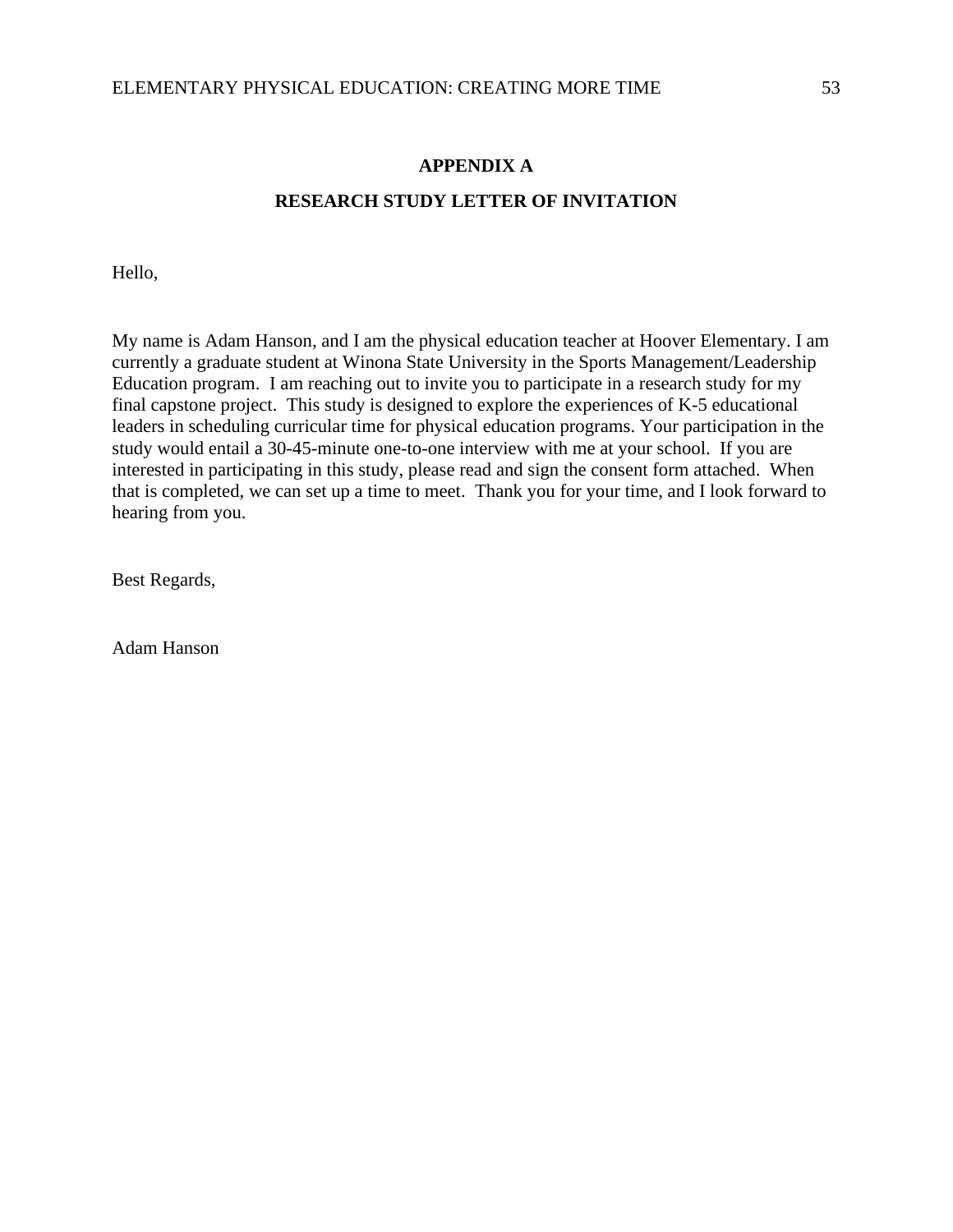## APPENDIX A

## RESEARCH STUDY LETTER OF INVITATION

Hello,

My name is Adam Hanson, and I am the physical education teacher at Hoover Elementary. I am currently a graduate student at Winona State University in the Sports Management/Leadership Education program. I am reaching out to invite you to participate in a research study for my final capstone project. This study is designed to explore the experiences of K-5 educational leaders in scheduling curricular time for physical education programs. Your participation in the study would entail a 30-45-minute one-to-one interview with me at your school. If you are interested in participating in this study, please read and sign the consent form attached. When that is completed, we can set up a time to meet. Thank you for your time, and I look forward to hearing from you.

Best Regards,

Adam Hanson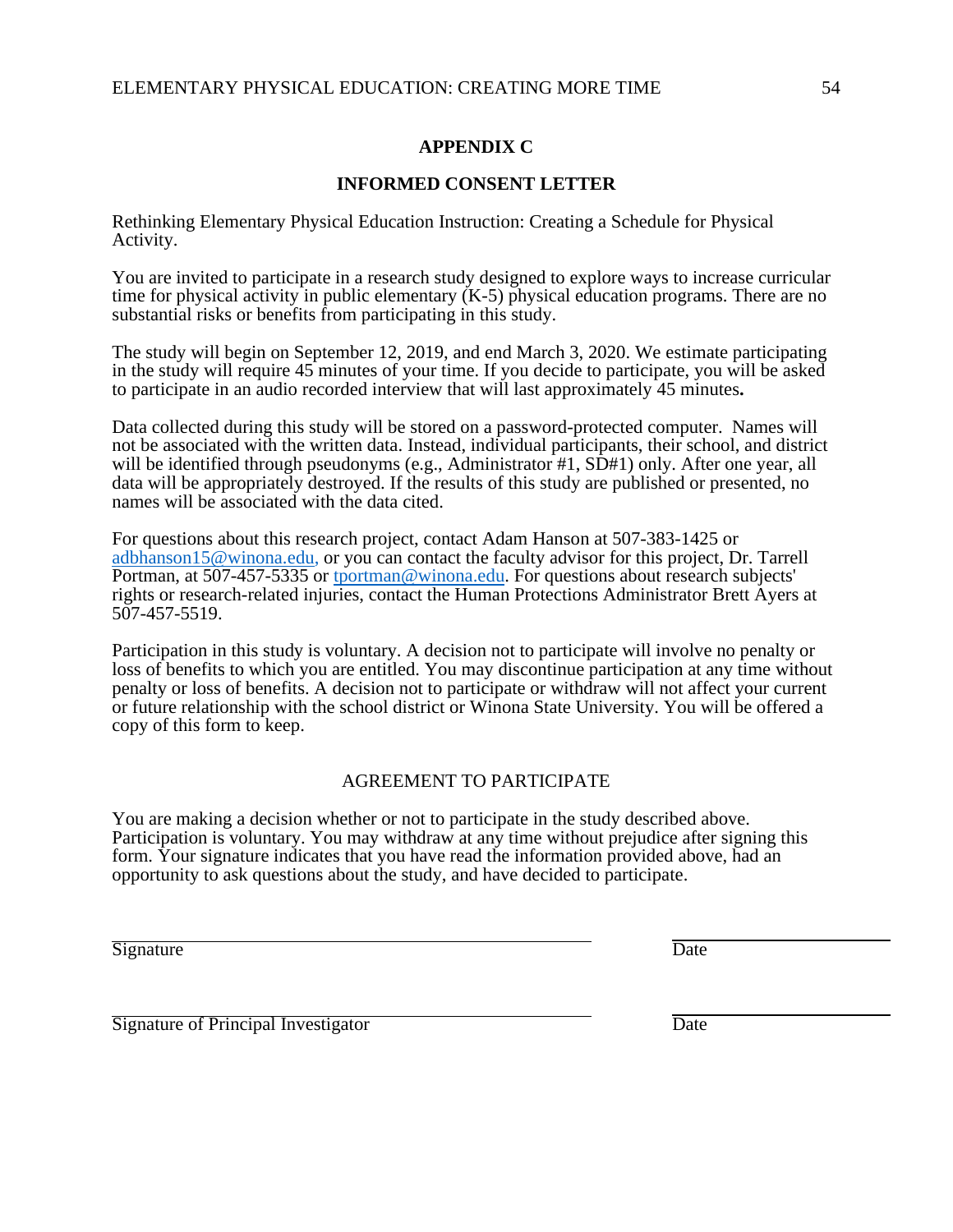## APPENDIX C

## INFORMED CONSENT LETTER

Rethinking Elementary Physical Education Instruction: Creating a Schedule for Physical Activity.

You are invited to participate in a research study designed to explore ways to increase curricular time for physical activity in public elementary (K-5) physical education programs. There are no substantial risks or benefits from participating in this study.

The study will begin on September 12, 2019, and end March 3, 2020. We estimate participating in the study will require 45 minutes of your time. If you decide to participate, you will be asked to participate in an audio recorded interview that will last approximately 45 minutes**.**

Data collected during this study will be stored on a password-protected computer. Names will not be associated with the written data. Instead, individual participants, their school, and district will be identified through pseudonyms (e.g., Administrator #1, SD#1) only. After one year, all data will be appropriately destroyed. If the results of this study are published or presented, no names will be associated with the data cited.

For questions about this research project, contact Adam Hanson at 507-383-1425 or adbhanson15@winona.edu, or you can contact the faculty advisor for this project, Dr. Tarrell Portman, at 507-457-5335 or tportman@winona.edu. For questions about research subjects' rights or research-related injuries, contact the Human Protections Administrator Brett Ayers at 507-457-5519.

Participation in this study is voluntary. A decision not to participate will involve no penalty or loss of benefits to which you are entitled. You may discontinue participation at any time without penalty or loss of benefits. A decision not to participate or withdraw will not affect your current or future relationship with the school district or Winona State University. You will be offered a copy of this form to keep.

AGREEMENT TO PARTICIPATE

You are making a decision whether or not to participate in the study described above. Participation is voluntary. You may withdraw at any time without prejudice after signing this form. Your signature indicates that you have read the information provided above, had an opportunity to ask questions about the study, and have decided to participate.

\_\_\_\_\_\_\_\_\_\_\_\_\_\_\_\_\_\_\_\_\_\_\_\_\_\_\_\_\_\_\_\_\_\_\_\_\_\_\_\_ \_\_\_\_\_\_\_\_\_\_\_\_\_\_\_\_\_\_\_\_
Signature Date

\_\_\_\_\_\_\_\_\_\_\_\_\_\_\_\_\_\_\_\_\_\_\_\_\_\_\_\_\_\_\_\_\_\_\_\_\_\_\_\_ \_\_\_\_\_\_\_\_\_\_\_\_\_\_\_\_\_\_\_\_
Signature of Principal Investigator Date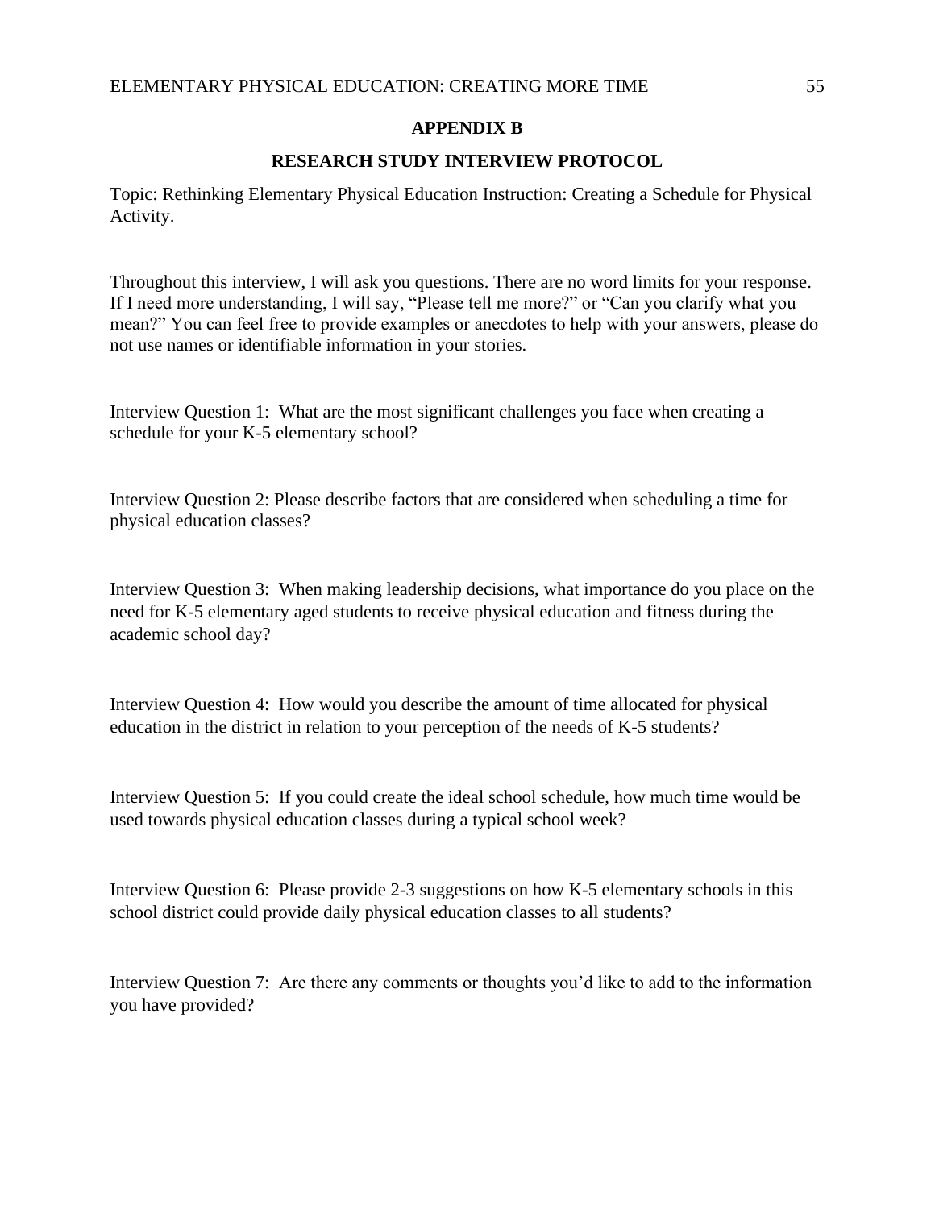## APPENDIX B

## RESEARCH STUDY INTERVIEW PROTOCOL

Topic: Rethinking Elementary Physical Education Instruction: Creating a Schedule for Physical Activity.

Throughout this interview, I will ask you questions. There are no word limits for your response. If I need more understanding, I will say, "Please tell me more?" or "Can you clarify what you mean?" You can feel free to provide examples or anecdotes to help with your answers, please do not use names or identifiable information in your stories.

Interview Question 1: What are the most significant challenges you face when creating a schedule for your K-5 elementary school?

Interview Question 2: Please describe factors that are considered when scheduling a time for physical education classes?

Interview Question 3: When making leadership decisions, what importance do you place on the need for K-5 elementary aged students to receive physical education and fitness during the academic school day?

Interview Question 4: How would you describe the amount of time allocated for physical education in the district in relation to your perception of the needs of K-5 students?

Interview Question 5: If you could create the ideal school schedule, how much time would be used towards physical education classes during a typical school week?

Interview Question 6: Please provide 2-3 suggestions on how K-5 elementary schools in this school district could provide daily physical education classes to all students?

Interview Question 7: Are there any comments or thoughts you'd like to add to the information you have provided?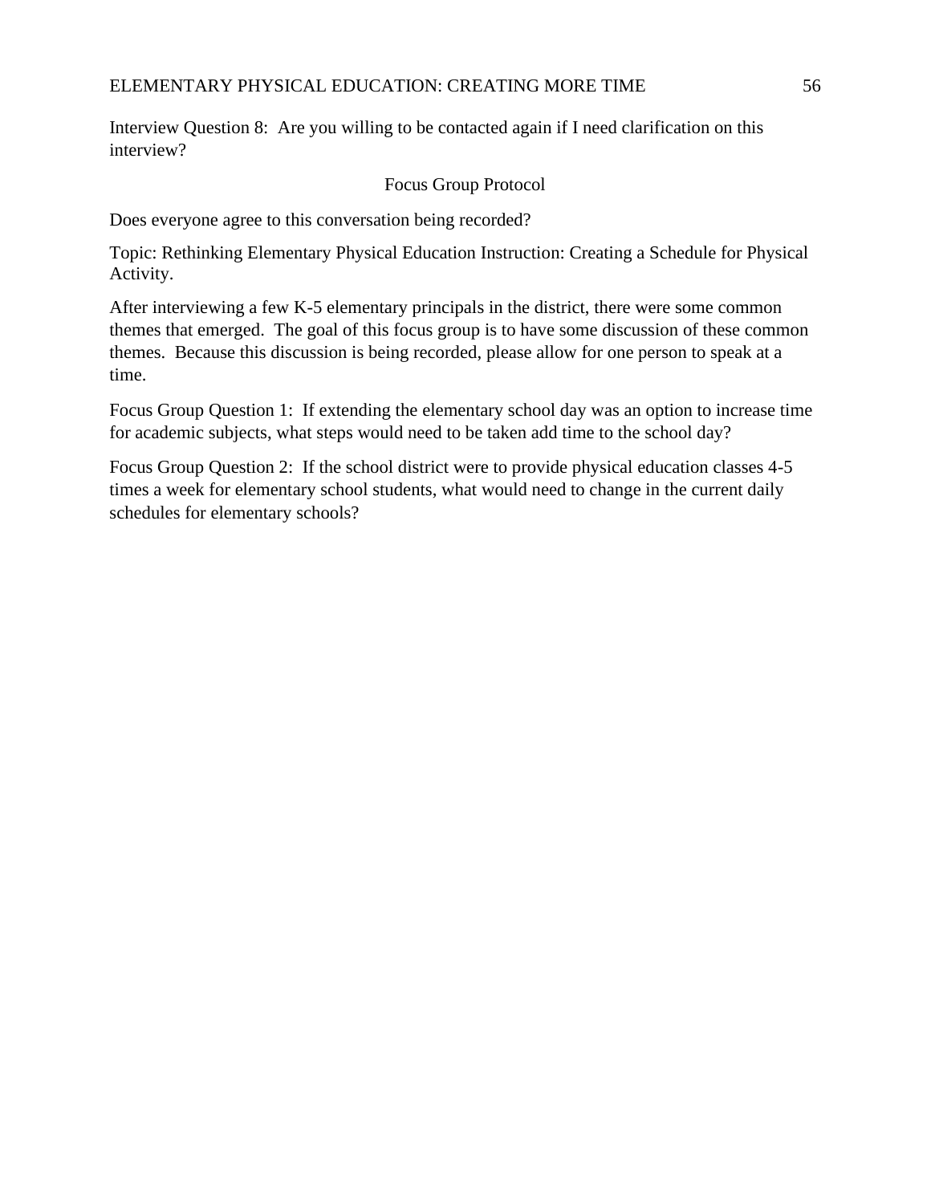Interview Question 8: Are you willing to be contacted again if I need clarification on this interview?

## Focus Group Protocol

Does everyone agree to this conversation being recorded?

Topic: Rethinking Elementary Physical Education Instruction: Creating a Schedule for Physical Activity.

After interviewing a few K-5 elementary principals in the district, there were some common themes that emerged. The goal of this focus group is to have some discussion of these common themes. Because this discussion is being recorded, please allow for one person to speak at a time.

Focus Group Question 1: If extending the elementary school day was an option to increase time for academic subjects, what steps would need to be taken add time to the school day?

Focus Group Question 2: If the school district were to provide physical education classes 4-5 times a week for elementary school students, what would need to change in the current daily schedules for elementary schools?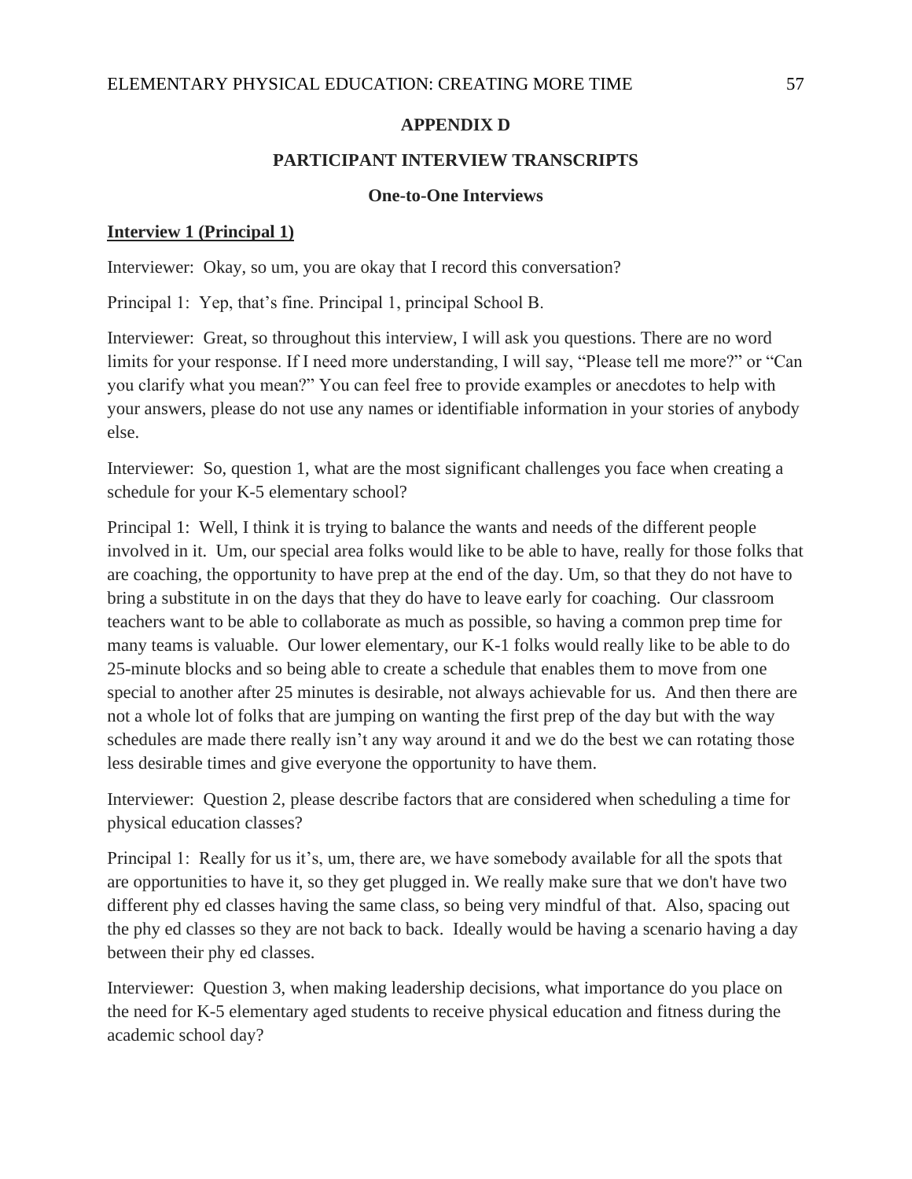## APPENDIX D

## PARTICIPANT INTERVIEW TRANSCRIPTS

### One-to-One Interviews

**Interview 1 (Principal 1)**

Interviewer: Okay, so um, you are okay that I record this conversation?

Principal 1: Yep, that's fine. Principal 1, principal School B.

Interviewer: Great, so throughout this interview, I will ask you questions. There are no word limits for your response. If I need more understanding, I will say, "Please tell me more?" or "Can you clarify what you mean?" You can feel free to provide examples or anecdotes to help with your answers, please do not use any names or identifiable information in your stories of anybody else.

Interviewer: So, question 1, what are the most significant challenges you face when creating a schedule for your K-5 elementary school?

Principal 1: Well, I think it is trying to balance the wants and needs of the different people involved in it. Um, our special area folks would like to be able to have, really for those folks that are coaching, the opportunity to have prep at the end of the day. Um, so that they do not have to bring a substitute in on the days that they do have to leave early for coaching. Our classroom teachers want to be able to collaborate as much as possible, so having a common prep time for many teams is valuable. Our lower elementary, our K-1 folks would really like to be able to do 25-minute blocks and so being able to create a schedule that enables them to move from one special to another after 25 minutes is desirable, not always achievable for us. And then there are not a whole lot of folks that are jumping on wanting the first prep of the day but with the way schedules are made there really isn't any way around it and we do the best we can rotating those less desirable times and give everyone the opportunity to have them.

Interviewer: Question 2, please describe factors that are considered when scheduling a time for physical education classes?

Principal 1: Really for us it's, um, there are, we have somebody available for all the spots that are opportunities to have it, so they get plugged in. We really make sure that we don't have two different phy ed classes having the same class, so being very mindful of that. Also, spacing out the phy ed classes so they are not back to back. Ideally would be having a scenario having a day between their phy ed classes.

Interviewer: Question 3, when making leadership decisions, what importance do you place on the need for K-5 elementary aged students to receive physical education and fitness during the academic school day?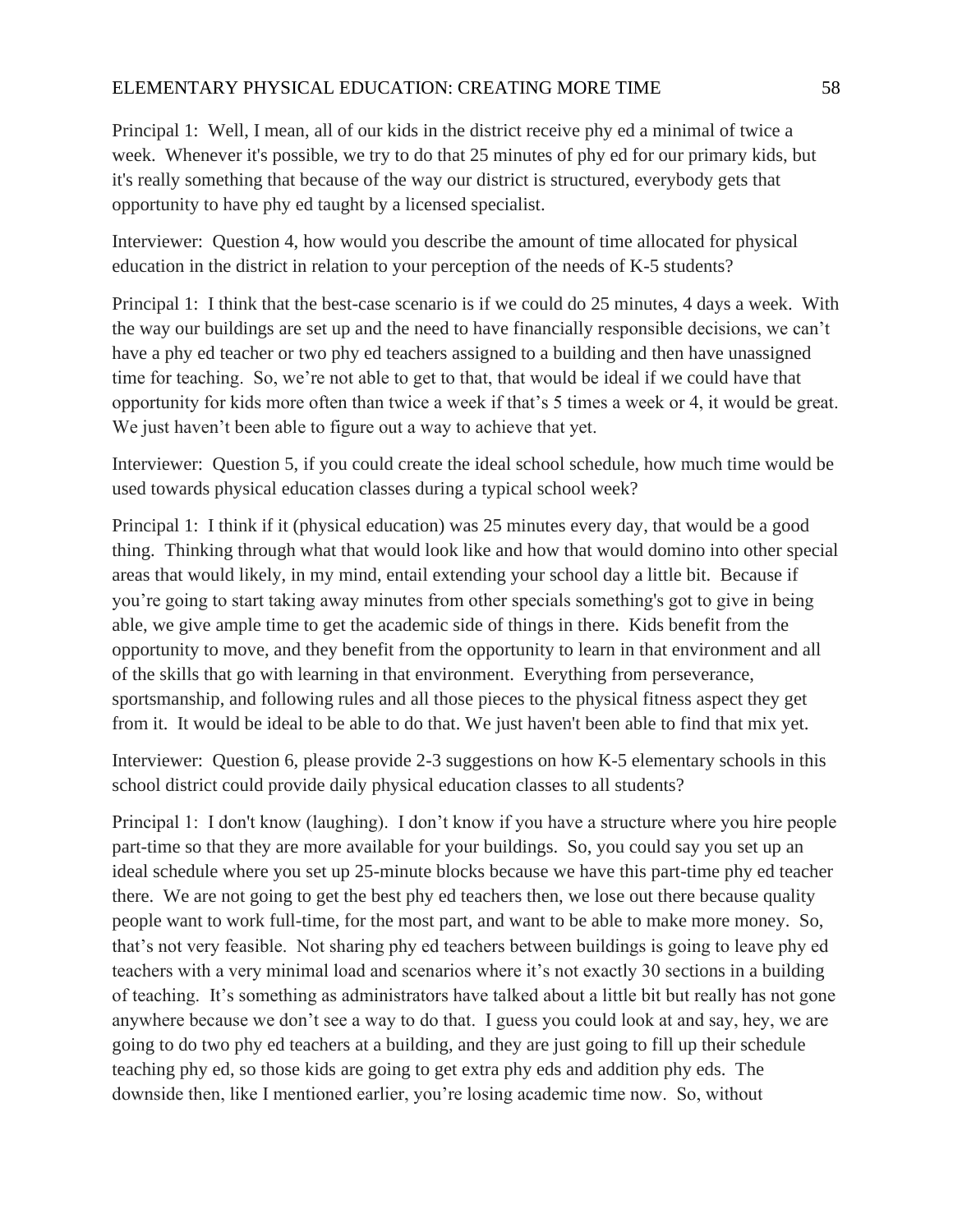Principal 1: Well, I mean, all of our kids in the district receive phy ed a minimal of twice a week. Whenever it's possible, we try to do that 25 minutes of phy ed for our primary kids, but it's really something that because of the way our district is structured, everybody gets that opportunity to have phy ed taught by a licensed specialist.

Interviewer: Question 4, how would you describe the amount of time allocated for physical education in the district in relation to your perception of the needs of K-5 students?

Principal 1: I think that the best-case scenario is if we could do 25 minutes, 4 days a week. With the way our buildings are set up and the need to have financially responsible decisions, we can't have a phy ed teacher or two phy ed teachers assigned to a building and then have unassigned time for teaching. So, we're not able to get to that, that would be ideal if we could have that opportunity for kids more often than twice a week if that's 5 times a week or 4, it would be great. We just haven't been able to figure out a way to achieve that yet.

Interviewer: Question 5, if you could create the ideal school schedule, how much time would be used towards physical education classes during a typical school week?

Principal 1: I think if it (physical education) was 25 minutes every day, that would be a good thing. Thinking through what that would look like and how that would domino into other special areas that would likely, in my mind, entail extending your school day a little bit. Because if you're going to start taking away minutes from other specials something's got to give in being able, we give ample time to get the academic side of things in there. Kids benefit from the opportunity to move, and they benefit from the opportunity to learn in that environment and all of the skills that go with learning in that environment. Everything from perseverance, sportsmanship, and following rules and all those pieces to the physical fitness aspect they get from it. It would be ideal to be able to do that. We just haven't been able to find that mix yet.

Interviewer: Question 6, please provide 2-3 suggestions on how K-5 elementary schools in this school district could provide daily physical education classes to all students?

Principal 1: I don't know (laughing). I don't know if you have a structure where you hire people part-time so that they are more available for your buildings. So, you could say you set up an ideal schedule where you set up 25-minute blocks because we have this part-time phy ed teacher there. We are not going to get the best phy ed teachers then, we lose out there because quality people want to work full-time, for the most part, and want to be able to make more money. So, that's not very feasible. Not sharing phy ed teachers between buildings is going to leave phy ed teachers with a very minimal load and scenarios where it's not exactly 30 sections in a building of teaching. It's something as administrators have talked about a little bit but really has not gone anywhere because we don't see a way to do that. I guess you could look at and say, hey, we are going to do two phy ed teachers at a building, and they are just going to fill up their schedule teaching phy ed, so those kids are going to get extra phy eds and addition phy eds. The downside then, like I mentioned earlier, you're losing academic time now. So, without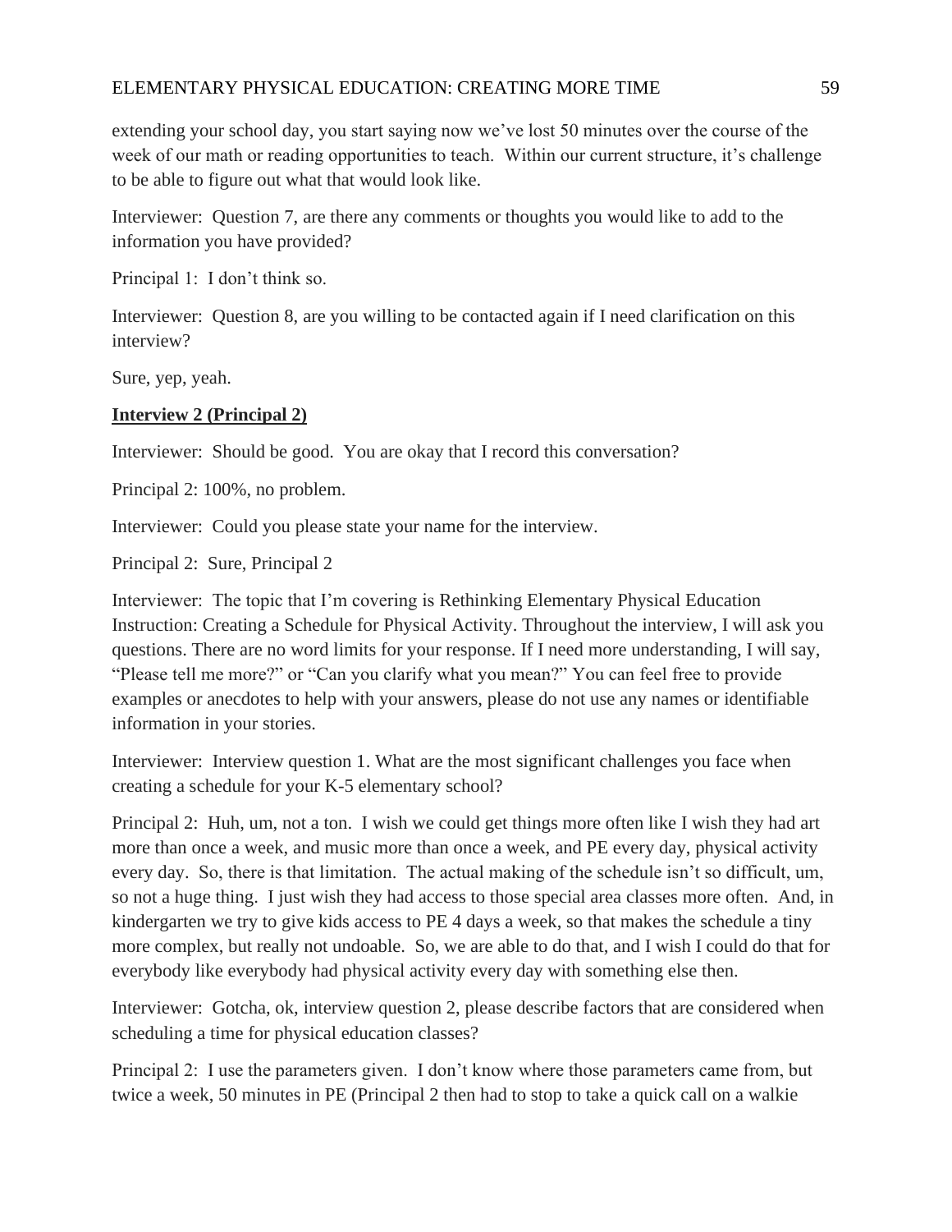extending your school day, you start saying now we've lost 50 minutes over the course of the week of our math or reading opportunities to teach. Within our current structure, it's challenge to be able to figure out what that would look like.

Interviewer: Question 7, are there any comments or thoughts you would like to add to the information you have provided?

Principal 1: I don't think so.

Interviewer: Question 8, are you willing to be contacted again if I need clarification on this interview?

Sure, yep, yeah.

**Interview 2 (Principal 2)**

Interviewer: Should be good. You are okay that I record this conversation?

Principal 2: 100%, no problem.

Interviewer: Could you please state your name for the interview.

Principal 2: Sure, Principal 2

Interviewer: The topic that I'm covering is Rethinking Elementary Physical Education Instruction: Creating a Schedule for Physical Activity. Throughout the interview, I will ask you questions. There are no word limits for your response. If I need more understanding, I will say, "Please tell me more?" or "Can you clarify what you mean?" You can feel free to provide examples or anecdotes to help with your answers, please do not use any names or identifiable information in your stories.

Interviewer: Interview question 1. What are the most significant challenges you face when creating a schedule for your K-5 elementary school?

Principal 2: Huh, um, not a ton. I wish we could get things more often like I wish they had art more than once a week, and music more than once a week, and PE every day, physical activity every day. So, there is that limitation. The actual making of the schedule isn't so difficult, um, so not a huge thing. I just wish they had access to those special area classes more often. And, in kindergarten we try to give kids access to PE 4 days a week, so that makes the schedule a tiny more complex, but really not undoable. So, we are able to do that, and I wish I could do that for everybody like everybody had physical activity every day with something else then.

Interviewer: Gotcha, ok, interview question 2, please describe factors that are considered when scheduling a time for physical education classes?

Principal 2: I use the parameters given. I don't know where those parameters came from, but twice a week, 50 minutes in PE (Principal 2 then had to stop to take a quick call on a walkie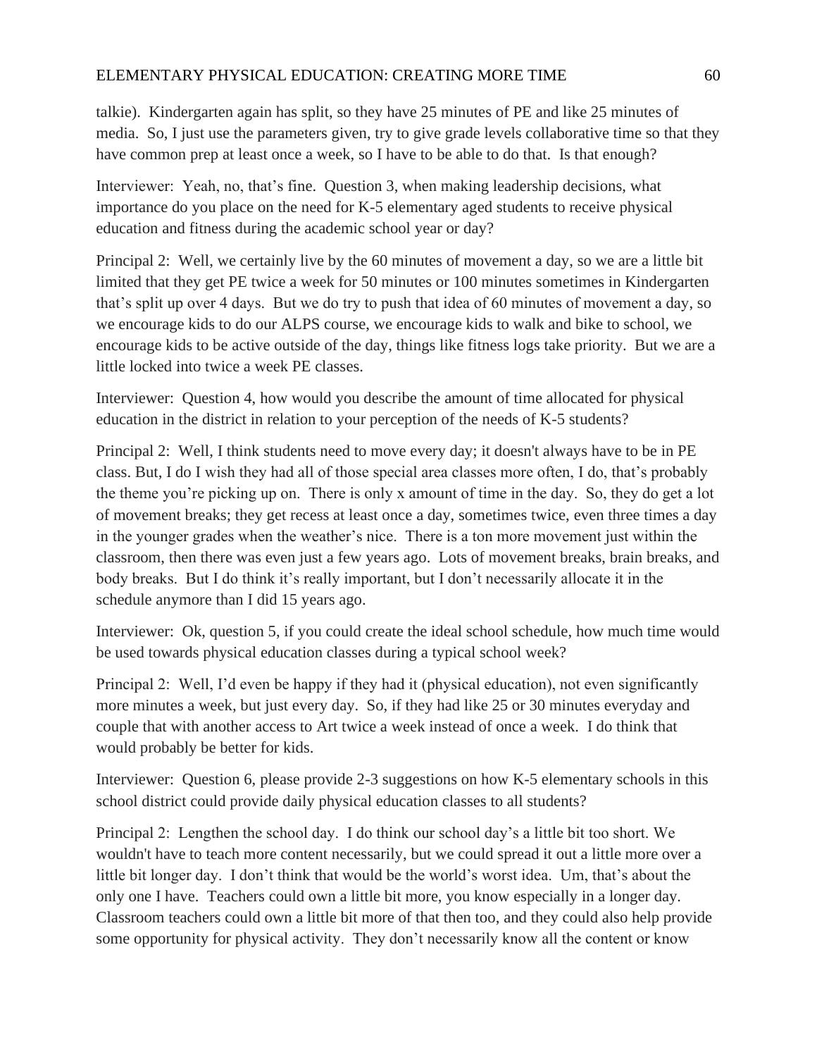talkie). Kindergarten again has split, so they have 25 minutes of PE and like 25 minutes of media. So, I just use the parameters given, try to give grade levels collaborative time so that they have common prep at least once a week, so I have to be able to do that. Is that enough?

Interviewer: Yeah, no, that's fine. Question 3, when making leadership decisions, what importance do you place on the need for K-5 elementary aged students to receive physical education and fitness during the academic school year or day?

Principal 2: Well, we certainly live by the 60 minutes of movement a day, so we are a little bit limited that they get PE twice a week for 50 minutes or 100 minutes sometimes in Kindergarten that's split up over 4 days. But we do try to push that idea of 60 minutes of movement a day, so we encourage kids to do our ALPS course, we encourage kids to walk and bike to school, we encourage kids to be active outside of the day, things like fitness logs take priority. But we are a little locked into twice a week PE classes.

Interviewer: Question 4, how would you describe the amount of time allocated for physical education in the district in relation to your perception of the needs of K-5 students?

Principal 2: Well, I think students need to move every day; it doesn't always have to be in PE class. But, I do I wish they had all of those special area classes more often, I do, that's probably the theme you're picking up on. There is only x amount of time in the day. So, they do get a lot of movement breaks; they get recess at least once a day, sometimes twice, even three times a day in the younger grades when the weather's nice. There is a ton more movement just within the classroom, then there was even just a few years ago. Lots of movement breaks, brain breaks, and body breaks. But I do think it's really important, but I don't necessarily allocate it in the schedule anymore than I did 15 years ago.

Interviewer: Ok, question 5, if you could create the ideal school schedule, how much time would be used towards physical education classes during a typical school week?

Principal 2: Well, I'd even be happy if they had it (physical education), not even significantly more minutes a week, but just every day. So, if they had like 25 or 30 minutes everyday and couple that with another access to Art twice a week instead of once a week. I do think that would probably be better for kids.

Interviewer: Question 6, please provide 2-3 suggestions on how K-5 elementary schools in this school district could provide daily physical education classes to all students?

Principal 2: Lengthen the school day. I do think our school day's a little bit too short. We wouldn't have to teach more content necessarily, but we could spread it out a little more over a little bit longer day. I don't think that would be the world's worst idea. Um, that's about the only one I have. Teachers could own a little bit more, you know especially in a longer day. Classroom teachers could own a little bit more of that then too, and they could also help provide some opportunity for physical activity. They don't necessarily know all the content or know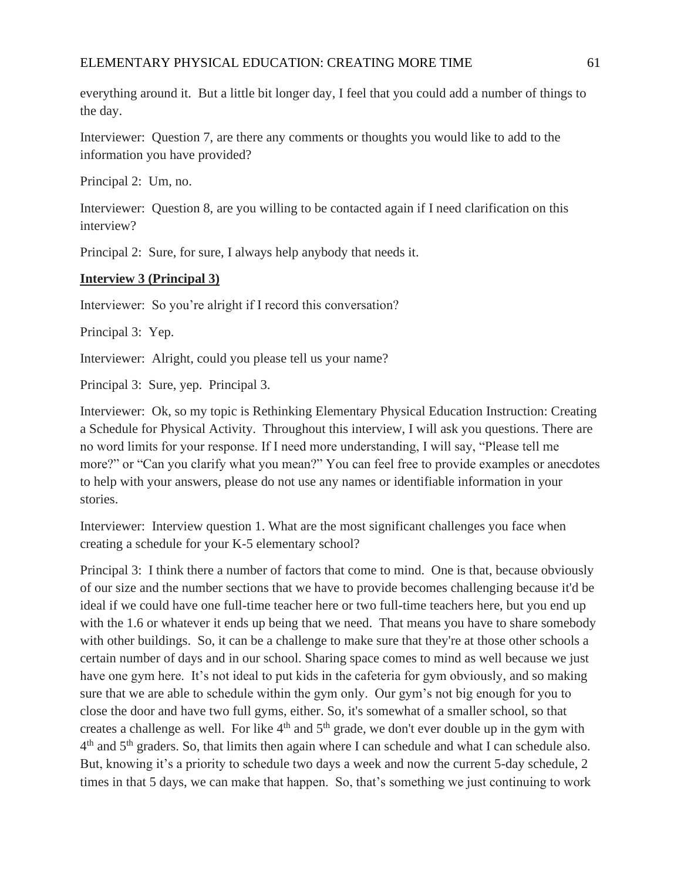everything around it. But a little bit longer day, I feel that you could add a number of things to the day.

Interviewer: Question 7, are there any comments or thoughts you would like to add to the information you have provided?

Principal 2: Um, no.

Interviewer: Question 8, are you willing to be contacted again if I need clarification on this interview?

Principal 2: Sure, for sure, I always help anybody that needs it.

**Interview 3 (Principal 3)**

Interviewer: So you're alright if I record this conversation?

Principal 3: Yep.

Interviewer: Alright, could you please tell us your name?

Principal 3: Sure, yep. Principal 3.

Interviewer: Ok, so my topic is Rethinking Elementary Physical Education Instruction: Creating a Schedule for Physical Activity. Throughout this interview, I will ask you questions. There are no word limits for your response. If I need more understanding, I will say, "Please tell me more?" or "Can you clarify what you mean?" You can feel free to provide examples or anecdotes to help with your answers, please do not use any names or identifiable information in your stories.

Interviewer: Interview question 1. What are the most significant challenges you face when creating a schedule for your K-5 elementary school?

Principal 3: I think there a number of factors that come to mind. One is that, because obviously of our size and the number sections that we have to provide becomes challenging because it'd be ideal if we could have one full-time teacher here or two full-time teachers here, but you end up with the 1.6 or whatever it ends up being that we need. That means you have to share somebody with other buildings. So, it can be a challenge to make sure that they're at those other schools a certain number of days and in our school. Sharing space comes to mind as well because we just have one gym here. It's not ideal to put kids in the cafeteria for gym obviously, and so making sure that we are able to schedule within the gym only. Our gym's not big enough for you to close the door and have two full gyms, either. So, it's somewhat of a smaller school, so that creates a challenge as well. For like 4th and 5th grade, we don't ever double up in the gym with 4th and 5th graders. So, that limits then again where I can schedule and what I can schedule also. But, knowing it's a priority to schedule two days a week and now the current 5-day schedule, 2 times in that 5 days, we can make that happen. So, that's something we just continuing to work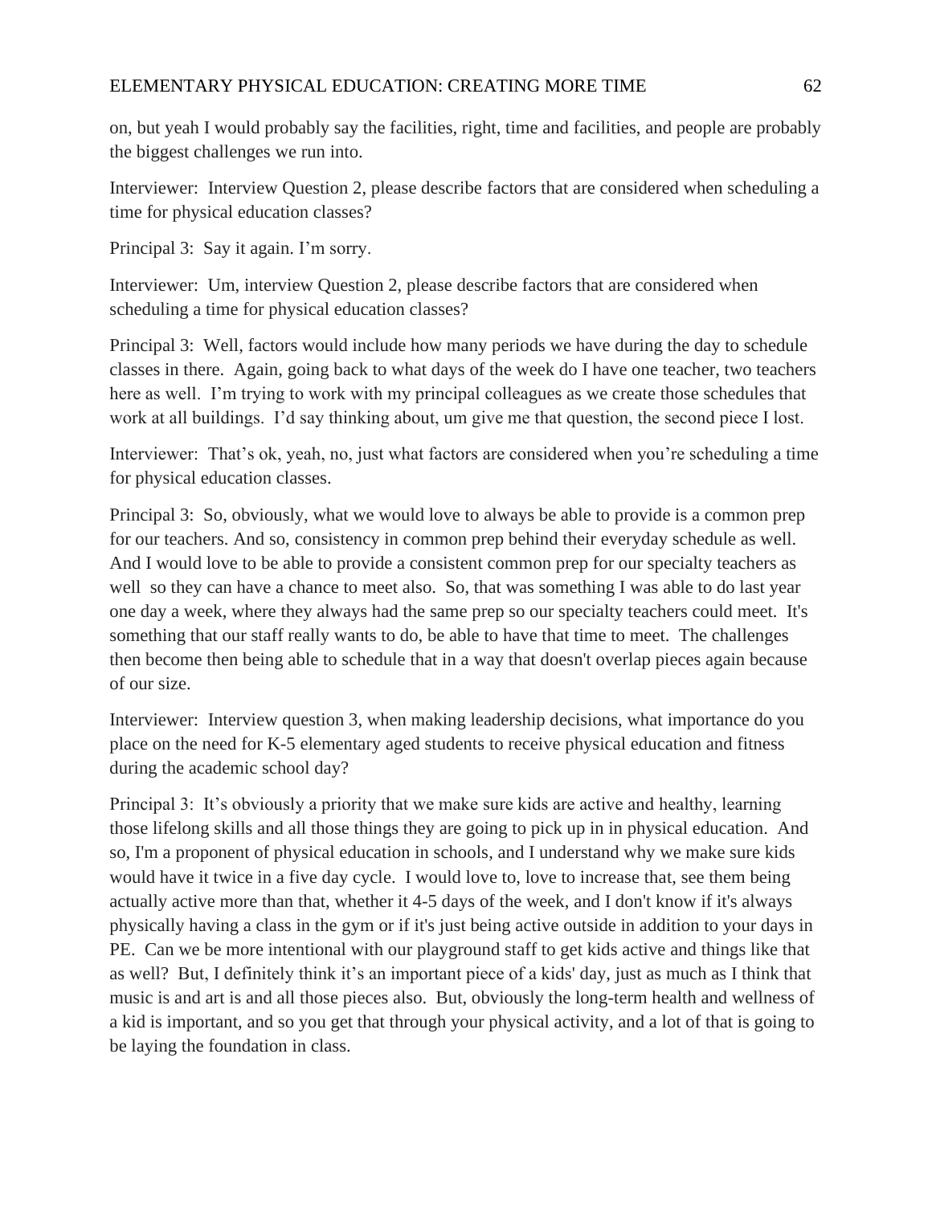on, but yeah I would probably say the facilities, right, time and facilities, and people are probably the biggest challenges we run into.

Interviewer: Interview Question 2, please describe factors that are considered when scheduling a time for physical education classes?

Principal 3: Say it again. I'm sorry.

Interviewer: Um, interview Question 2, please describe factors that are considered when scheduling a time for physical education classes?

Principal 3: Well, factors would include how many periods we have during the day to schedule classes in there. Again, going back to what days of the week do I have one teacher, two teachers here as well. I'm trying to work with my principal colleagues as we create those schedules that work at all buildings. I'd say thinking about, um give me that question, the second piece I lost.

Interviewer: That's ok, yeah, no, just what factors are considered when you're scheduling a time for physical education classes.

Principal 3: So, obviously, what we would love to always be able to provide is a common prep for our teachers. And so, consistency in common prep behind their everyday schedule as well. And I would love to be able to provide a consistent common prep for our specialty teachers as well so they can have a chance to meet also. So, that was something I was able to do last year one day a week, where they always had the same prep so our specialty teachers could meet. It's something that our staff really wants to do, be able to have that time to meet. The challenges then become then being able to schedule that in a way that doesn't overlap pieces again because of our size.

Interviewer: Interview question 3, when making leadership decisions, what importance do you place on the need for K-5 elementary aged students to receive physical education and fitness during the academic school day?

Principal 3: It's obviously a priority that we make sure kids are active and healthy, learning those lifelong skills and all those things they are going to pick up in in physical education. And so, I'm a proponent of physical education in schools, and I understand why we make sure kids would have it twice in a five day cycle. I would love to, love to increase that, see them being actually active more than that, whether it 4-5 days of the week, and I don't know if it's always physically having a class in the gym or if it's just being active outside in addition to your days in PE. Can we be more intentional with our playground staff to get kids active and things like that as well? But, I definitely think it's an important piece of a kids' day, just as much as I think that music is and art is and all those pieces also. But, obviously the long-term health and wellness of a kid is important, and so you get that through your physical activity, and a lot of that is going to be laying the foundation in class.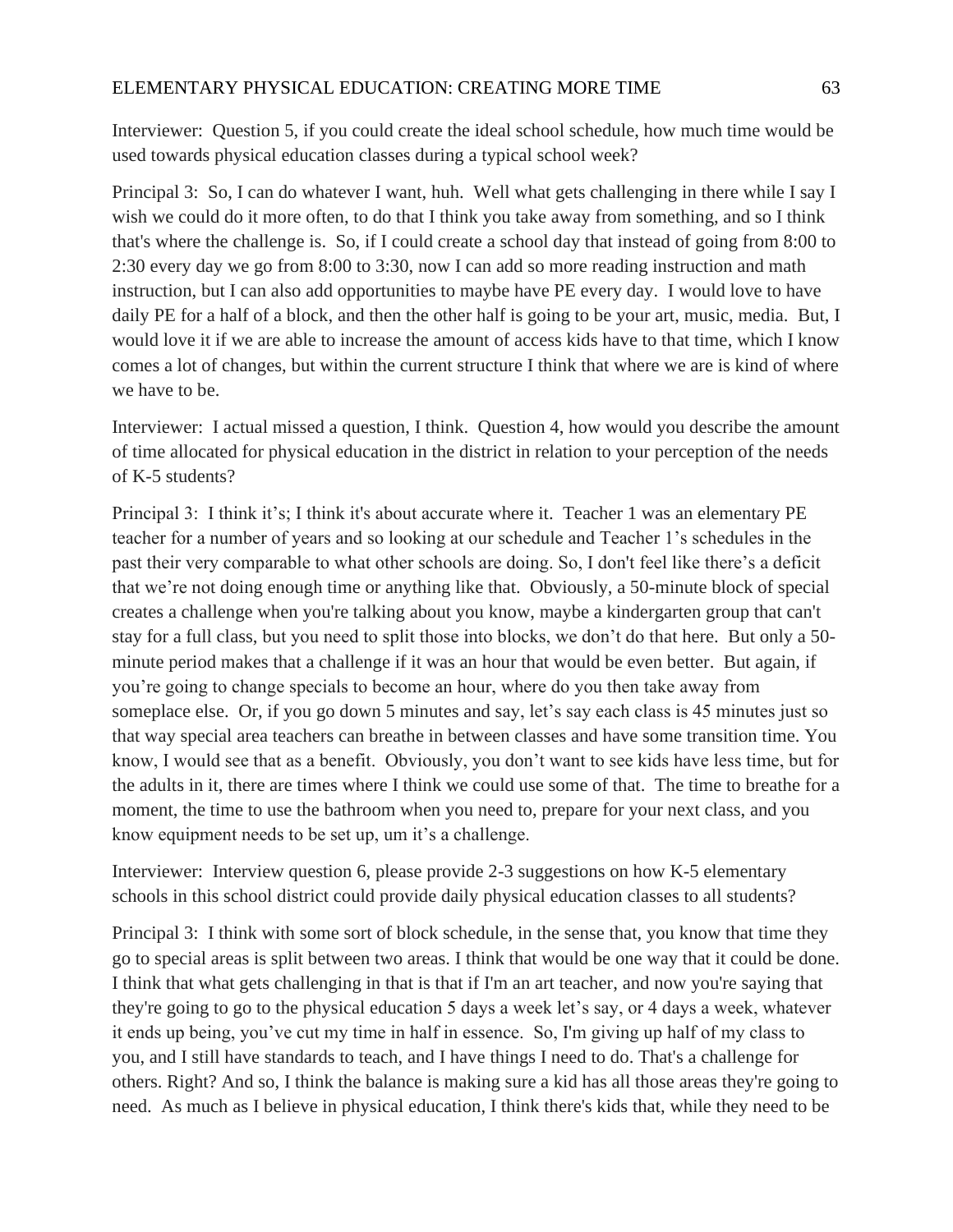Interviewer: Question 5, if you could create the ideal school schedule, how much time would be used towards physical education classes during a typical school week?

Principal 3: So, I can do whatever I want, huh. Well what gets challenging in there while I say I wish we could do it more often, to do that I think you take away from something, and so I think that's where the challenge is. So, if I could create a school day that instead of going from 8:00 to 2:30 every day we go from 8:00 to 3:30, now I can add so more reading instruction and math instruction, but I can also add opportunities to maybe have PE every day. I would love to have daily PE for a half of a block, and then the other half is going to be your art, music, media. But, I would love it if we are able to increase the amount of access kids have to that time, which I know comes a lot of changes, but within the current structure I think that where we are is kind of where we have to be.

Interviewer: I actual missed a question, I think. Question 4, how would you describe the amount of time allocated for physical education in the district in relation to your perception of the needs of K-5 students?

Principal 3: I think it's; I think it's about accurate where it. Teacher 1 was an elementary PE teacher for a number of years and so looking at our schedule and Teacher 1's schedules in the past their very comparable to what other schools are doing. So, I don't feel like there's a deficit that we're not doing enough time or anything like that. Obviously, a 50-minute block of special creates a challenge when you're talking about you know, maybe a kindergarten group that can't stay for a full class, but you need to split those into blocks, we don't do that here. But only a 50-minute period makes that a challenge if it was an hour that would be even better. But again, if you're going to change specials to become an hour, where do you then take away from someplace else. Or, if you go down 5 minutes and say, let's say each class is 45 minutes just so that way special area teachers can breathe in between classes and have some transition time. You know, I would see that as a benefit. Obviously, you don't want to see kids have less time, but for the adults in it, there are times where I think we could use some of that. The time to breathe for a moment, the time to use the bathroom when you need to, prepare for your next class, and you know equipment needs to be set up, um it's a challenge.

Interviewer: Interview question 6, please provide 2-3 suggestions on how K-5 elementary schools in this school district could provide daily physical education classes to all students?

Principal 3: I think with some sort of block schedule, in the sense that, you know that time they go to special areas is split between two areas. I think that would be one way that it could be done. I think that what gets challenging in that is that if I'm an art teacher, and now you're saying that they're going to go to the physical education 5 days a week let's say, or 4 days a week, whatever it ends up being, you've cut my time in half in essence. So, I'm giving up half of my class to you, and I still have standards to teach, and I have things I need to do. That's a challenge for others. Right? And so, I think the balance is making sure a kid has all those areas they're going to need. As much as I believe in physical education, I think there's kids that, while they need to be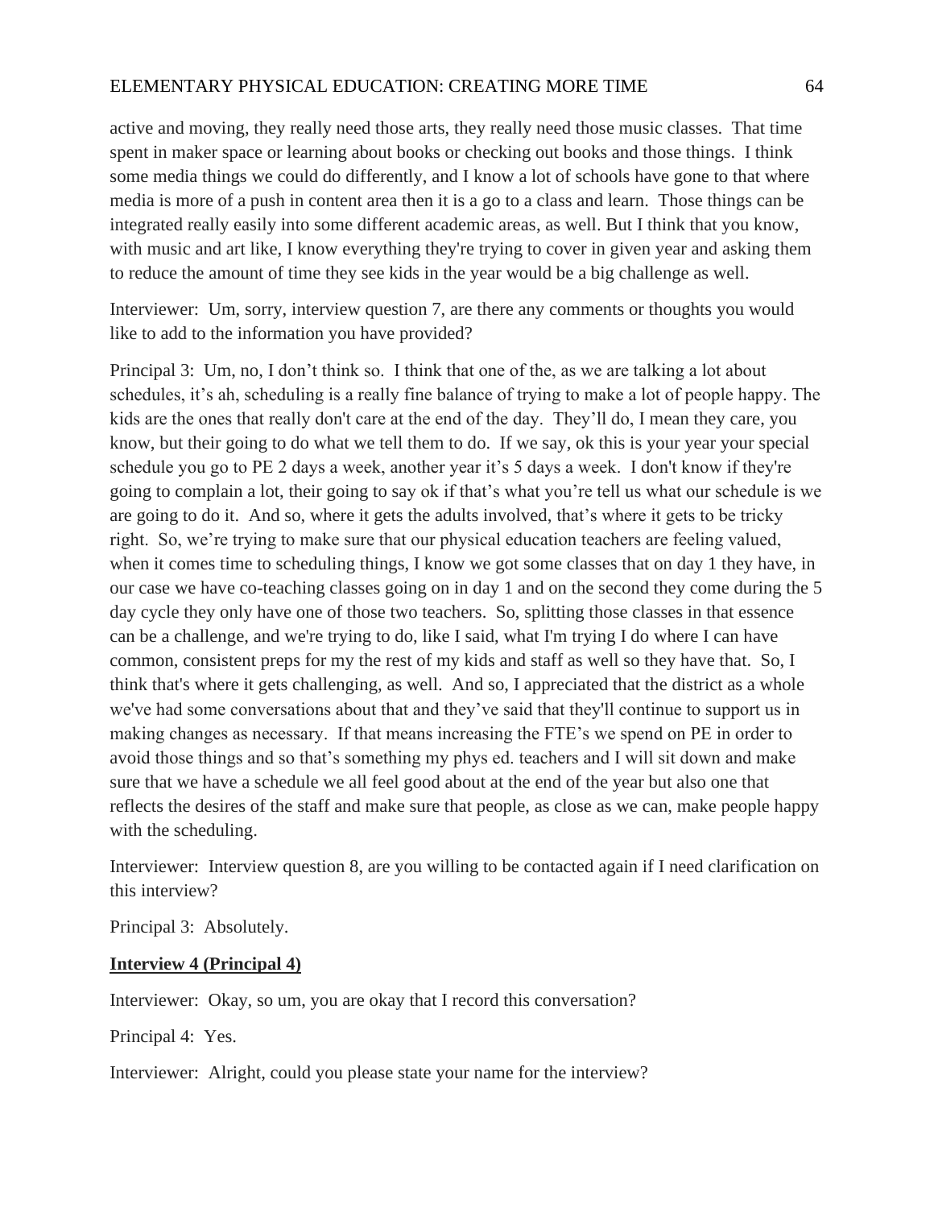active and moving, they really need those arts, they really need those music classes. That time spent in maker space or learning about books or checking out books and those things. I think some media things we could do differently, and I know a lot of schools have gone to that where media is more of a push in content area then it is a go to a class and learn. Those things can be integrated really easily into some different academic areas, as well. But I think that you know, with music and art like, I know everything they're trying to cover in given year and asking them to reduce the amount of time they see kids in the year would be a big challenge as well.

Interviewer: Um, sorry, interview question 7, are there any comments or thoughts you would like to add to the information you have provided?

Principal 3: Um, no, I don't think so. I think that one of the, as we are talking a lot about schedules, it's ah, scheduling is a really fine balance of trying to make a lot of people happy. The kids are the ones that really don't care at the end of the day. They'll do, I mean they care, you know, but their going to do what we tell them to do. If we say, ok this is your year your special schedule you go to PE 2 days a week, another year it's 5 days a week. I don't know if they're going to complain a lot, their going to say ok if that's what you're tell us what our schedule is we are going to do it. And so, where it gets the adults involved, that's where it gets to be tricky right. So, we're trying to make sure that our physical education teachers are feeling valued, when it comes time to scheduling things, I know we got some classes that on day 1 they have, in our case we have co-teaching classes going on in day 1 and on the second they come during the 5 day cycle they only have one of those two teachers. So, splitting those classes in that essence can be a challenge, and we're trying to do, like I said, what I'm trying I do where I can have common, consistent preps for my the rest of my kids and staff as well so they have that. So, I think that's where it gets challenging, as well. And so, I appreciated that the district as a whole we've had some conversations about that and they've said that they'll continue to support us in making changes as necessary. If that means increasing the FTE's we spend on PE in order to avoid those things and so that's something my phys ed. teachers and I will sit down and make sure that we have a schedule we all feel good about at the end of the year but also one that reflects the desires of the staff and make sure that people, as close as we can, make people happy with the scheduling.

Interviewer: Interview question 8, are you willing to be contacted again if I need clarification on this interview?

Principal 3: Absolutely.

**Interview 4 (Principal 4)**

Interviewer: Okay, so um, you are okay that I record this conversation?

Principal 4: Yes.

Interviewer: Alright, could you please state your name for the interview?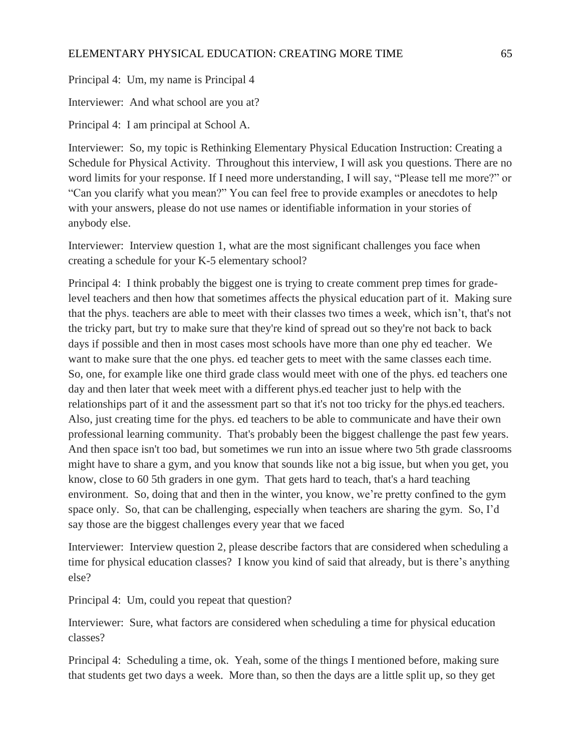Principal 4: Um, my name is Principal 4

Interviewer: And what school are you at?

Principal 4: I am principal at School A.

Interviewer: So, my topic is Rethinking Elementary Physical Education Instruction: Creating a Schedule for Physical Activity. Throughout this interview, I will ask you questions. There are no word limits for your response. If I need more understanding, I will say, "Please tell me more?" or "Can you clarify what you mean?" You can feel free to provide examples or anecdotes to help with your answers, please do not use names or identifiable information in your stories of anybody else.

Interviewer: Interview question 1, what are the most significant challenges you face when creating a schedule for your K-5 elementary school?

Principal 4: I think probably the biggest one is trying to create comment prep times for grade-level teachers and then how that sometimes affects the physical education part of it. Making sure that the phys. teachers are able to meet with their classes two times a week, which isn't, that's not the tricky part, but try to make sure that they're kind of spread out so they're not back to back days if possible and then in most cases most schools have more than one phy ed teacher. We want to make sure that the one phys. ed teacher gets to meet with the same classes each time. So, one, for example like one third grade class would meet with one of the phys. ed teachers one day and then later that week meet with a different phys.ed teacher just to help with the relationships part of it and the assessment part so that it's not too tricky for the phys.ed teachers. Also, just creating time for the phys. ed teachers to be able to communicate and have their own professional learning community. That's probably been the biggest challenge the past few years. And then space isn't too bad, but sometimes we run into an issue where two 5th grade classrooms might have to share a gym, and you know that sounds like not a big issue, but when you get, you know, close to 60 5th graders in one gym. That gets hard to teach, that's a hard teaching environment. So, doing that and then in the winter, you know, we're pretty confined to the gym space only. So, that can be challenging, especially when teachers are sharing the gym. So, I'd say those are the biggest challenges every year that we faced

Interviewer: Interview question 2, please describe factors that are considered when scheduling a time for physical education classes? I know you kind of said that already, but is there's anything else?

Principal 4: Um, could you repeat that question?

Interviewer: Sure, what factors are considered when scheduling a time for physical education classes?

Principal 4: Scheduling a time, ok. Yeah, some of the things I mentioned before, making sure that students get two days a week. More than, so then the days are a little split up, so they get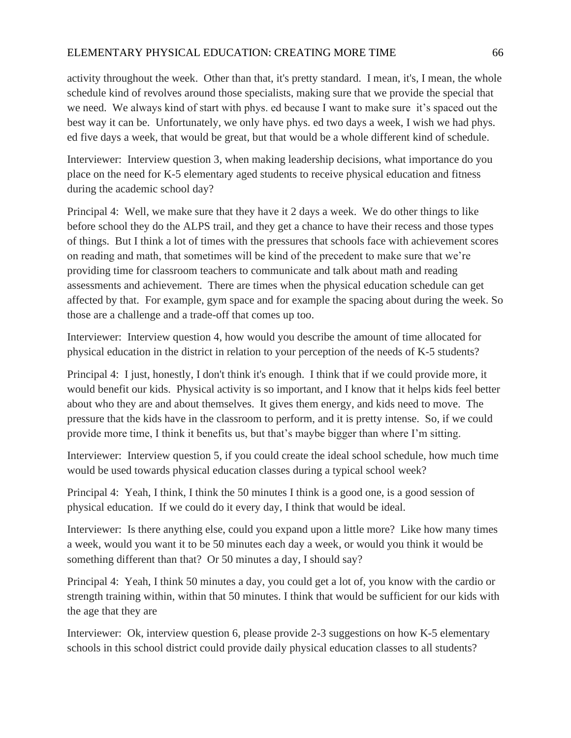activity throughout the week. Other than that, it's pretty standard. I mean, it's, I mean, the whole schedule kind of revolves around those specialists, making sure that we provide the special that we need. We always kind of start with phys. ed because I want to make sure it's spaced out the best way it can be. Unfortunately, we only have phys. ed two days a week, I wish we had phys. ed five days a week, that would be great, but that would be a whole different kind of schedule.

Interviewer: Interview question 3, when making leadership decisions, what importance do you place on the need for K-5 elementary aged students to receive physical education and fitness during the academic school day?

Principal 4: Well, we make sure that they have it 2 days a week. We do other things to like before school they do the ALPS trail, and they get a chance to have their recess and those types of things. But I think a lot of times with the pressures that schools face with achievement scores on reading and math, that sometimes will be kind of the precedent to make sure that we're providing time for classroom teachers to communicate and talk about math and reading assessments and achievement. There are times when the physical education schedule can get affected by that. For example, gym space and for example the spacing about during the week. So those are a challenge and a trade-off that comes up too.

Interviewer: Interview question 4, how would you describe the amount of time allocated for physical education in the district in relation to your perception of the needs of K-5 students?

Principal 4: I just, honestly, I don't think it's enough. I think that if we could provide more, it would benefit our kids. Physical activity is so important, and I know that it helps kids feel better about who they are and about themselves. It gives them energy, and kids need to move. The pressure that the kids have in the classroom to perform, and it is pretty intense. So, if we could provide more time, I think it benefits us, but that's maybe bigger than where I'm sitting.

Interviewer: Interview question 5, if you could create the ideal school schedule, how much time would be used towards physical education classes during a typical school week?

Principal 4: Yeah, I think, I think the 50 minutes I think is a good one, is a good session of physical education. If we could do it every day, I think that would be ideal.

Interviewer: Is there anything else, could you expand upon a little more? Like how many times a week, would you want it to be 50 minutes each day a week, or would you think it would be something different than that? Or 50 minutes a day, I should say?

Principal 4: Yeah, I think 50 minutes a day, you could get a lot of, you know with the cardio or strength training within, within that 50 minutes. I think that would be sufficient for our kids with the age that they are

Interviewer: Ok, interview question 6, please provide 2-3 suggestions on how K-5 elementary schools in this school district could provide daily physical education classes to all students?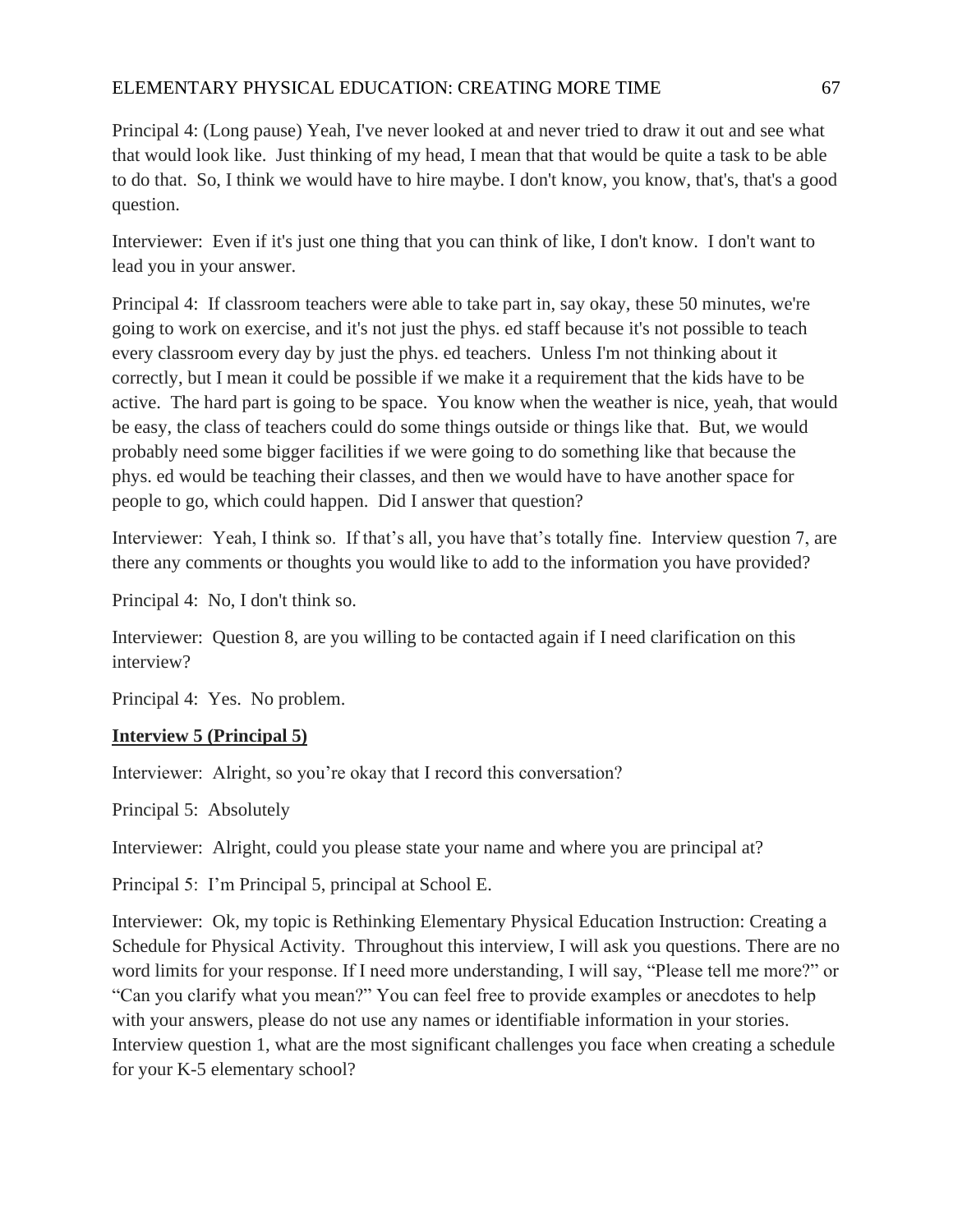Principal 4: (Long pause) Yeah, I've never looked at and never tried to draw it out and see what that would look like. Just thinking of my head, I mean that that would be quite a task to be able to do that. So, I think we would have to hire maybe. I don't know, you know, that's, that's a good question.

Interviewer: Even if it's just one thing that you can think of like, I don't know. I don't want to lead you in your answer.

Principal 4: If classroom teachers were able to take part in, say okay, these 50 minutes, we're going to work on exercise, and it's not just the phys. ed staff because it's not possible to teach every classroom every day by just the phys. ed teachers. Unless I'm not thinking about it correctly, but I mean it could be possible if we make it a requirement that the kids have to be active. The hard part is going to be space. You know when the weather is nice, yeah, that would be easy, the class of teachers could do some things outside or things like that. But, we would probably need some bigger facilities if we were going to do something like that because the phys. ed would be teaching their classes, and then we would have to have another space for people to go, which could happen. Did I answer that question?

Interviewer: Yeah, I think so. If that's all, you have that's totally fine. Interview question 7, are there any comments or thoughts you would like to add to the information you have provided?

Principal 4: No, I don't think so.

Interviewer: Question 8, are you willing to be contacted again if I need clarification on this interview?

Principal 4: Yes. No problem.

**Interview 5 (Principal 5)**

Interviewer: Alright, so you're okay that I record this conversation?

Principal 5: Absolutely

Interviewer: Alright, could you please state your name and where you are principal at?

Principal 5: I'm Principal 5, principal at School E.

Interviewer: Ok, my topic is Rethinking Elementary Physical Education Instruction: Creating a Schedule for Physical Activity. Throughout this interview, I will ask you questions. There are no word limits for your response. If I need more understanding, I will say, "Please tell me more?" or "Can you clarify what you mean?" You can feel free to provide examples or anecdotes to help with your answers, please do not use any names or identifiable information in your stories. Interview question 1, what are the most significant challenges you face when creating a schedule for your K-5 elementary school?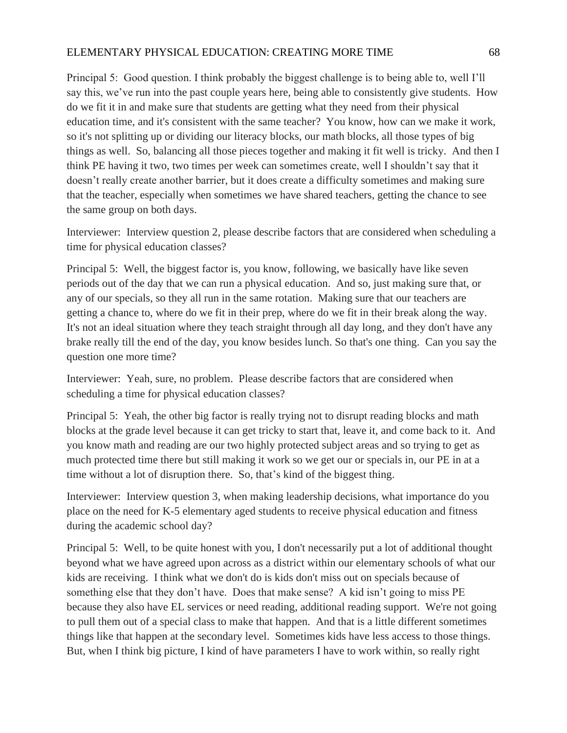Principal 5: Good question. I think probably the biggest challenge is to being able to, well I'll say this, we've run into the past couple years here, being able to consistently give students. How do we fit it in and make sure that students are getting what they need from their physical education time, and it's consistent with the same teacher? You know, how can we make it work, so it's not splitting up or dividing our literacy blocks, our math blocks, all those types of big things as well. So, balancing all those pieces together and making it fit well is tricky. And then I think PE having it two, two times per week can sometimes create, well I shouldn't say that it doesn't really create another barrier, but it does create a difficulty sometimes and making sure that the teacher, especially when sometimes we have shared teachers, getting the chance to see the same group on both days.

Interviewer: Interview question 2, please describe factors that are considered when scheduling a time for physical education classes?

Principal 5: Well, the biggest factor is, you know, following, we basically have like seven periods out of the day that we can run a physical education. And so, just making sure that, or any of our specials, so they all run in the same rotation. Making sure that our teachers are getting a chance to, where do we fit in their prep, where do we fit in their break along the way. It's not an ideal situation where they teach straight through all day long, and they don't have any brake really till the end of the day, you know besides lunch. So that's one thing. Can you say the question one more time?

Interviewer: Yeah, sure, no problem. Please describe factors that are considered when scheduling a time for physical education classes?

Principal 5: Yeah, the other big factor is really trying not to disrupt reading blocks and math blocks at the grade level because it can get tricky to start that, leave it, and come back to it. And you know math and reading are our two highly protected subject areas and so trying to get as much protected time there but still making it work so we get our or specials in, our PE in at a time without a lot of disruption there. So, that's kind of the biggest thing.

Interviewer: Interview question 3, when making leadership decisions, what importance do you place on the need for K-5 elementary aged students to receive physical education and fitness during the academic school day?

Principal 5: Well, to be quite honest with you, I don't necessarily put a lot of additional thought beyond what we have agreed upon across as a district within our elementary schools of what our kids are receiving. I think what we don't do is kids don't miss out on specials because of something else that they don't have. Does that make sense? A kid isn't going to miss PE because they also have EL services or need reading, additional reading support. We're not going to pull them out of a special class to make that happen. And that is a little different sometimes things like that happen at the secondary level. Sometimes kids have less access to those things. But, when I think big picture, I kind of have parameters I have to work within, so really right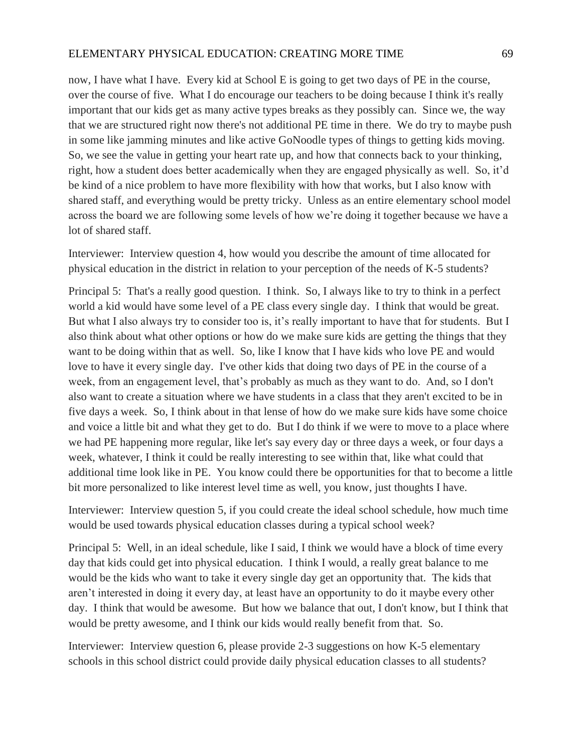now, I have what I have. Every kid at School E is going to get two days of PE in the course, over the course of five. What I do encourage our teachers to be doing because I think it's really important that our kids get as many active types breaks as they possibly can. Since we, the way that we are structured right now there's not additional PE time in there. We do try to maybe push in some like jamming minutes and like active GoNoodle types of things to getting kids moving. So, we see the value in getting your heart rate up, and how that connects back to your thinking, right, how a student does better academically when they are engaged physically as well. So, it'd be kind of a nice problem to have more flexibility with how that works, but I also know with shared staff, and everything would be pretty tricky. Unless as an entire elementary school model across the board we are following some levels of how we're doing it together because we have a lot of shared staff.

Interviewer: Interview question 4, how would you describe the amount of time allocated for physical education in the district in relation to your perception of the needs of K-5 students?

Principal 5: That's a really good question. I think. So, I always like to try to think in a perfect world a kid would have some level of a PE class every single day. I think that would be great. But what I also always try to consider too is, it's really important to have that for students. But I also think about what other options or how do we make sure kids are getting the things that they want to be doing within that as well. So, like I know that I have kids who love PE and would love to have it every single day. I've other kids that doing two days of PE in the course of a week, from an engagement level, that's probably as much as they want to do. And, so I don't also want to create a situation where we have students in a class that they aren't excited to be in five days a week. So, I think about in that lense of how do we make sure kids have some choice and voice a little bit and what they get to do. But I do think if we were to move to a place where we had PE happening more regular, like let's say every day or three days a week, or four days a week, whatever, I think it could be really interesting to see within that, like what could that additional time look like in PE. You know could there be opportunities for that to become a little bit more personalized to like interest level time as well, you know, just thoughts I have.

Interviewer: Interview question 5, if you could create the ideal school schedule, how much time would be used towards physical education classes during a typical school week?

Principal 5: Well, in an ideal schedule, like I said, I think we would have a block of time every day that kids could get into physical education. I think I would, a really great balance to me would be the kids who want to take it every single day get an opportunity that. The kids that aren't interested in doing it every day, at least have an opportunity to do it maybe every other day. I think that would be awesome. But how we balance that out, I don't know, but I think that would be pretty awesome, and I think our kids would really benefit from that. So.

Interviewer: Interview question 6, please provide 2-3 suggestions on how K-5 elementary schools in this school district could provide daily physical education classes to all students?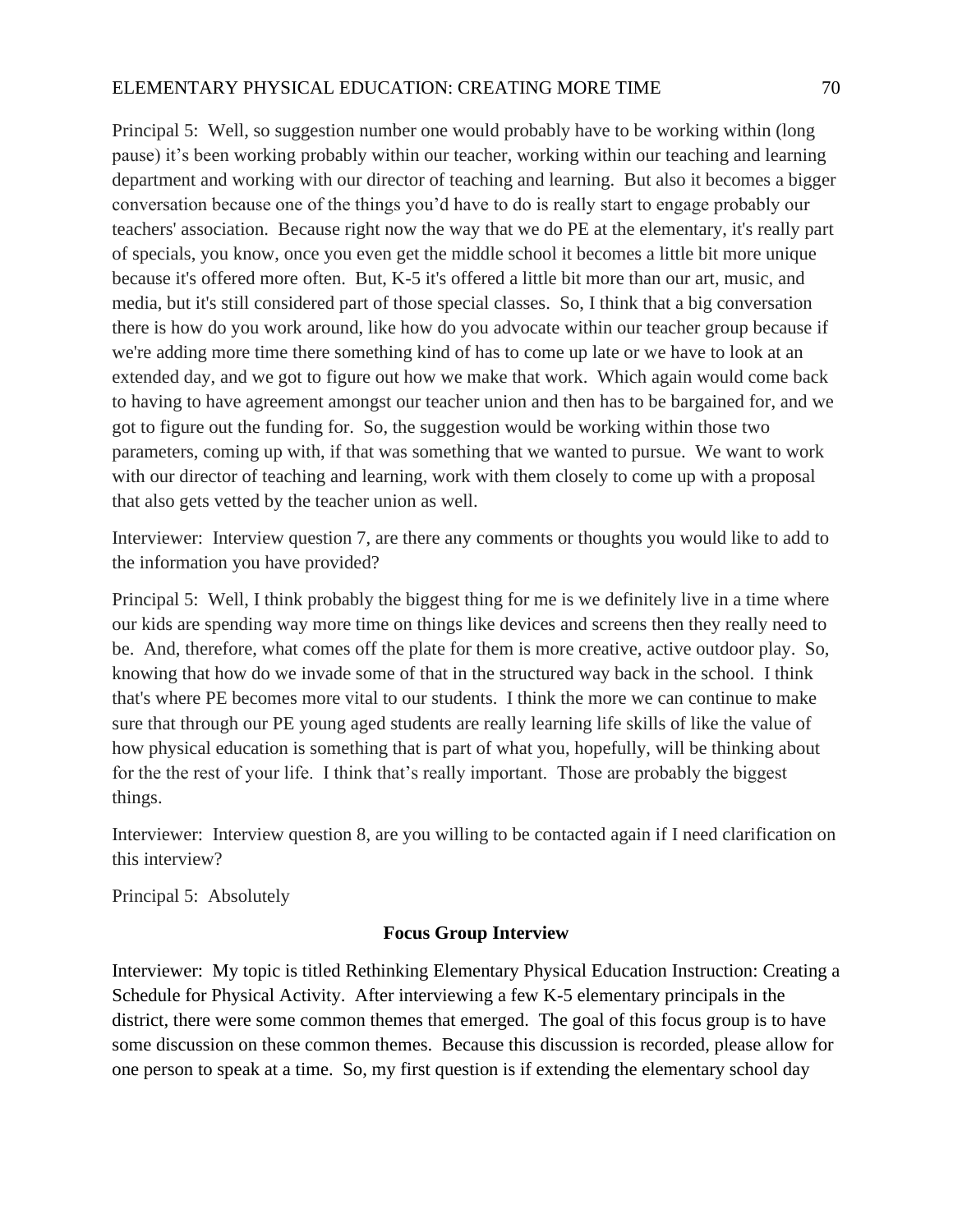Principal 5: Well, so suggestion number one would probably have to be working within (long pause) it's been working probably within our teacher, working within our teaching and learning department and working with our director of teaching and learning. But also it becomes a bigger conversation because one of the things you'd have to do is really start to engage probably our teachers' association. Because right now the way that we do PE at the elementary, it's really part of specials, you know, once you even get the middle school it becomes a little bit more unique because it's offered more often. But, K-5 it's offered a little bit more than our art, music, and media, but it's still considered part of those special classes. So, I think that a big conversation there is how do you work around, like how do you advocate within our teacher group because if we're adding more time there something kind of has to come up late or we have to look at an extended day, and we got to figure out how we make that work. Which again would come back to having to have agreement amongst our teacher union and then has to be bargained for, and we got to figure out the funding for. So, the suggestion would be working within those two parameters, coming up with, if that was something that we wanted to pursue. We want to work with our director of teaching and learning, work with them closely to come up with a proposal that also gets vetted by the teacher union as well.

Interviewer: Interview question 7, are there any comments or thoughts you would like to add to the information you have provided?

Principal 5: Well, I think probably the biggest thing for me is we definitely live in a time where our kids are spending way more time on things like devices and screens then they really need to be. And, therefore, what comes off the plate for them is more creative, active outdoor play. So, knowing that how do we invade some of that in the structured way back in the school. I think that's where PE becomes more vital to our students. I think the more we can continue to make sure that through our PE young aged students are really learning life skills of like the value of how physical education is something that is part of what you, hopefully, will be thinking about for the the rest of your life. I think that's really important. Those are probably the biggest things.

Interviewer: Interview question 8, are you willing to be contacted again if I need clarification on this interview?

Principal 5: Absolutely

**Focus Group Interview**

Interviewer: My topic is titled Rethinking Elementary Physical Education Instruction: Creating a Schedule for Physical Activity. After interviewing a few K-5 elementary principals in the district, there were some common themes that emerged. The goal of this focus group is to have some discussion on these common themes. Because this discussion is recorded, please allow for one person to speak at a time. So, my first question is if extending the elementary school day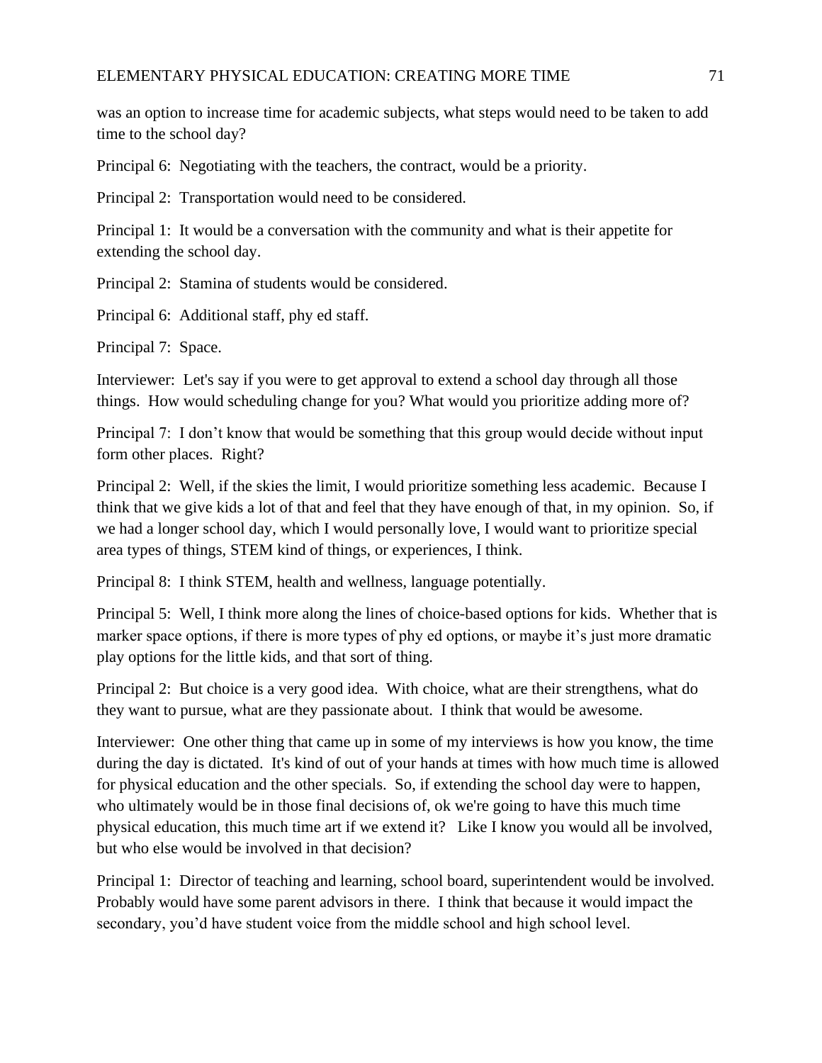was an option to increase time for academic subjects, what steps would need to be taken to add time to the school day?

Principal 6: Negotiating with the teachers, the contract, would be a priority.

Principal 2: Transportation would need to be considered.

Principal 1: It would be a conversation with the community and what is their appetite for extending the school day.

Principal 2: Stamina of students would be considered.

Principal 6: Additional staff, phy ed staff.

Principal 7: Space.

Interviewer: Let's say if you were to get approval to extend a school day through all those things. How would scheduling change for you? What would you prioritize adding more of?

Principal 7: I don't know that would be something that this group would decide without input form other places. Right?

Principal 2: Well, if the skies the limit, I would prioritize something less academic. Because I think that we give kids a lot of that and feel that they have enough of that, in my opinion. So, if we had a longer school day, which I would personally love, I would want to prioritize special area types of things, STEM kind of things, or experiences, I think.

Principal 8: I think STEM, health and wellness, language potentially.

Principal 5: Well, I think more along the lines of choice-based options for kids. Whether that is marker space options, if there is more types of phy ed options, or maybe it's just more dramatic play options for the little kids, and that sort of thing.

Principal 2: But choice is a very good idea. With choice, what are their strengthens, what do they want to pursue, what are they passionate about. I think that would be awesome.

Interviewer: One other thing that came up in some of my interviews is how you know, the time during the day is dictated. It's kind of out of your hands at times with how much time is allowed for physical education and the other specials. So, if extending the school day were to happen, who ultimately would be in those final decisions of, ok we're going to have this much time physical education, this much time art if we extend it? Like I know you would all be involved, but who else would be involved in that decision?

Principal 1: Director of teaching and learning, school board, superintendent would be involved. Probably would have some parent advisors in there. I think that because it would impact the secondary, you'd have student voice from the middle school and high school level.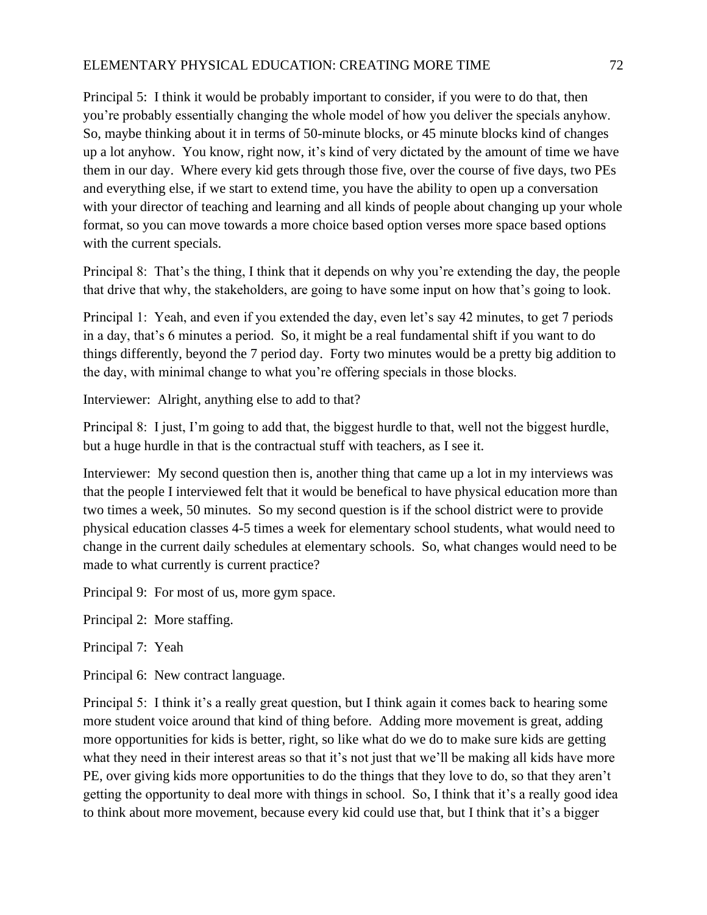Principal 5: I think it would be probably important to consider, if you were to do that, then you're probably essentially changing the whole model of how you deliver the specials anyhow. So, maybe thinking about it in terms of 50-minute blocks, or 45 minute blocks kind of changes up a lot anyhow. You know, right now, it's kind of very dictated by the amount of time we have them in our day. Where every kid gets through those five, over the course of five days, two PEs and everything else, if we start to extend time, you have the ability to open up a conversation with your director of teaching and learning and all kinds of people about changing up your whole format, so you can move towards a more choice based option verses more space based options with the current specials.

Principal 8: That's the thing, I think that it depends on why you're extending the day, the people that drive that why, the stakeholders, are going to have some input on how that's going to look.

Principal 1: Yeah, and even if you extended the day, even let's say 42 minutes, to get 7 periods in a day, that's 6 minutes a period. So, it might be a real fundamental shift if you want to do things differently, beyond the 7 period day. Forty two minutes would be a pretty big addition to the day, with minimal change to what you're offering specials in those blocks.

Interviewer: Alright, anything else to add to that?

Principal 8: I just, I'm going to add that, the biggest hurdle to that, well not the biggest hurdle, but a huge hurdle in that is the contractual stuff with teachers, as I see it.

Interviewer: My second question then is, another thing that came up a lot in my interviews was that the people I interviewed felt that it would be benefical to have physical education more than two times a week, 50 minutes. So my second question is if the school district were to provide physical education classes 4-5 times a week for elementary school students, what would need to change in the current daily schedules at elementary schools. So, what changes would need to be made to what currently is current practice?

Principal 9: For most of us, more gym space.

Principal 2: More staffing.

Principal 7: Yeah

Principal 6: New contract language.

Principal 5: I think it's a really great question, but I think again it comes back to hearing some more student voice around that kind of thing before. Adding more movement is great, adding more opportunities for kids is better, right, so like what do we do to make sure kids are getting what they need in their interest areas so that it's not just that we'll be making all kids have more PE, over giving kids more opportunities to do the things that they love to do, so that they aren't getting the opportunity to deal more with things in school. So, I think that it's a really good idea to think about more movement, because every kid could use that, but I think that it's a bigger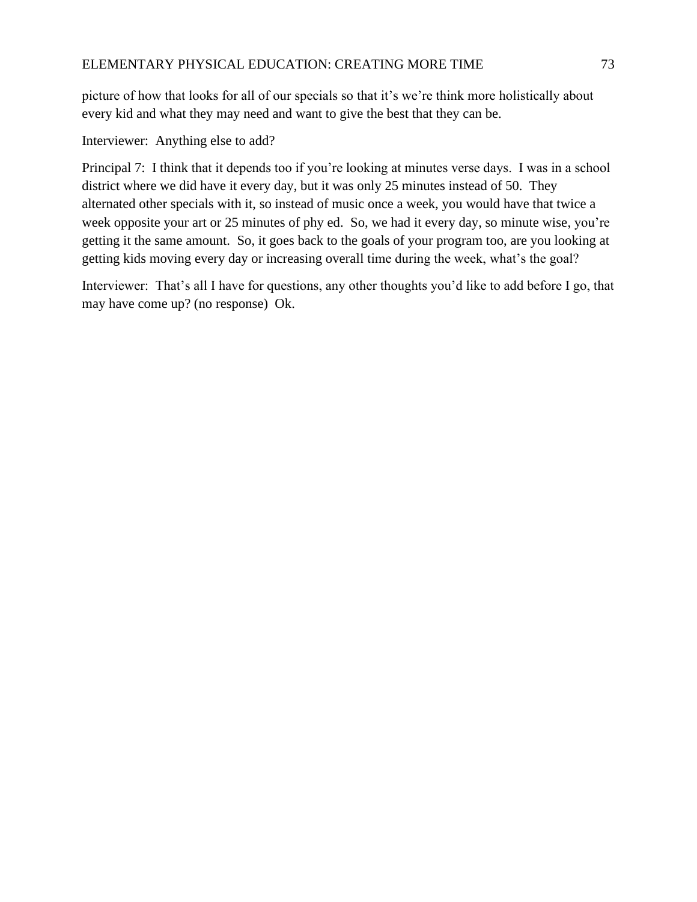picture of how that looks for all of our specials so that it's we're think more holistically about every kid and what they may need and want to give the best that they can be.

Interviewer: Anything else to add?

Principal 7: I think that it depends too if you're looking at minutes verse days. I was in a school district where we did have it every day, but it was only 25 minutes instead of 50. They alternated other specials with it, so instead of music once a week, you would have that twice a week opposite your art or 25 minutes of phy ed. So, we had it every day, so minute wise, you're getting it the same amount. So, it goes back to the goals of your program too, are you looking at getting kids moving every day or increasing overall time during the week, what's the goal?

Interviewer: That's all I have for questions, any other thoughts you'd like to add before I go, that may have come up? (no response) Ok.